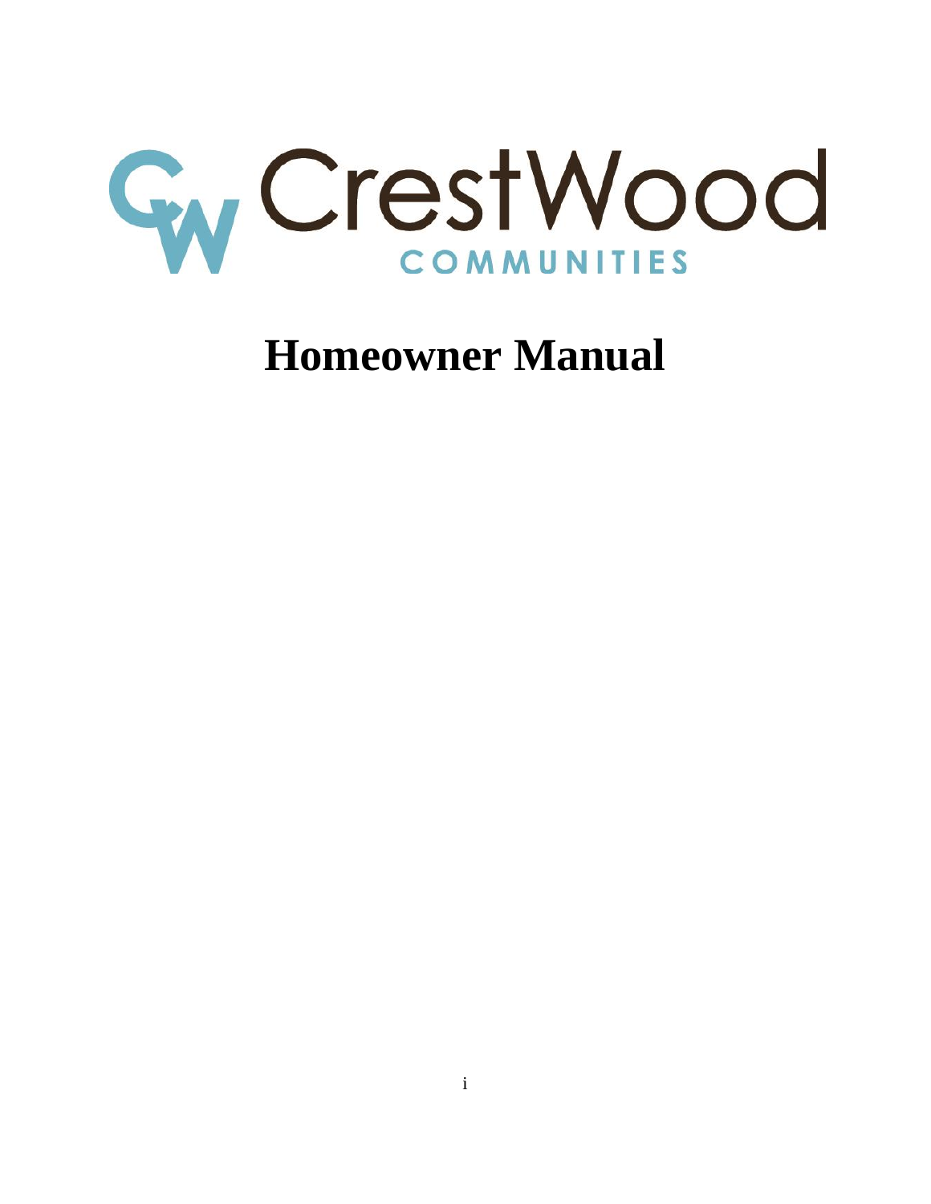CrestWood

COMMUNITIES

# Homeowner Manual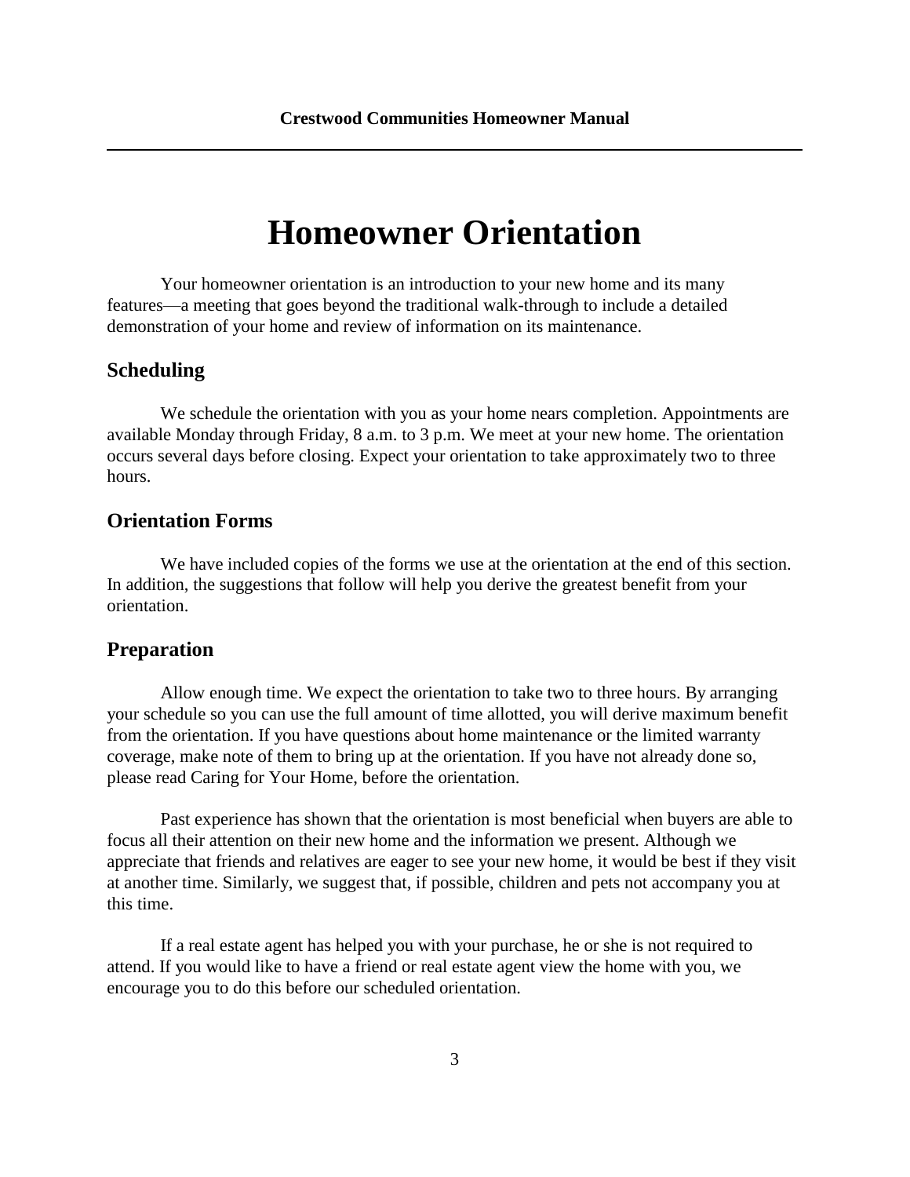# Homeowner Orientation

Your homeowner orientation is an introduction to your new home and its many features—a meeting that goes beyond the traditional walk-through to include a detailed demonstration of your home and review of information on its maintenance.

## Scheduling

We schedule the orientation with you as your home nears completion. Appointments are available Monday through Friday, 8 a.m. to 3 p.m. We meet at your new home. The orientation occurs several days before closing. Expect your orientation to take approximately two to three hours.

## Orientation Forms

We have included copies of the forms we use at the orientation at the end of this section. In addition, the suggestions that follow will help you derive the greatest benefit from your orientation.

## Preparation

Allow enough time. We expect the orientation to take two to three hours. By arranging your schedule so you can use the full amount of time allotted, you will derive maximum benefit from the orientation. If you have questions about home maintenance or the limited warranty coverage, make note of them to bring up at the orientation. If you have not already done so, please read Caring for Your Home, before the orientation.

Past experience has shown that the orientation is most beneficial when buyers are able to focus all their attention on their new home and the information we present. Although we appreciate that friends and relatives are eager to see your new home, it would be best if they visit at another time. Similarly, we suggest that, if possible, children and pets not accompany you at this time.

If a real estate agent has helped you with your purchase, he or she is not required to attend. If you would like to have a friend or real estate agent view the home with you, we encourage you to do this before our scheduled orientation.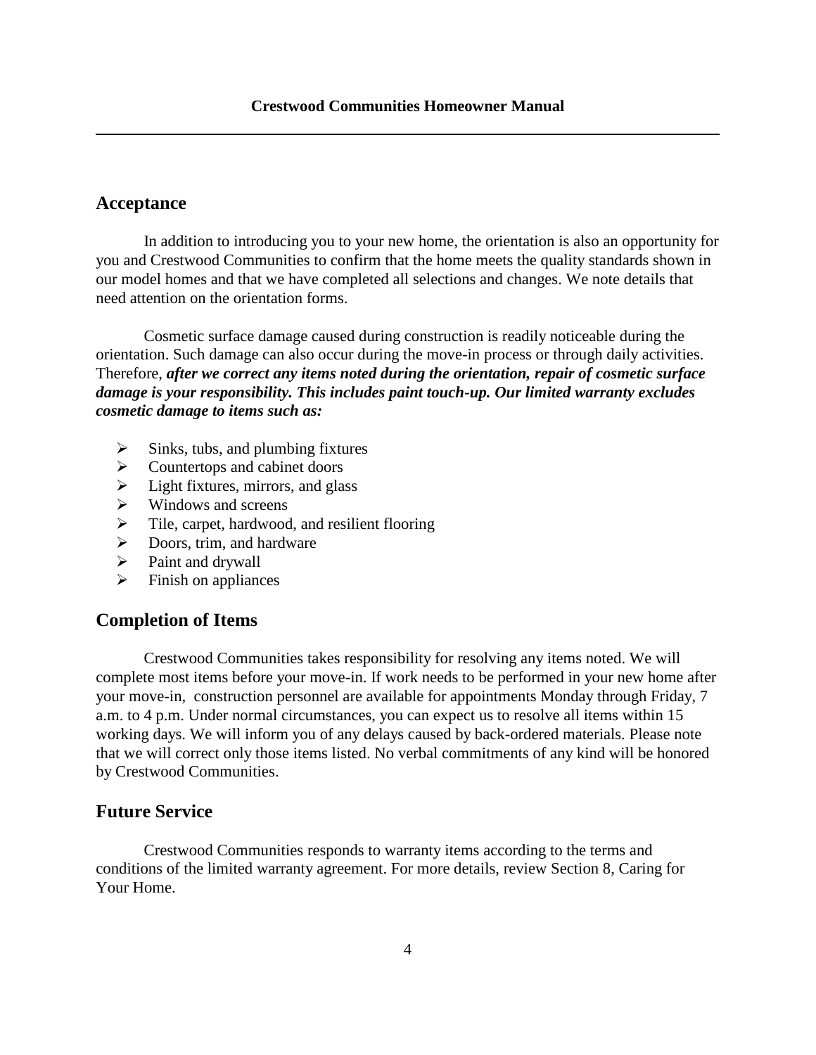## Acceptance

In addition to introducing you to your new home, the orientation is also an opportunity for you and Crestwood Communities to confirm that the home meets the quality standards shown in our model homes and that we have completed all selections and changes. We note details that need attention on the orientation forms.

Cosmetic surface damage caused during construction is readily noticeable during the orientation. Such damage can also occur during the move-in process or through daily activities. Therefore, ***after we correct any items noted during the orientation, repair of cosmetic surface damage is your responsibility. This includes paint touch-up. Our limited warranty excludes cosmetic damage to items such as:***

- Sinks, tubs, and plumbing fixtures
- Countertops and cabinet doors
- Light fixtures, mirrors, and glass
- Windows and screens
- Tile, carpet, hardwood, and resilient flooring
- Doors, trim, and hardware
- Paint and drywall
- Finish on appliances

## Completion of Items

Crestwood Communities takes responsibility for resolving any items noted. We will complete most items before your move-in. If work needs to be performed in your new home after your move-in, construction personnel are available for appointments Monday through Friday, 7 a.m. to 4 p.m. Under normal circumstances, you can expect us to resolve all items within 15 working days. We will inform you of any delays caused by back-ordered materials. Please note that we will correct only those items listed. No verbal commitments of any kind will be honored by Crestwood Communities.

## Future Service

Crestwood Communities responds to warranty items according to the terms and conditions of the limited warranty agreement. For more details, review Section 8, Caring for Your Home.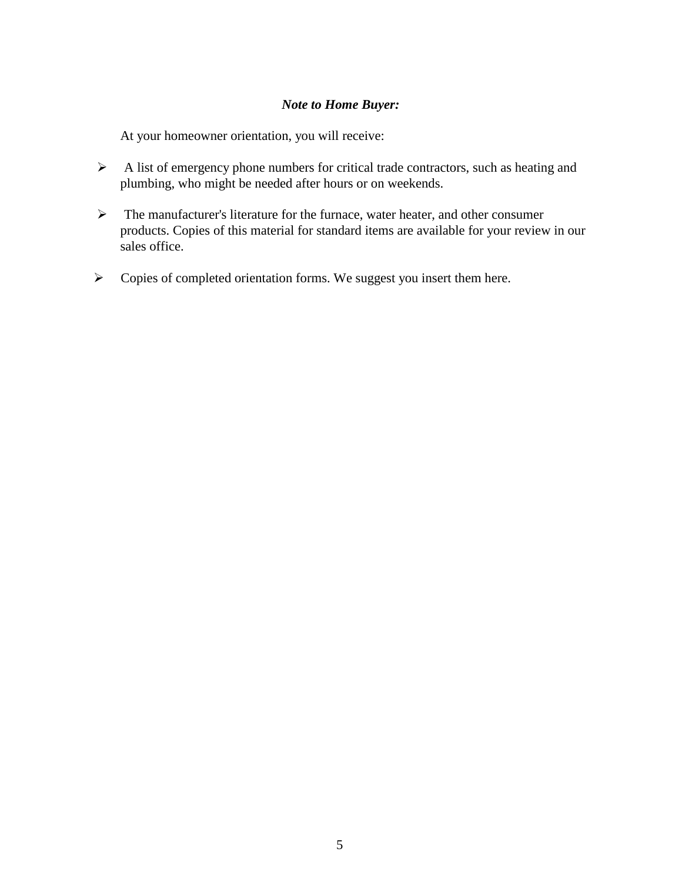***Note to Home Buyer:***

At your homeowner orientation, you will receive:

- A list of emergency phone numbers for critical trade contractors, such as heating and plumbing, who might be needed after hours or on weekends.
- The manufacturer's literature for the furnace, water heater, and other consumer products. Copies of this material for standard items are available for your review in our sales office.
- Copies of completed orientation forms. We suggest you insert them here.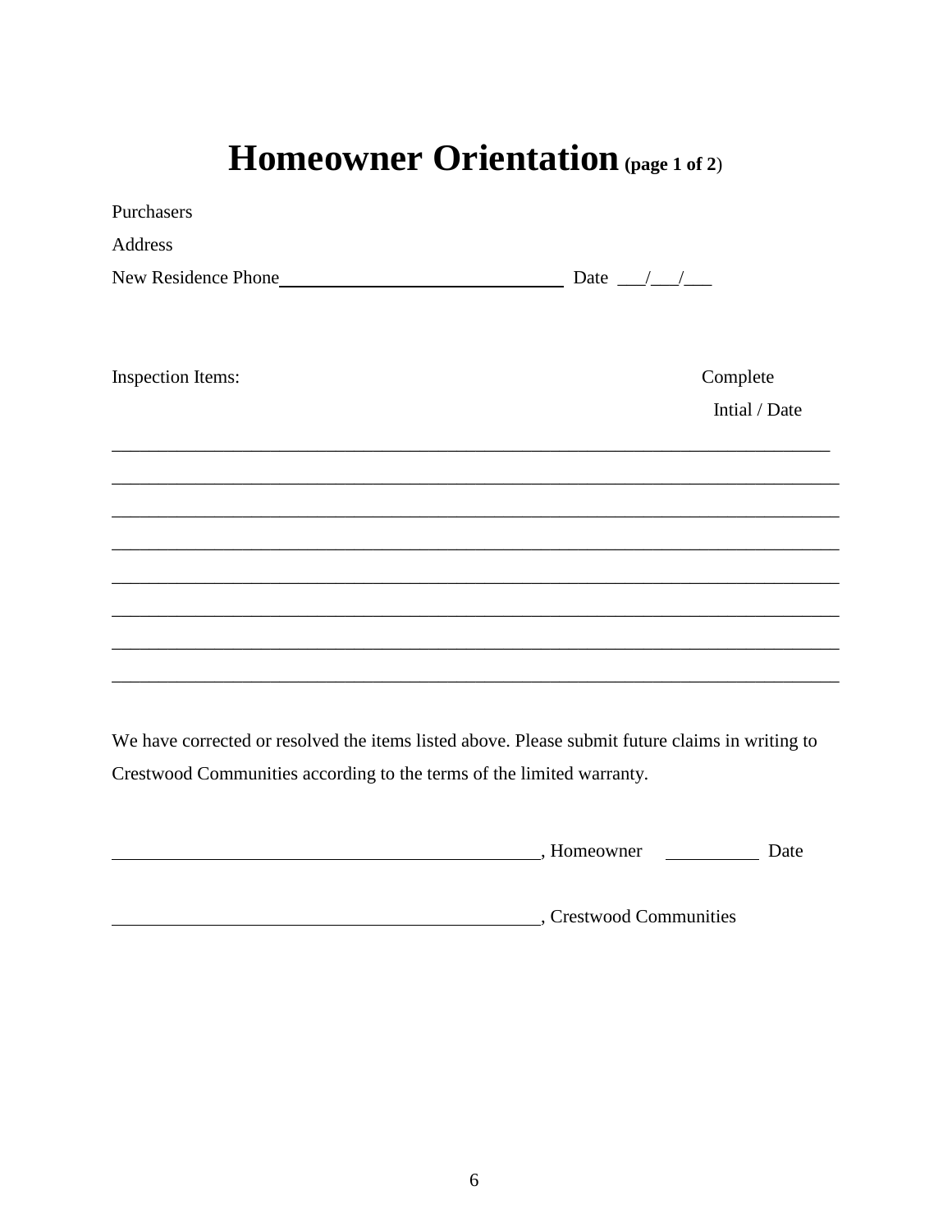# Homeowner Orientation (page 1 of 2)

Purchasers

Address

New Residence Phone_______________________________ Date ___/___/___

Inspection Items: Complete Intial / Date

________________________________________________________________________________

________________________________________________________________________________

________________________________________________________________________________

________________________________________________________________________________

________________________________________________________________________________

________________________________________________________________________________

________________________________________________________________________________

________________________________________________________________________________

We have corrected or resolved the items listed above. Please submit future claims in writing to Crestwood Communities according to the terms of the limited warranty.

______________________________________________, Homeowner __________ Date

______________________________________________, Crestwood Communities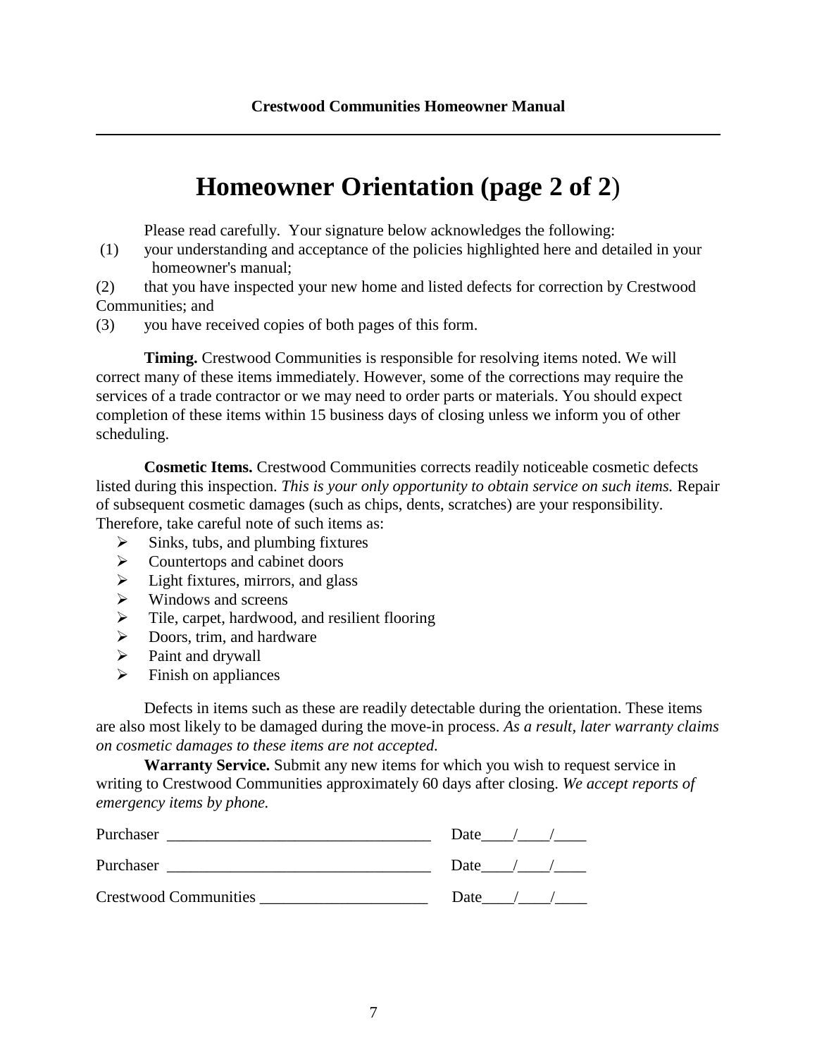# Homeowner Orientation (page 2 of 2)

Please read carefully. Your signature below acknowledges the following:

(1) your understanding and acceptance of the policies highlighted here and detailed in your homeowner's manual;

(2) that you have inspected your new home and listed defects for correction by Crestwood Communities; and

(3) you have received copies of both pages of this form.

**Timing.** Crestwood Communities is responsible for resolving items noted. We will correct many of these items immediately. However, some of the corrections may require the services of a trade contractor or we may need to order parts or materials. You should expect completion of these items within 15 business days of closing unless we inform you of other scheduling.

**Cosmetic Items.** Crestwood Communities corrects readily noticeable cosmetic defects listed during this inspection. *This is your only opportunity to obtain service on such items.* Repair of subsequent cosmetic damages (such as chips, dents, scratches) are your responsibility. Therefore, take careful note of such items as:

- Sinks, tubs, and plumbing fixtures
- Countertops and cabinet doors
- Light fixtures, mirrors, and glass
- Windows and screens
- Tile, carpet, hardwood, and resilient flooring
- Doors, trim, and hardware
- Paint and drywall
- Finish on appliances

Defects in items such as these are readily detectable during the orientation. These items are also most likely to be damaged during the move-in process. *As a result, later warranty claims on cosmetic damages to these items are not accepted.*

**Warranty Service.** Submit any new items for which you wish to request service in writing to Crestwood Communities approximately 60 days after closing. *We accept reports of emergency items by phone.*

Purchaser __________________________________ Date____/____/____

Purchaser __________________________________ Date____/____/____

Crestwood Communities ______________________ Date____/____/____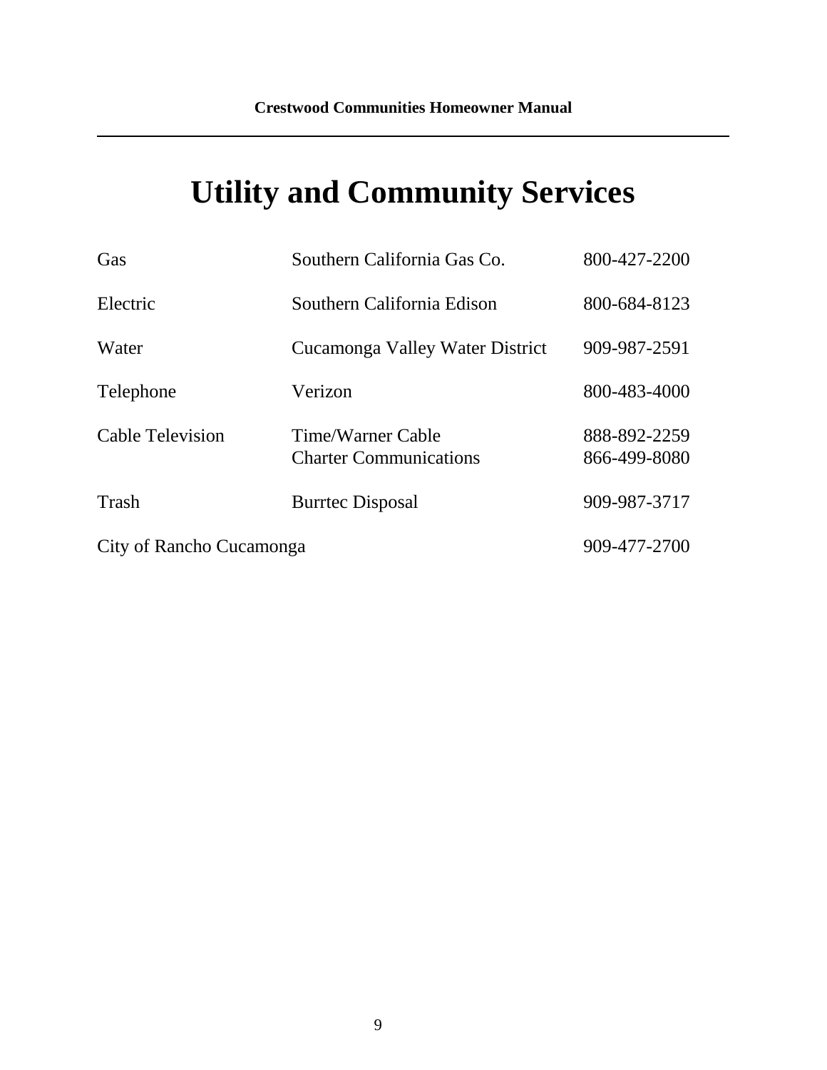# Utility and Community Services

| | | |
|---|---|---|
| Gas | Southern California Gas Co. | 800-427-2200 |
| Electric | Southern California Edison | 800-684-8123 |
| Water | Cucamonga Valley Water District | 909-987-2591 |
| Telephone | Verizon | 800-483-4000 |
| Cable Television | Time/Warner Cable<br>Charter Communications | 888-892-2259<br>866-499-8080 |
| Trash | Burrtec Disposal | 909-987-3717 |
| City of Rancho Cucamonga | | 909-477-2700 |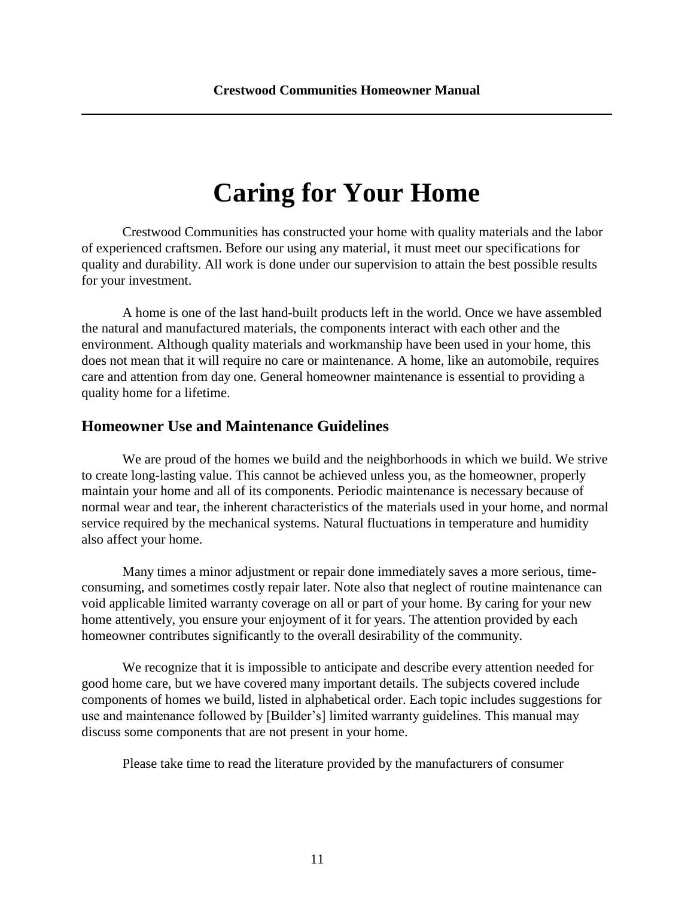# Caring for Your Home

Crestwood Communities has constructed your home with quality materials and the labor of experienced craftsmen. Before our using any material, it must meet our specifications for quality and durability. All work is done under our supervision to attain the best possible results for your investment.

A home is one of the last hand-built products left in the world. Once we have assembled the natural and manufactured materials, the components interact with each other and the environment. Although quality materials and workmanship have been used in your home, this does not mean that it will require no care or maintenance. A home, like an automobile, requires care and attention from day one. General homeowner maintenance is essential to providing a quality home for a lifetime.

## Homeowner Use and Maintenance Guidelines

We are proud of the homes we build and the neighborhoods in which we build. We strive to create long-lasting value. This cannot be achieved unless you, as the homeowner, properly maintain your home and all of its components. Periodic maintenance is necessary because of normal wear and tear, the inherent characteristics of the materials used in your home, and normal service required by the mechanical systems. Natural fluctuations in temperature and humidity also affect your home.

Many times a minor adjustment or repair done immediately saves a more serious, time-consuming, and sometimes costly repair later. Note also that neglect of routine maintenance can void applicable limited warranty coverage on all or part of your home. By caring for your new home attentively, you ensure your enjoyment of it for years. The attention provided by each homeowner contributes significantly to the overall desirability of the community.

We recognize that it is impossible to anticipate and describe every attention needed for good home care, but we have covered many important details. The subjects covered include components of homes we build, listed in alphabetical order. Each topic includes suggestions for use and maintenance followed by [Builder's] limited warranty guidelines. This manual may discuss some components that are not present in your home.

Please take time to read the literature provided by the manufacturers of consumer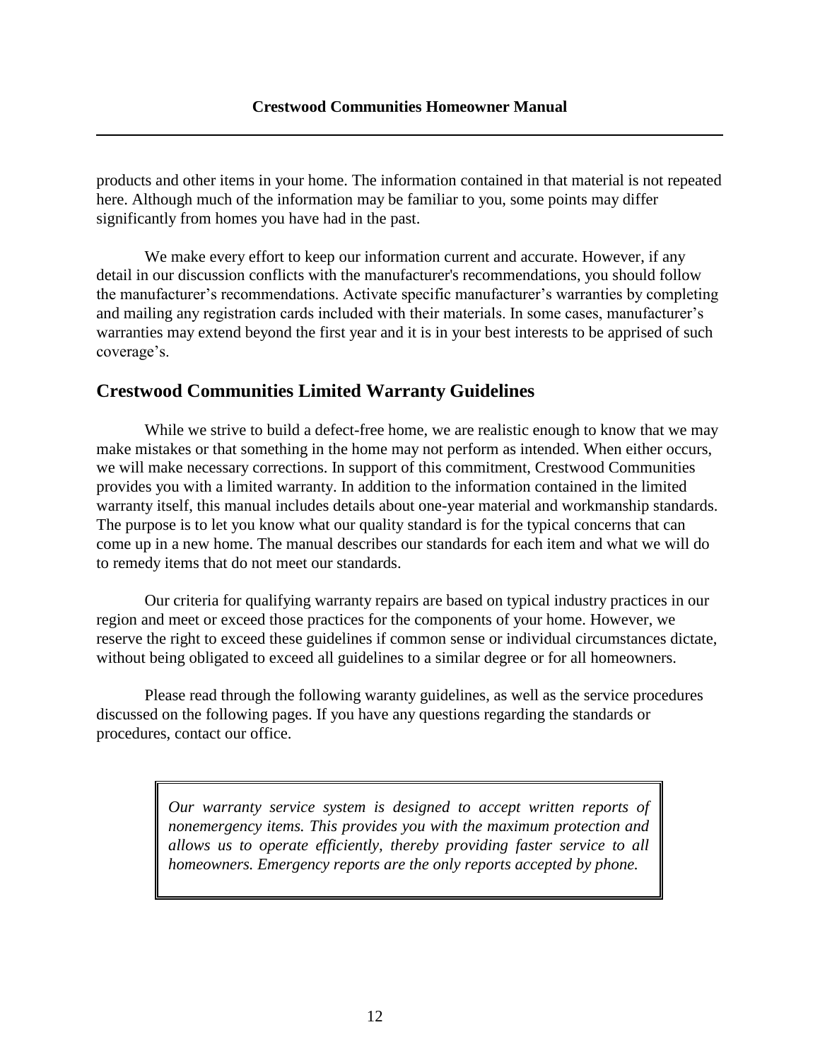products and other items in your home. The information contained in that material is not repeated here. Although much of the information may be familiar to you, some points may differ significantly from homes you have had in the past.

We make every effort to keep our information current and accurate. However, if any detail in our discussion conflicts with the manufacturer's recommendations, you should follow the manufacturer's recommendations. Activate specific manufacturer's warranties by completing and mailing any registration cards included with their materials. In some cases, manufacturer's warranties may extend beyond the first year and it is in your best interests to be apprised of such coverage's.

## Crestwood Communities Limited Warranty Guidelines

While we strive to build a defect-free home, we are realistic enough to know that we may make mistakes or that something in the home may not perform as intended. When either occurs, we will make necessary corrections. In support of this commitment, Crestwood Communities provides you with a limited warranty. In addition to the information contained in the limited warranty itself, this manual includes details about one-year material and workmanship standards. The purpose is to let you know what our quality standard is for the typical concerns that can come up in a new home. The manual describes our standards for each item and what we will do to remedy items that do not meet our standards.

Our criteria for qualifying warranty repairs are based on typical industry practices in our region and meet or exceed those practices for the components of your home. However, we reserve the right to exceed these guidelines if common sense or individual circumstances dictate, without being obligated to exceed all guidelines to a similar degree or for all homeowners.

Please read through the following waranty guidelines, as well as the service procedures discussed on the following pages. If you have any questions regarding the standards or procedures, contact our office.

> *Our warranty service system is designed to accept written reports of nonemergency items. This provides you with the maximum protection and allows us to operate efficiently, thereby providing faster service to all homeowners. Emergency reports are the only reports accepted by phone.*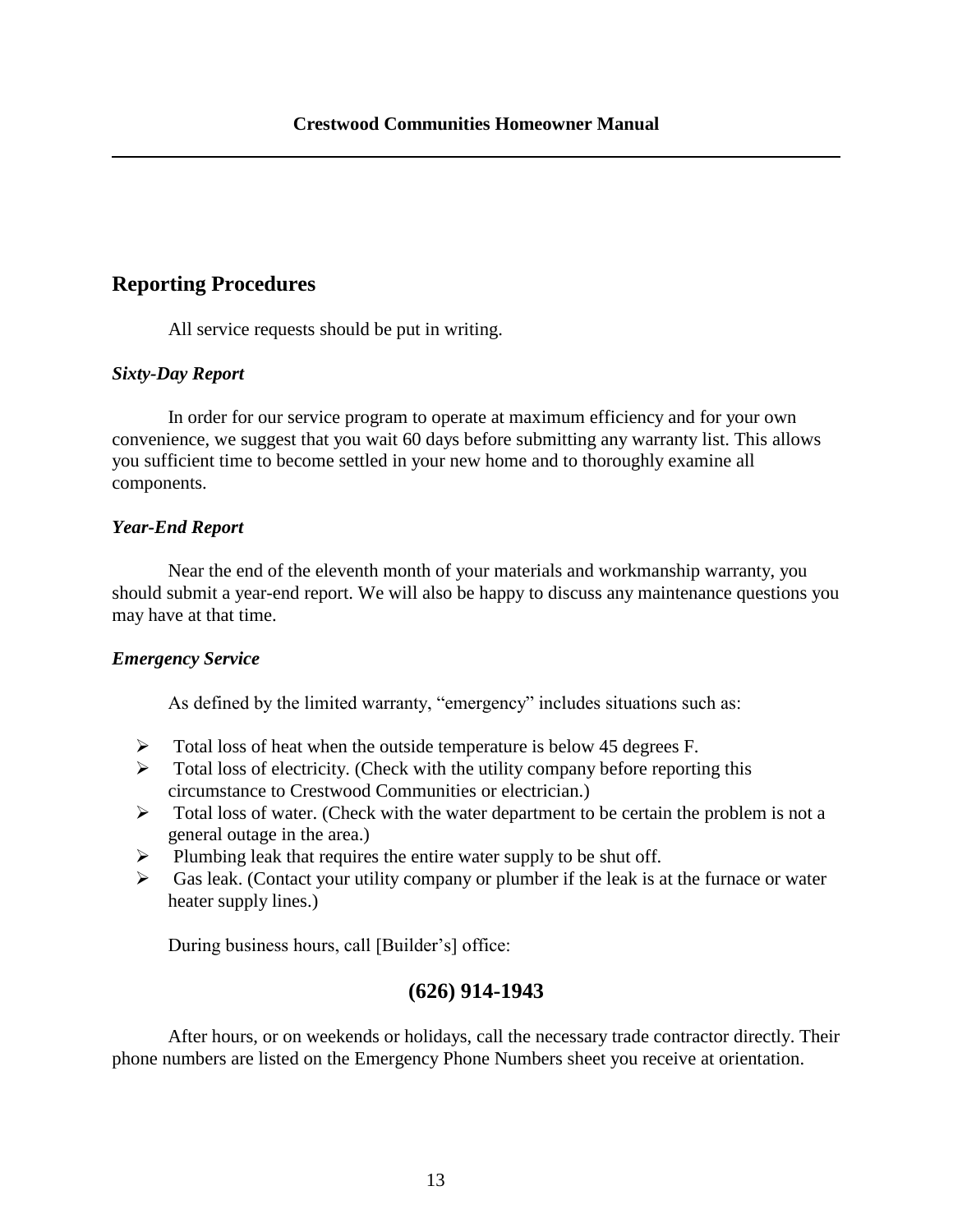## Reporting Procedures

All service requests should be put in writing.

### *Sixty-Day Report*

In order for our service program to operate at maximum efficiency and for your own convenience, we suggest that you wait 60 days before submitting any warranty list. This allows you sufficient time to become settled in your new home and to thoroughly examine all components.

### *Year-End Report*

Near the end of the eleventh month of your materials and workmanship warranty, you should submit a year-end report. We will also be happy to discuss any maintenance questions you may have at that time.

### *Emergency Service*

As defined by the limited warranty, "emergency" includes situations such as:

- Total loss of heat when the outside temperature is below 45 degrees F.
- Total loss of electricity. (Check with the utility company before reporting this circumstance to Crestwood Communities or electrician.)
- Total loss of water. (Check with the water department to be certain the problem is not a general outage in the area.)
- Plumbing leak that requires the entire water supply to be shut off.
- Gas leak. (Contact your utility company or plumber if the leak is at the furnace or water heater supply lines.)

During business hours, call [Builder's] office:

**(626) 914-1943**

After hours, or on weekends or holidays, call the necessary trade contractor directly. Their phone numbers are listed on the Emergency Phone Numbers sheet you receive at orientation.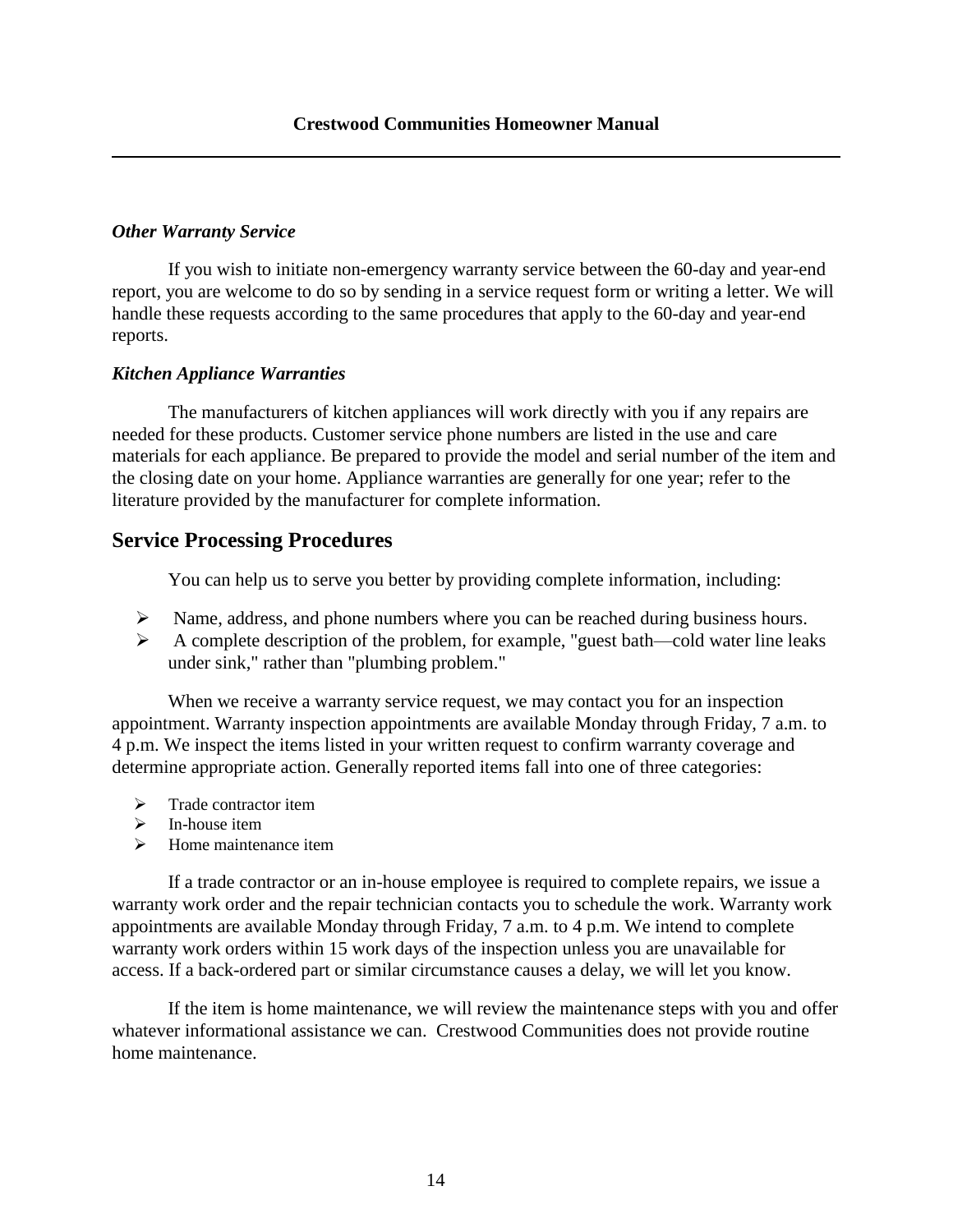### *Other Warranty Service*

If you wish to initiate non-emergency warranty service between the 60-day and year-end report, you are welcome to do so by sending in a service request form or writing a letter. We will handle these requests according to the same procedures that apply to the 60-day and year-end reports.

### *Kitchen Appliance Warranties*

The manufacturers of kitchen appliances will work directly with you if any repairs are needed for these products. Customer service phone numbers are listed in the use and care materials for each appliance. Be prepared to provide the model and serial number of the item and the closing date on your home. Appliance warranties are generally for one year; refer to the literature provided by the manufacturer for complete information.

## Service Processing Procedures

You can help us to serve you better by providing complete information, including:

- Name, address, and phone numbers where you can be reached during business hours.
- A complete description of the problem, for example, "guest bath—cold water line leaks under sink," rather than "plumbing problem."

When we receive a warranty service request, we may contact you for an inspection appointment. Warranty inspection appointments are available Monday through Friday, 7 a.m. to 4 p.m. We inspect the items listed in your written request to confirm warranty coverage and determine appropriate action. Generally reported items fall into one of three categories:

- Trade contractor item
- In-house item
- Home maintenance item

If a trade contractor or an in-house employee is required to complete repairs, we issue a warranty work order and the repair technician contacts you to schedule the work. Warranty work appointments are available Monday through Friday, 7 a.m. to 4 p.m. We intend to complete warranty work orders within 15 work days of the inspection unless you are unavailable for access. If a back-ordered part or similar circumstance causes a delay, we will let you know.

If the item is home maintenance, we will review the maintenance steps with you and offer whatever informational assistance we can. Crestwood Communities does not provide routine home maintenance.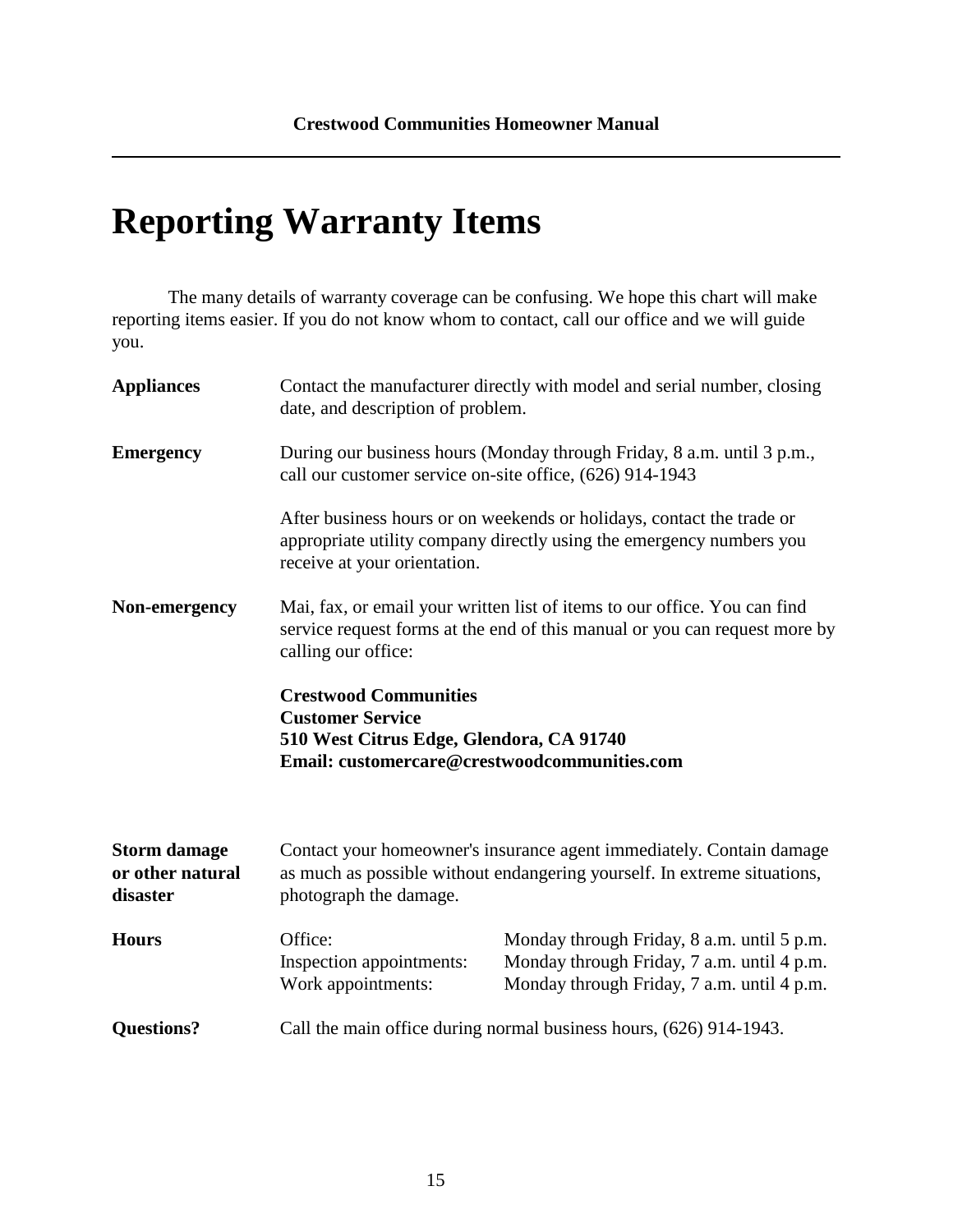# Reporting Warranty Items

The many details of warranty coverage can be confusing. We hope this chart will make reporting items easier. If you do not know whom to contact, call our office and we will guide you.

**Appliances** — Contact the manufacturer directly with model and serial number, closing date, and description of problem.

**Emergency** — During our business hours (Monday through Friday, 8 a.m. until 3 p.m., call our customer service on-site office, (626) 914-1943

After business hours or on weekends or holidays, contact the trade or appropriate utility company directly using the emergency numbers you receive at your orientation.

**Non-emergency** — Mai, fax, or email your written list of items to our office. You can find service request forms at the end of this manual or you can request more by calling our office:

**Crestwood Communities**
**Customer Service**
**510 West Citrus Edge, Glendora, CA 91740**
**Email: customercare@crestwoodcommunities.com**

**Storm damage or other natural disaster** — Contact your homeowner's insurance agent immediately. Contain damage as much as possible without endangering yourself. In extreme situations, photograph the damage.

**Hours**

| | |
|---|---|
| Office: | Monday through Friday, 8 a.m. until 5 p.m. |
| Inspection appointments: | Monday through Friday, 7 a.m. until 4 p.m. |
| Work appointments: | Monday through Friday, 7 a.m. until 4 p.m. |

**Questions?** — Call the main office during normal business hours, (626) 914-1943.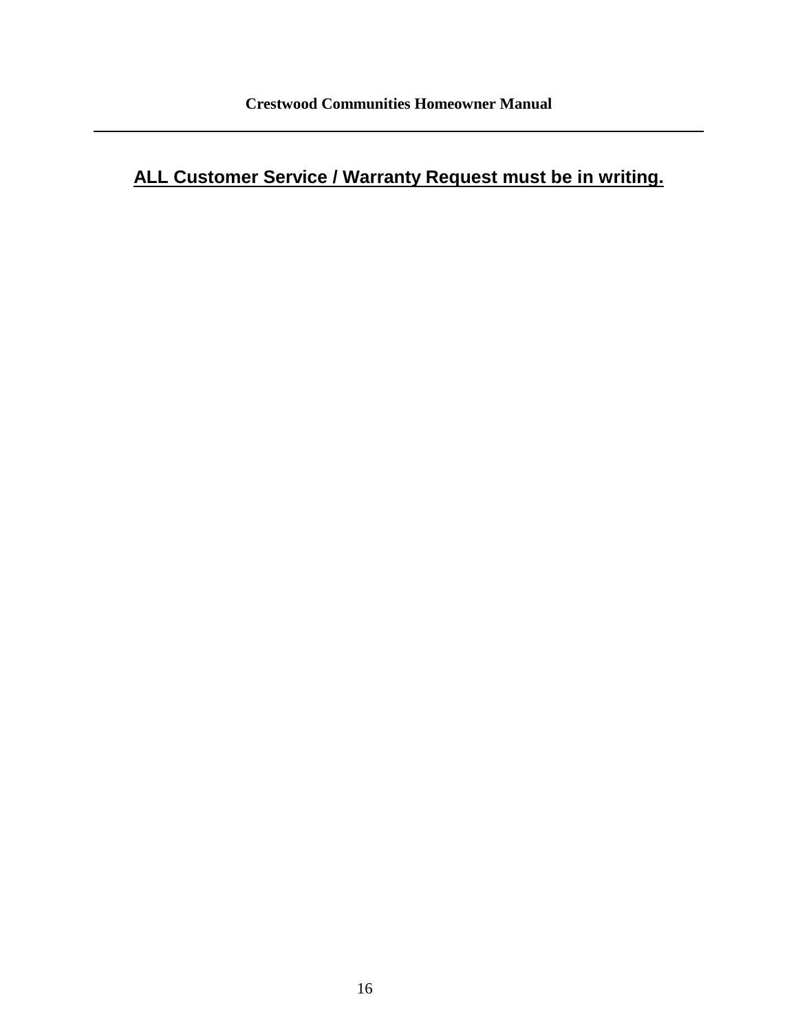**ALL Customer Service / Warranty Request must be in writing.**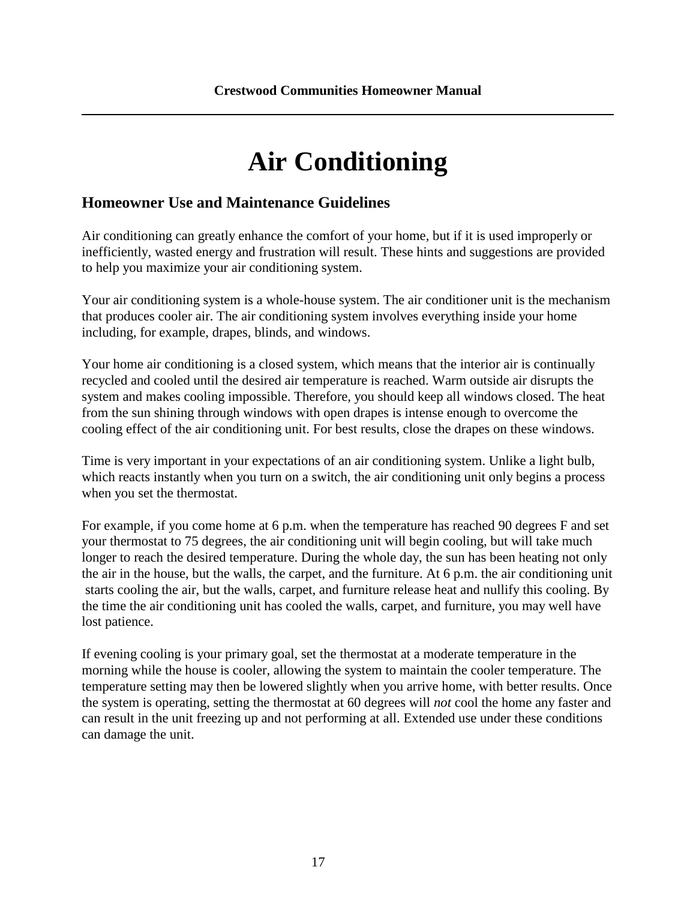# Air Conditioning

## Homeowner Use and Maintenance Guidelines

Air conditioning can greatly enhance the comfort of your home, but if it is used improperly or inefficiently, wasted energy and frustration will result. These hints and suggestions are provided to help you maximize your air conditioning system.

Your air conditioning system is a whole-house system. The air conditioner unit is the mechanism that produces cooler air. The air conditioning system involves everything inside your home including, for example, drapes, blinds, and windows.

Your home air conditioning is a closed system, which means that the interior air is continually recycled and cooled until the desired air temperature is reached. Warm outside air disrupts the system and makes cooling impossible. Therefore, you should keep all windows closed. The heat from the sun shining through windows with open drapes is intense enough to overcome the cooling effect of the air conditioning unit. For best results, close the drapes on these windows.

Time is very important in your expectations of an air conditioning system. Unlike a light bulb, which reacts instantly when you turn on a switch, the air conditioning unit only begins a process when you set the thermostat.

For example, if you come home at 6 p.m. when the temperature has reached 90 degrees F and set your thermostat to 75 degrees, the air conditioning unit will begin cooling, but will take much longer to reach the desired temperature. During the whole day, the sun has been heating not only the air in the house, but the walls, the carpet, and the furniture. At 6 p.m. the air conditioning unit starts cooling the air, but the walls, carpet, and furniture release heat and nullify this cooling. By the time the air conditioning unit has cooled the walls, carpet, and furniture, you may well have lost patience.

If evening cooling is your primary goal, set the thermostat at a moderate temperature in the morning while the house is cooler, allowing the system to maintain the cooler temperature. The temperature setting may then be lowered slightly when you arrive home, with better results. Once the system is operating, setting the thermostat at 60 degrees will *not* cool the home any faster and can result in the unit freezing up and not performing at all. Extended use under these conditions can damage the unit.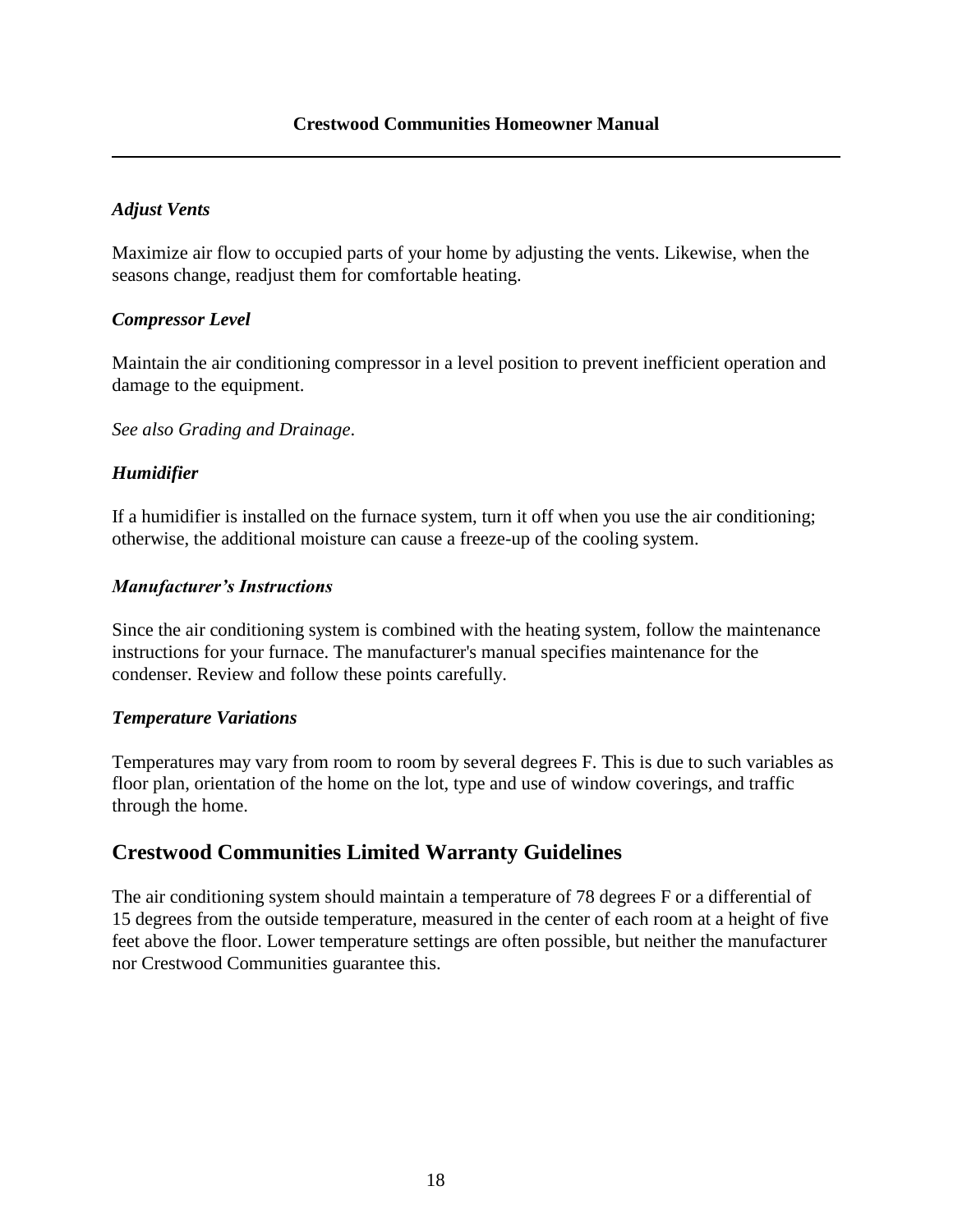### *Adjust Vents*

Maximize air flow to occupied parts of your home by adjusting the vents. Likewise, when the seasons change, readjust them for comfortable heating.

### *Compressor Level*

Maintain the air conditioning compressor in a level position to prevent inefficient operation and damage to the equipment.

*See also Grading and Drainage*.

### *Humidifier*

If a humidifier is installed on the furnace system, turn it off when you use the air conditioning; otherwise, the additional moisture can cause a freeze-up of the cooling system.

### *Manufacturer's Instructions*

Since the air conditioning system is combined with the heating system, follow the maintenance instructions for your furnace. The manufacturer's manual specifies maintenance for the condenser. Review and follow these points carefully.

### *Temperature Variations*

Temperatures may vary from room to room by several degrees F. This is due to such variables as floor plan, orientation of the home on the lot, type and use of window coverings, and traffic through the home.

## Crestwood Communities Limited Warranty Guidelines

The air conditioning system should maintain a temperature of 78 degrees F or a differential of 15 degrees from the outside temperature, measured in the center of each room at a height of five feet above the floor. Lower temperature settings are often possible, but neither the manufacturer nor Crestwood Communities guarantee this.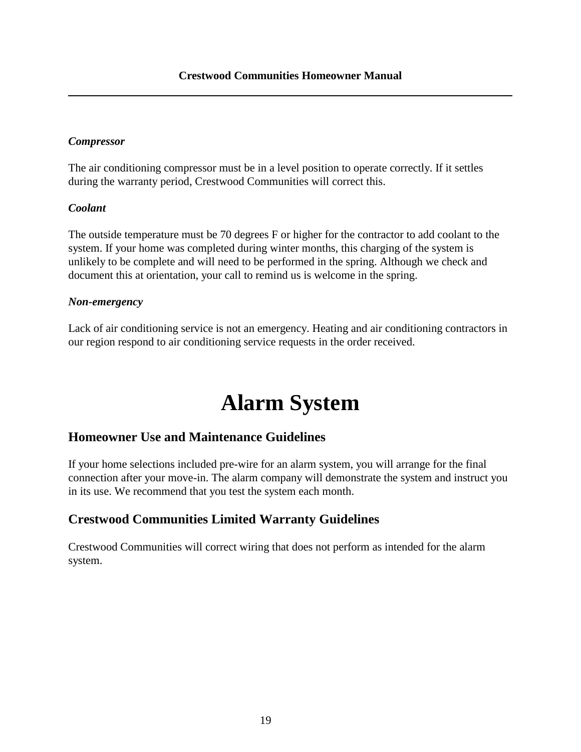***Compressor***

The air conditioning compressor must be in a level position to operate correctly. If it settles during the warranty period, Crestwood Communities will correct this.

***Coolant***

The outside temperature must be 70 degrees F or higher for the contractor to add coolant to the system. If your home was completed during winter months, this charging of the system is unlikely to be complete and will need to be performed in the spring. Although we check and document this at orientation, your call to remind us is welcome in the spring.

***Non-emergency***

Lack of air conditioning service is not an emergency. Heating and air conditioning contractors in our region respond to air conditioning service requests in the order received.

# Alarm System

## Homeowner Use and Maintenance Guidelines

If your home selections included pre-wire for an alarm system, you will arrange for the final connection after your move-in. The alarm company will demonstrate the system and instruct you in its use. We recommend that you test the system each month.

## Crestwood Communities Limited Warranty Guidelines

Crestwood Communities will correct wiring that does not perform as intended for the alarm system.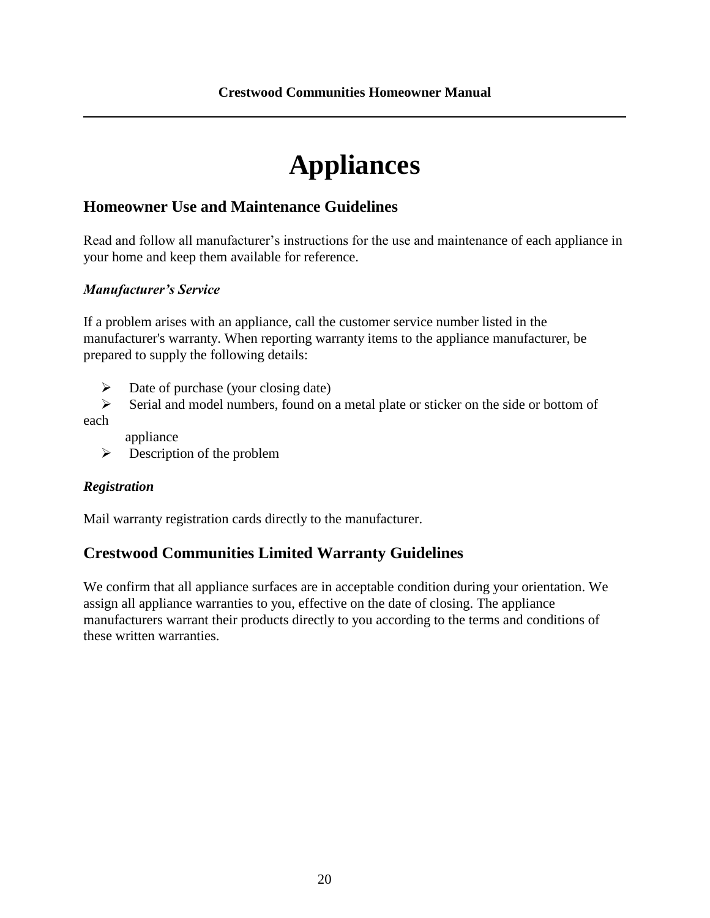# Appliances

## Homeowner Use and Maintenance Guidelines

Read and follow all manufacturer's instructions for the use and maintenance of each appliance in your home and keep them available for reference.

### *Manufacturer's Service*

If a problem arises with an appliance, call the customer service number listed in the manufacturer's warranty. When reporting warranty items to the appliance manufacturer, be prepared to supply the following details:

- Date of purchase (your closing date)
- Serial and model numbers, found on a metal plate or sticker on the side or bottom of each appliance
- Description of the problem

### *Registration*

Mail warranty registration cards directly to the manufacturer.

## Crestwood Communities Limited Warranty Guidelines

We confirm that all appliance surfaces are in acceptable condition during your orientation. We assign all appliance warranties to you, effective on the date of closing. The appliance manufacturers warrant their products directly to you according to the terms and conditions of these written warranties.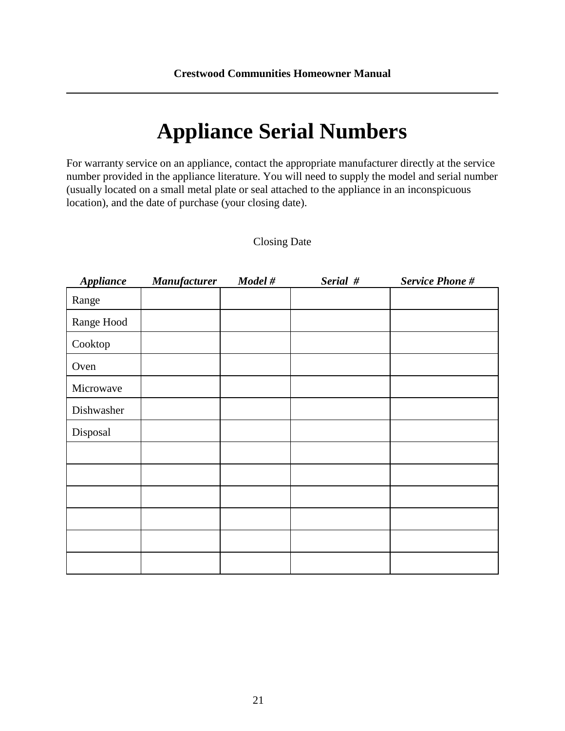# Appliance Serial Numbers

For warranty service on an appliance, contact the appropriate manufacturer directly at the service number provided in the appliance literature. You will need to supply the model and serial number (usually located on a small metal plate or seal attached to the appliance in an inconspicuous location), and the date of purchase (your closing date).

Closing Date

| ***Appliance*** | ***Manufacturer*** | ***Model #*** | ***Serial #*** | ***Service Phone #*** |
|---|---|---|---|---|
| Range | | | | |
| Range Hood | | | | |
| Cooktop | | | | |
| Oven | | | | |
| Microwave | | | | |
| Dishwasher | | | | |
| Disposal | | | | |
| | | | | |
| | | | | |
| | | | | |
| | | | | |
| | | | | |
| | | | | |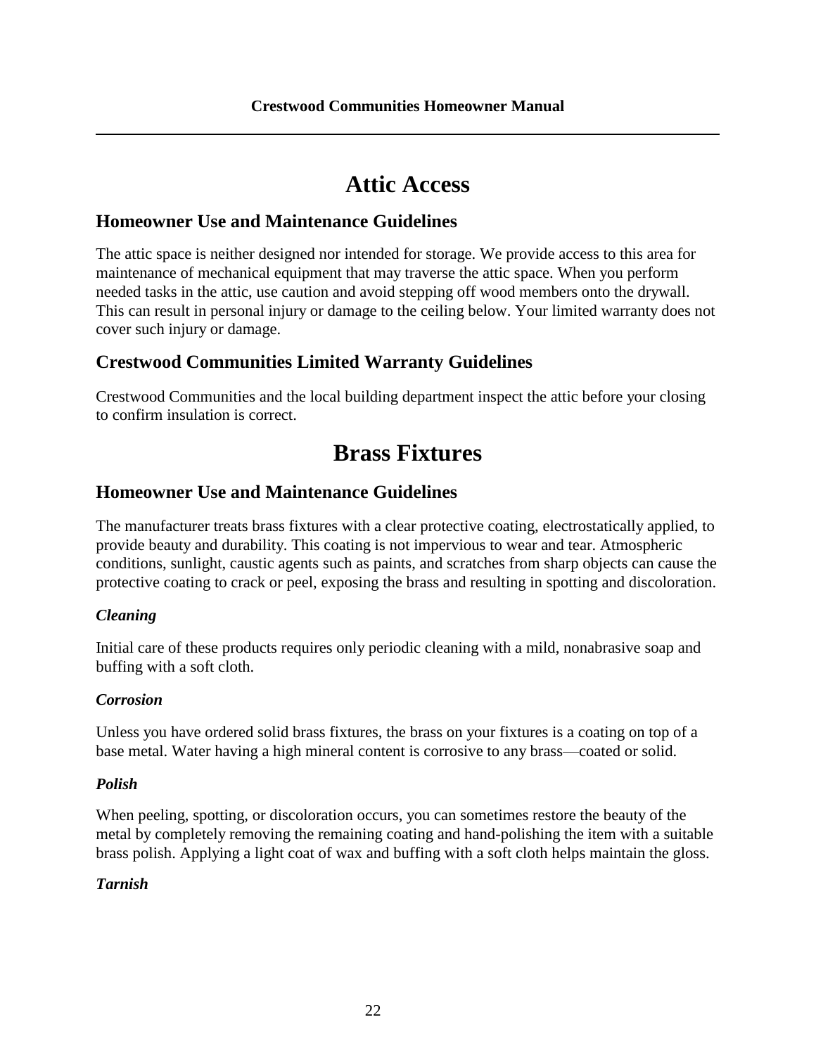# Attic Access

## Homeowner Use and Maintenance Guidelines

The attic space is neither designed nor intended for storage. We provide access to this area for maintenance of mechanical equipment that may traverse the attic space. When you perform needed tasks in the attic, use caution and avoid stepping off wood members onto the drywall. This can result in personal injury or damage to the ceiling below. Your limited warranty does not cover such injury or damage.

## Crestwood Communities Limited Warranty Guidelines

Crestwood Communities and the local building department inspect the attic before your closing to confirm insulation is correct.

# Brass Fixtures

## Homeowner Use and Maintenance Guidelines

The manufacturer treats brass fixtures with a clear protective coating, electrostatically applied, to provide beauty and durability. This coating is not impervious to wear and tear. Atmospheric conditions, sunlight, caustic agents such as paints, and scratches from sharp objects can cause the protective coating to crack or peel, exposing the brass and resulting in spotting and discoloration.

### *Cleaning*

Initial care of these products requires only periodic cleaning with a mild, nonabrasive soap and buffing with a soft cloth.

### *Corrosion*

Unless you have ordered solid brass fixtures, the brass on your fixtures is a coating on top of a base metal. Water having a high mineral content is corrosive to any brass—coated or solid.

### *Polish*

When peeling, spotting, or discoloration occurs, you can sometimes restore the beauty of the metal by completely removing the remaining coating and hand-polishing the item with a suitable brass polish. Applying a light coat of wax and buffing with a soft cloth helps maintain the gloss.

### *Tarnish*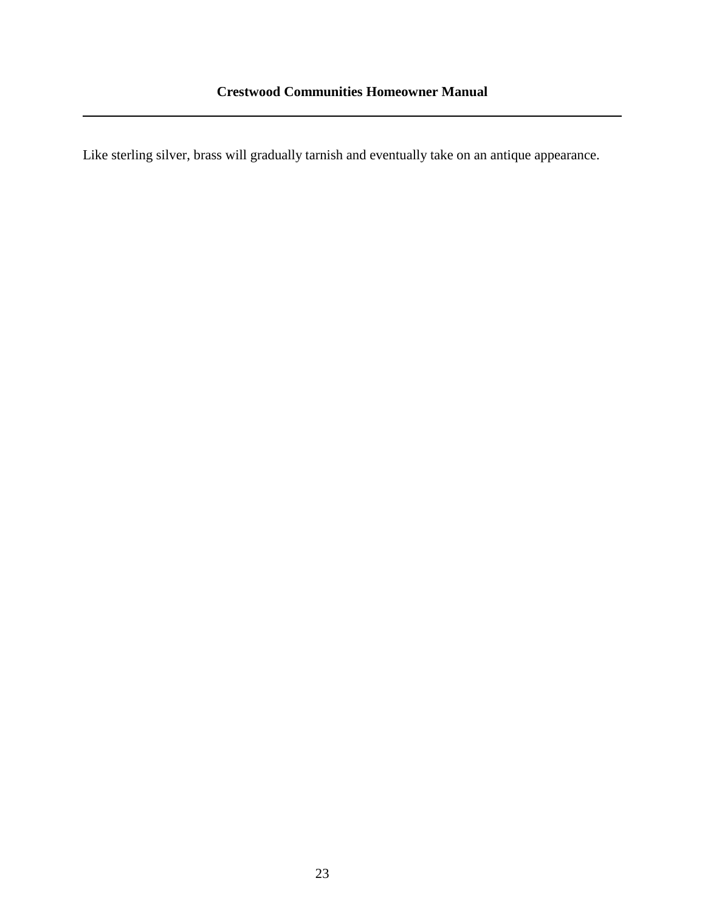Like sterling silver, brass will gradually tarnish and eventually take on an antique appearance.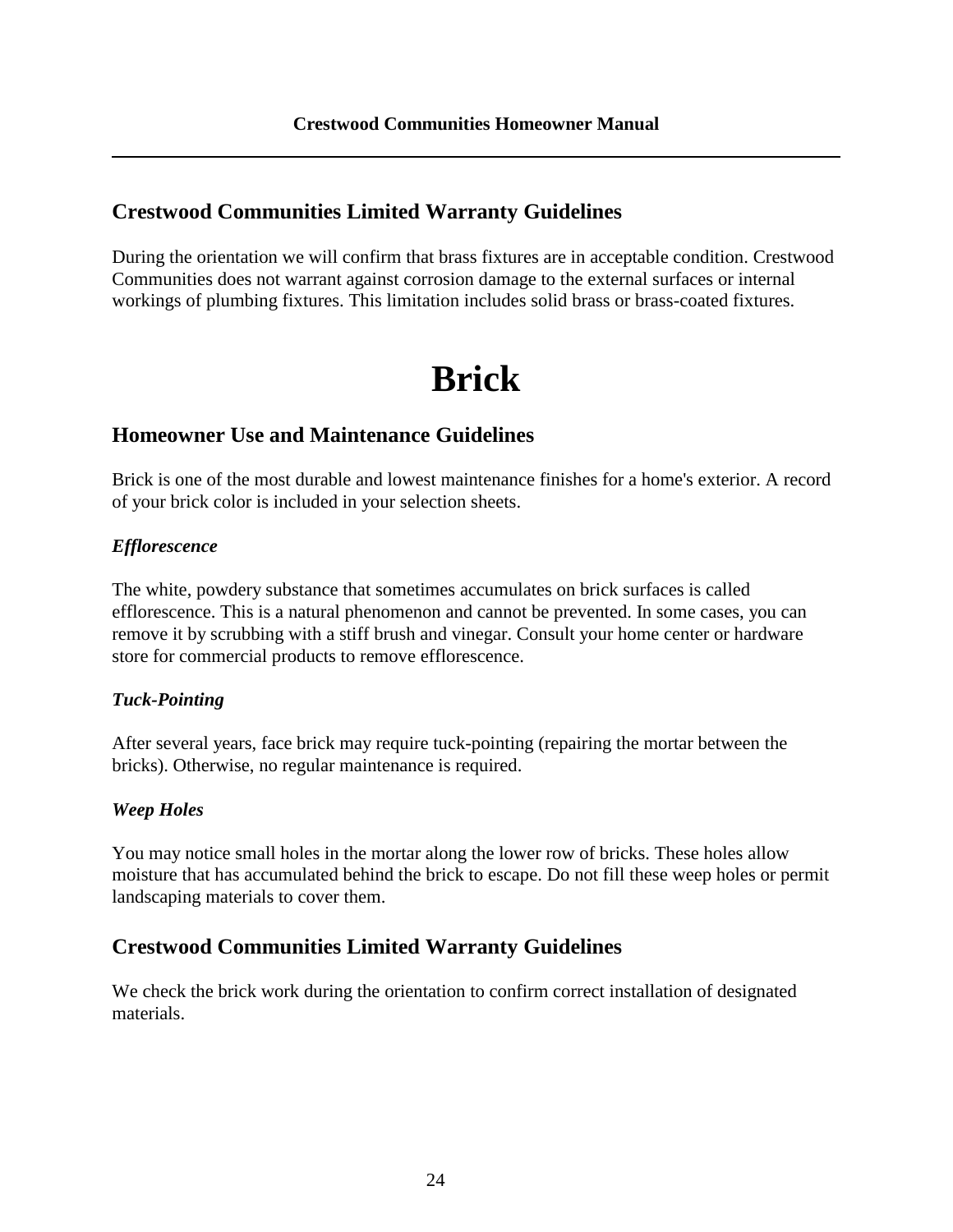## Crestwood Communities Limited Warranty Guidelines

During the orientation we will confirm that brass fixtures are in acceptable condition. Crestwood Communities does not warrant against corrosion damage to the external surfaces or internal workings of plumbing fixtures. This limitation includes solid brass or brass-coated fixtures.

# Brick

## Homeowner Use and Maintenance Guidelines

Brick is one of the most durable and lowest maintenance finishes for a home's exterior. A record of your brick color is included in your selection sheets.

### *Efflorescence*

The white, powdery substance that sometimes accumulates on brick surfaces is called efflorescence. This is a natural phenomenon and cannot be prevented. In some cases, you can remove it by scrubbing with a stiff brush and vinegar. Consult your home center or hardware store for commercial products to remove efflorescence.

### *Tuck-Pointing*

After several years, face brick may require tuck-pointing (repairing the mortar between the bricks). Otherwise, no regular maintenance is required.

### *Weep Holes*

You may notice small holes in the mortar along the lower row of bricks. These holes allow moisture that has accumulated behind the brick to escape. Do not fill these weep holes or permit landscaping materials to cover them.

## Crestwood Communities Limited Warranty Guidelines

We check the brick work during the orientation to confirm correct installation of designated materials.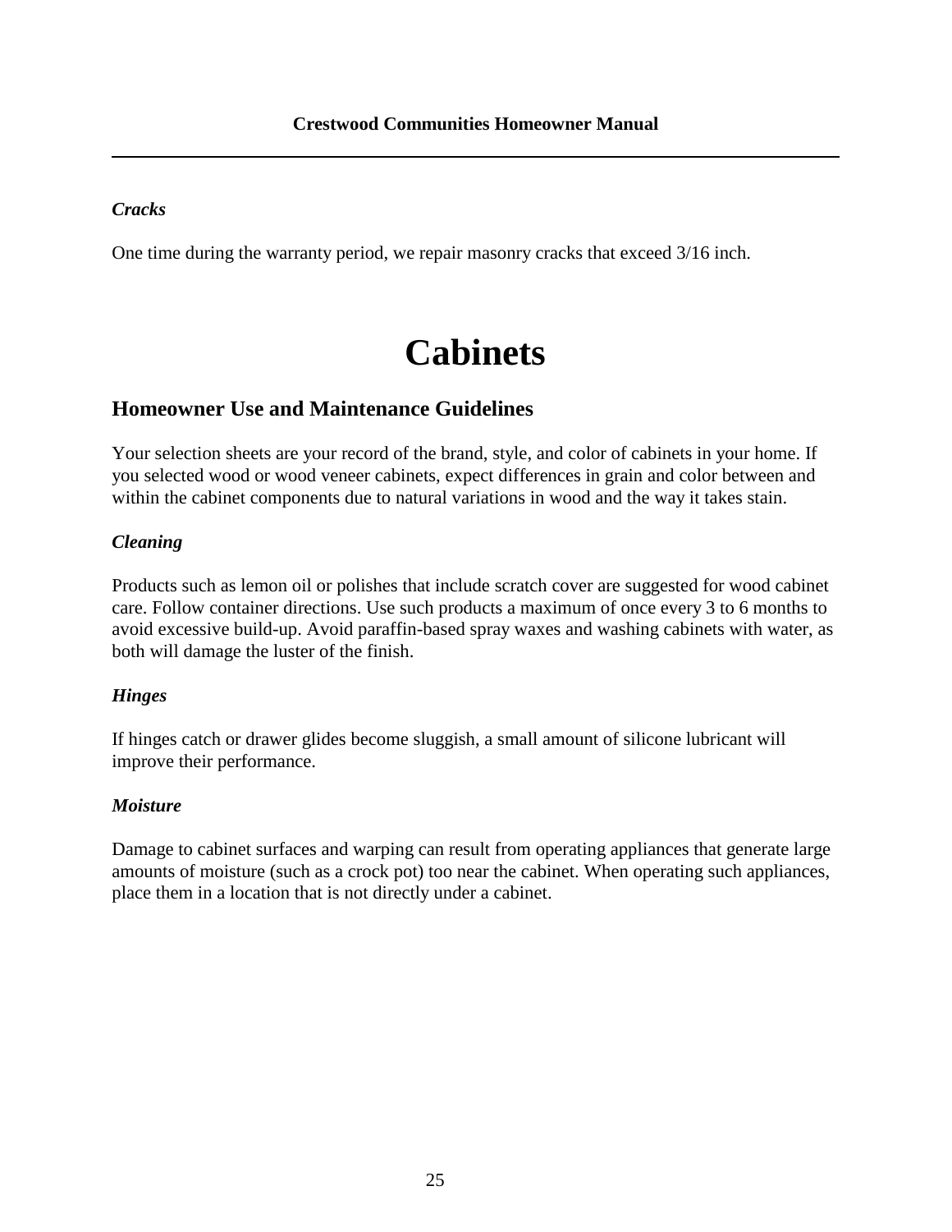*Cracks*

One time during the warranty period, we repair masonry cracks that exceed 3/16 inch.

# Cabinets

## Homeowner Use and Maintenance Guidelines

Your selection sheets are your record of the brand, style, and color of cabinets in your home. If you selected wood or wood veneer cabinets, expect differences in grain and color between and within the cabinet components due to natural variations in wood and the way it takes stain.

***Cleaning***

Products such as lemon oil or polishes that include scratch cover are suggested for wood cabinet care. Follow container directions. Use such products a maximum of once every 3 to 6 months to avoid excessive build-up. Avoid paraffin-based spray waxes and washing cabinets with water, as both will damage the luster of the finish.

***Hinges***

If hinges catch or drawer glides become sluggish, a small amount of silicone lubricant will improve their performance.

***Moisture***

Damage to cabinet surfaces and warping can result from operating appliances that generate large amounts of moisture (such as a crock pot) too near the cabinet. When operating such appliances, place them in a location that is not directly under a cabinet.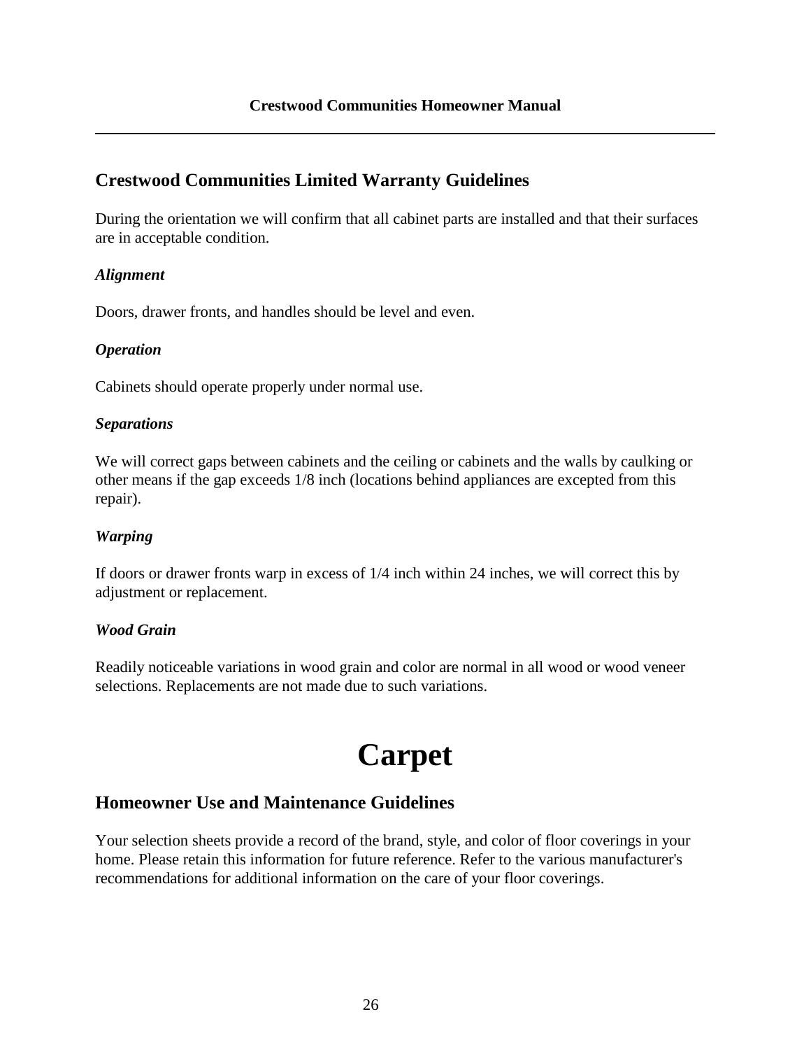## Crestwood Communities Limited Warranty Guidelines

During the orientation we will confirm that all cabinet parts are installed and that their surfaces are in acceptable condition.

### *Alignment*

Doors, drawer fronts, and handles should be level and even.

### *Operation*

Cabinets should operate properly under normal use.

### *Separations*

We will correct gaps between cabinets and the ceiling or cabinets and the walls by caulking or other means if the gap exceeds 1/8 inch (locations behind appliances are excepted from this repair).

### *Warping*

If doors or drawer fronts warp in excess of 1/4 inch within 24 inches, we will correct this by adjustment or replacement.

### *Wood Grain*

Readily noticeable variations in wood grain and color are normal in all wood or wood veneer selections. Replacements are not made due to such variations.

# Carpet

## Homeowner Use and Maintenance Guidelines

Your selection sheets provide a record of the brand, style, and color of floor coverings in your home. Please retain this information for future reference. Refer to the various manufacturer's recommendations for additional information on the care of your floor coverings.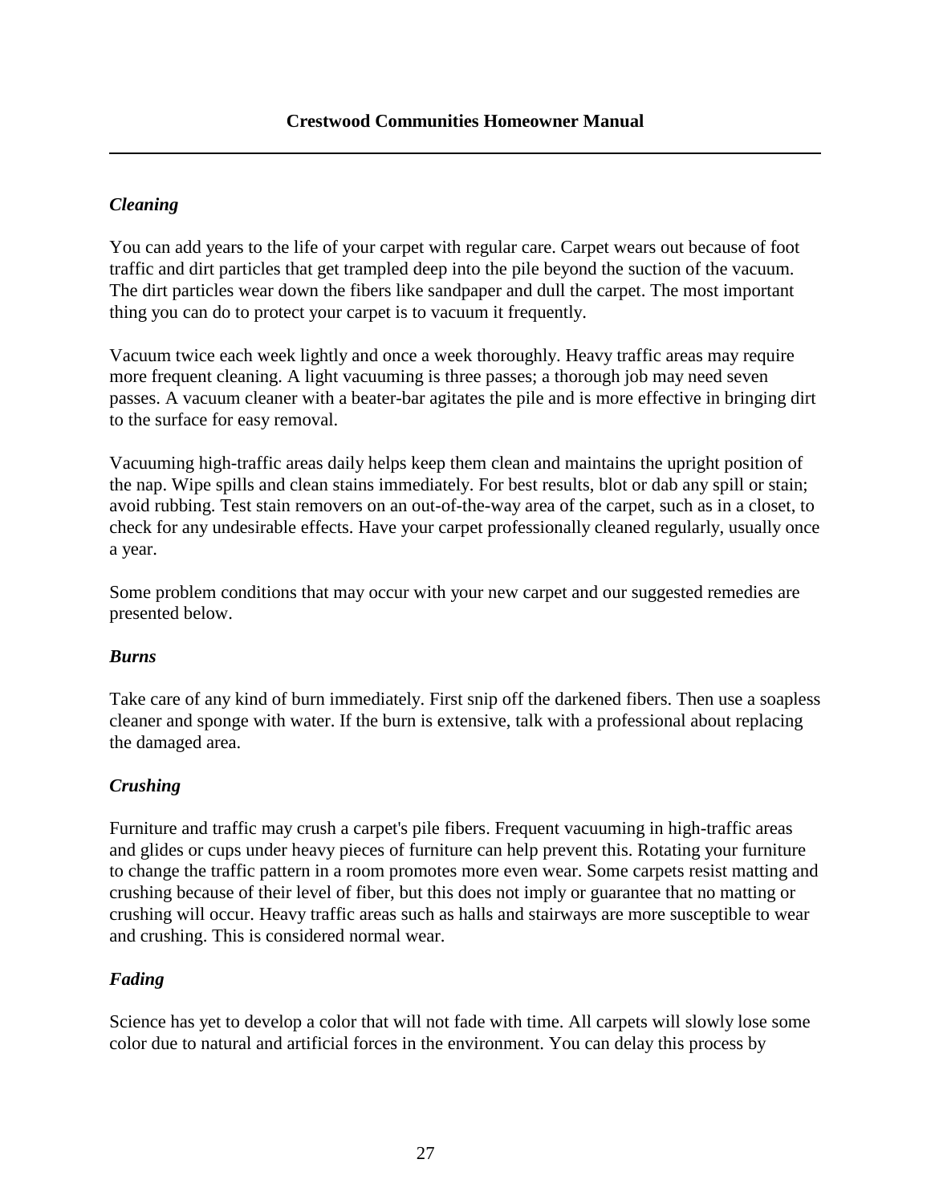### *Cleaning*

You can add years to the life of your carpet with regular care. Carpet wears out because of foot traffic and dirt particles that get trampled deep into the pile beyond the suction of the vacuum. The dirt particles wear down the fibers like sandpaper and dull the carpet. The most important thing you can do to protect your carpet is to vacuum it frequently.

Vacuum twice each week lightly and once a week thoroughly. Heavy traffic areas may require more frequent cleaning. A light vacuuming is three passes; a thorough job may need seven passes. A vacuum cleaner with a beater-bar agitates the pile and is more effective in bringing dirt to the surface for easy removal.

Vacuuming high-traffic areas daily helps keep them clean and maintains the upright position of the nap. Wipe spills and clean stains immediately. For best results, blot or dab any spill or stain; avoid rubbing. Test stain removers on an out-of-the-way area of the carpet, such as in a closet, to check for any undesirable effects. Have your carpet professionally cleaned regularly, usually once a year.

Some problem conditions that may occur with your new carpet and our suggested remedies are presented below.

### *Burns*

Take care of any kind of burn immediately. First snip off the darkened fibers. Then use a soapless cleaner and sponge with water. If the burn is extensive, talk with a professional about replacing the damaged area.

### *Crushing*

Furniture and traffic may crush a carpet's pile fibers. Frequent vacuuming in high-traffic areas and glides or cups under heavy pieces of furniture can help prevent this. Rotating your furniture to change the traffic pattern in a room promotes more even wear. Some carpets resist matting and crushing because of their level of fiber, but this does not imply or guarantee that no matting or crushing will occur. Heavy traffic areas such as halls and stairways are more susceptible to wear and crushing. This is considered normal wear.

### *Fading*

Science has yet to develop a color that will not fade with time. All carpets will slowly lose some color due to natural and artificial forces in the environment. You can delay this process by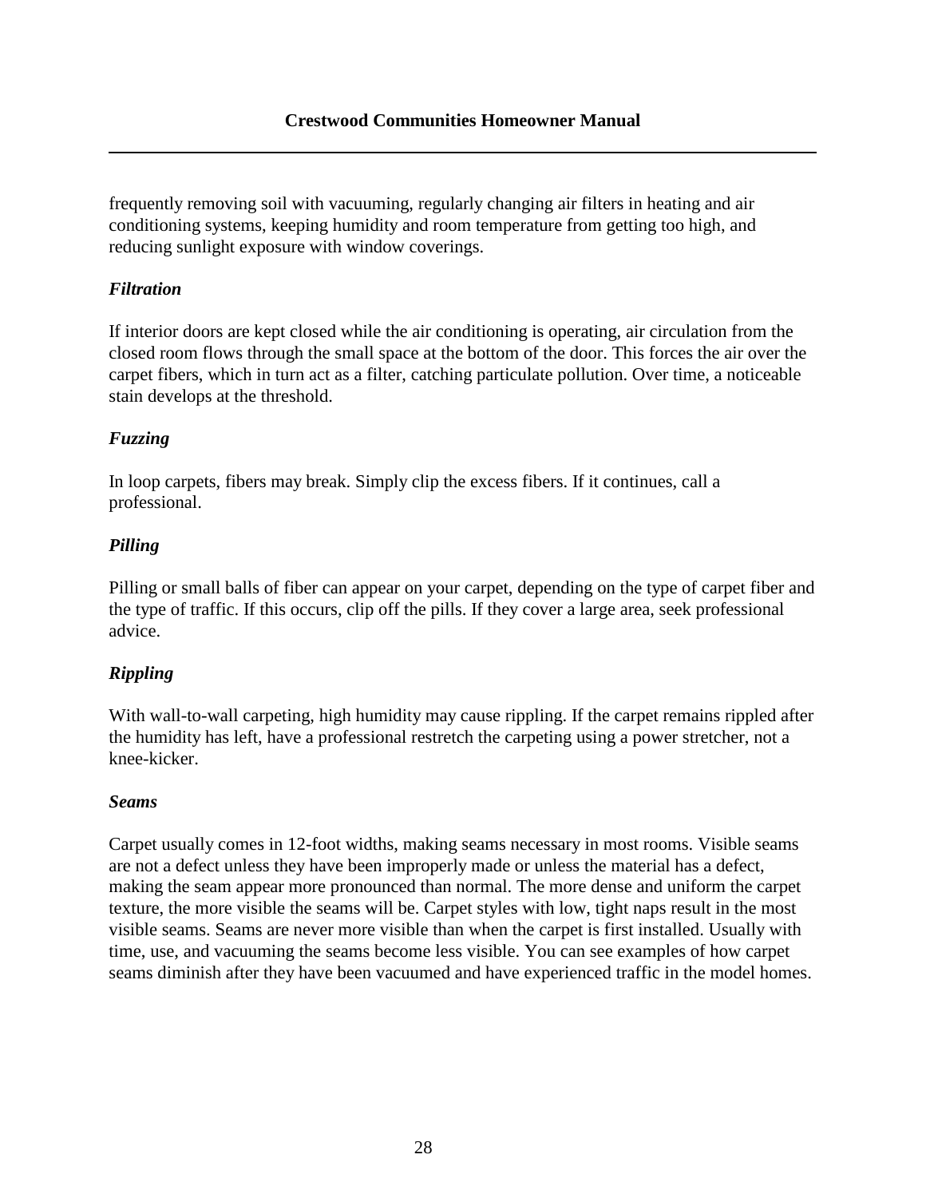frequently removing soil with vacuuming, regularly changing air filters in heating and air conditioning systems, keeping humidity and room temperature from getting too high, and reducing sunlight exposure with window coverings.

***Filtration***

If interior doors are kept closed while the air conditioning is operating, air circulation from the closed room flows through the small space at the bottom of the door. This forces the air over the carpet fibers, which in turn act as a filter, catching particulate pollution. Over time, a noticeable stain develops at the threshold.

***Fuzzing***

In loop carpets, fibers may break. Simply clip the excess fibers. If it continues, call a professional.

***Pilling***

Pilling or small balls of fiber can appear on your carpet, depending on the type of carpet fiber and the type of traffic. If this occurs, clip off the pills. If they cover a large area, seek professional advice.

***Rippling***

With wall-to-wall carpeting, high humidity may cause rippling. If the carpet remains rippled after the humidity has left, have a professional restretch the carpeting using a power stretcher, not a knee-kicker.

***Seams***

Carpet usually comes in 12-foot widths, making seams necessary in most rooms. Visible seams are not a defect unless they have been improperly made or unless the material has a defect, making the seam appear more pronounced than normal. The more dense and uniform the carpet texture, the more visible the seams will be. Carpet styles with low, tight naps result in the most visible seams. Seams are never more visible than when the carpet is first installed. Usually with time, use, and vacuuming the seams become less visible. You can see examples of how carpet seams diminish after they have been vacuumed and have experienced traffic in the model homes.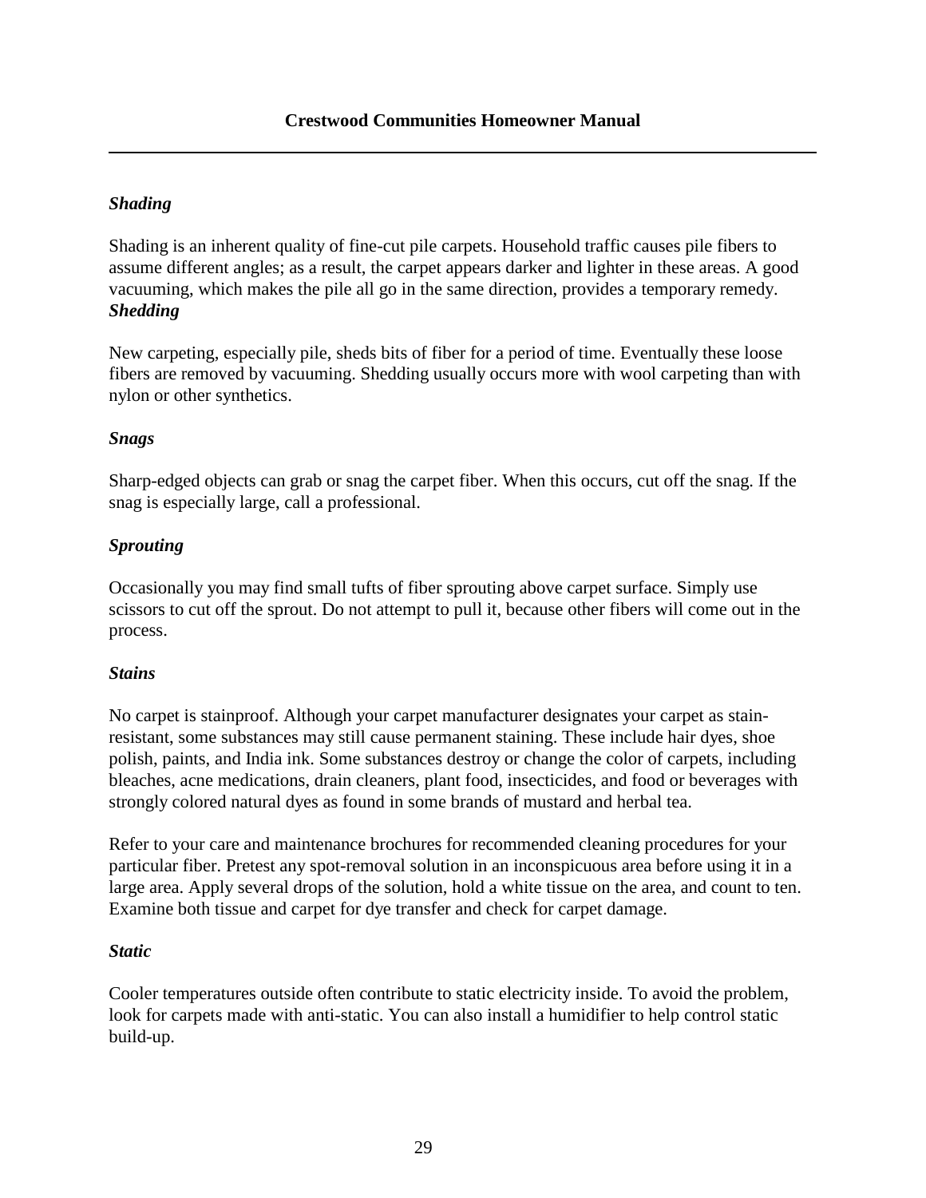### *Shading*

Shading is an inherent quality of fine-cut pile carpets. Household traffic causes pile fibers to assume different angles; as a result, the carpet appears darker and lighter in these areas. A good vacuuming, which makes the pile all go in the same direction, provides a temporary remedy.

### *Shedding*

New carpeting, especially pile, sheds bits of fiber for a period of time. Eventually these loose fibers are removed by vacuuming. Shedding usually occurs more with wool carpeting than with nylon or other synthetics.

### *Snags*

Sharp-edged objects can grab or snag the carpet fiber. When this occurs, cut off the snag. If the snag is especially large, call a professional.

### *Sprouting*

Occasionally you may find small tufts of fiber sprouting above carpet surface. Simply use scissors to cut off the sprout. Do not attempt to pull it, because other fibers will come out in the process.

### *Stains*

No carpet is stainproof. Although your carpet manufacturer designates your carpet as stain-resistant, some substances may still cause permanent staining. These include hair dyes, shoe polish, paints, and India ink. Some substances destroy or change the color of carpets, including bleaches, acne medications, drain cleaners, plant food, insecticides, and food or beverages with strongly colored natural dyes as found in some brands of mustard and herbal tea.

Refer to your care and maintenance brochures for recommended cleaning procedures for your particular fiber. Pretest any spot-removal solution in an inconspicuous area before using it in a large area. Apply several drops of the solution, hold a white tissue on the area, and count to ten. Examine both tissue and carpet for dye transfer and check for carpet damage.

### *Static*

Cooler temperatures outside often contribute to static electricity inside. To avoid the problem, look for carpets made with anti-static. You can also install a humidifier to help control static build-up.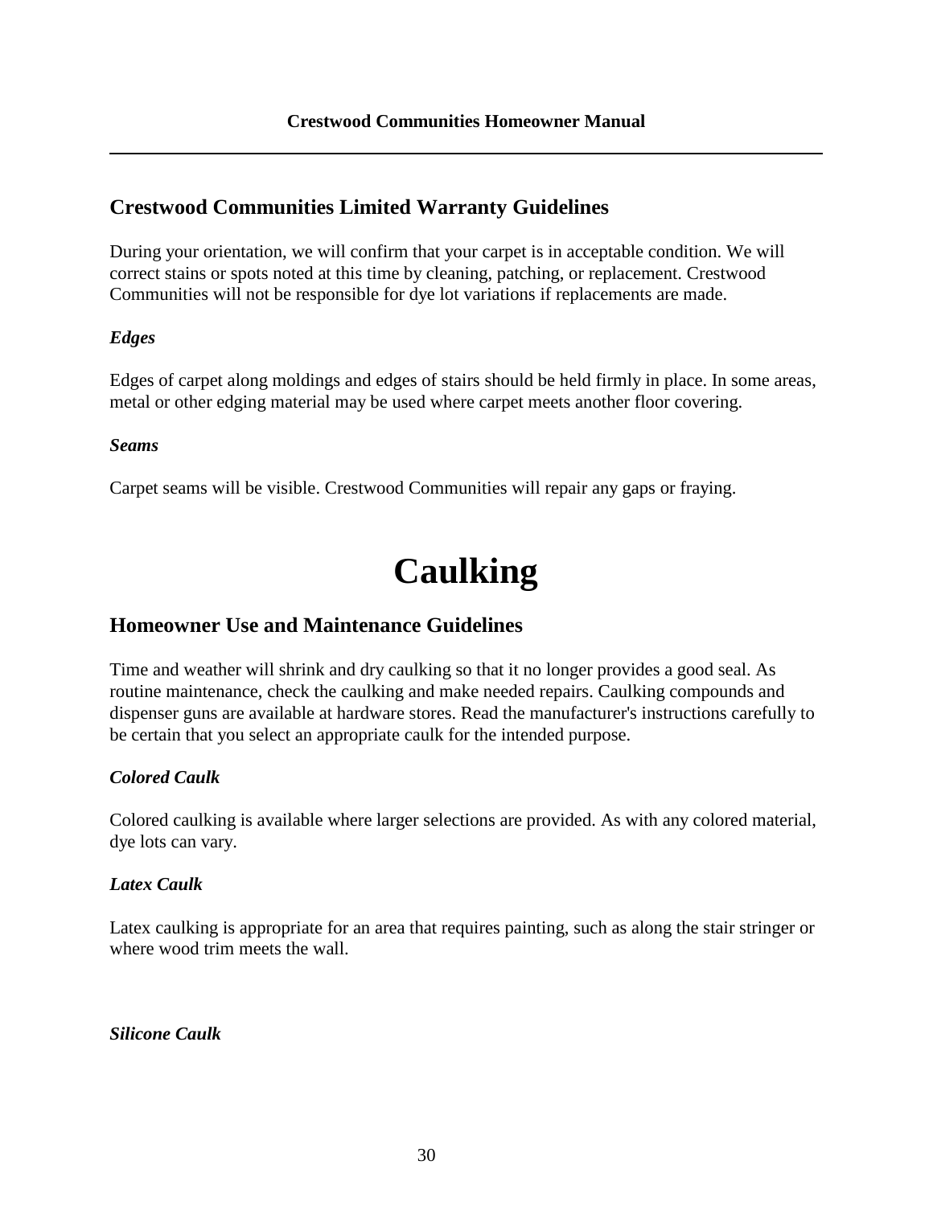## Crestwood Communities Limited Warranty Guidelines

During your orientation, we will confirm that your carpet is in acceptable condition. We will correct stains or spots noted at this time by cleaning, patching, or replacement. Crestwood Communities will not be responsible for dye lot variations if replacements are made.

### *Edges*

Edges of carpet along moldings and edges of stairs should be held firmly in place. In some areas, metal or other edging material may be used where carpet meets another floor covering.

### *Seams*

Carpet seams will be visible. Crestwood Communities will repair any gaps or fraying.

# Caulking

## Homeowner Use and Maintenance Guidelines

Time and weather will shrink and dry caulking so that it no longer provides a good seal. As routine maintenance, check the caulking and make needed repairs. Caulking compounds and dispenser guns are available at hardware stores. Read the manufacturer's instructions carefully to be certain that you select an appropriate caulk for the intended purpose.

### *Colored Caulk*

Colored caulking is available where larger selections are provided. As with any colored material, dye lots can vary.

### *Latex Caulk*

Latex caulking is appropriate for an area that requires painting, such as along the stair stringer or where wood trim meets the wall.

### *Silicone Caulk*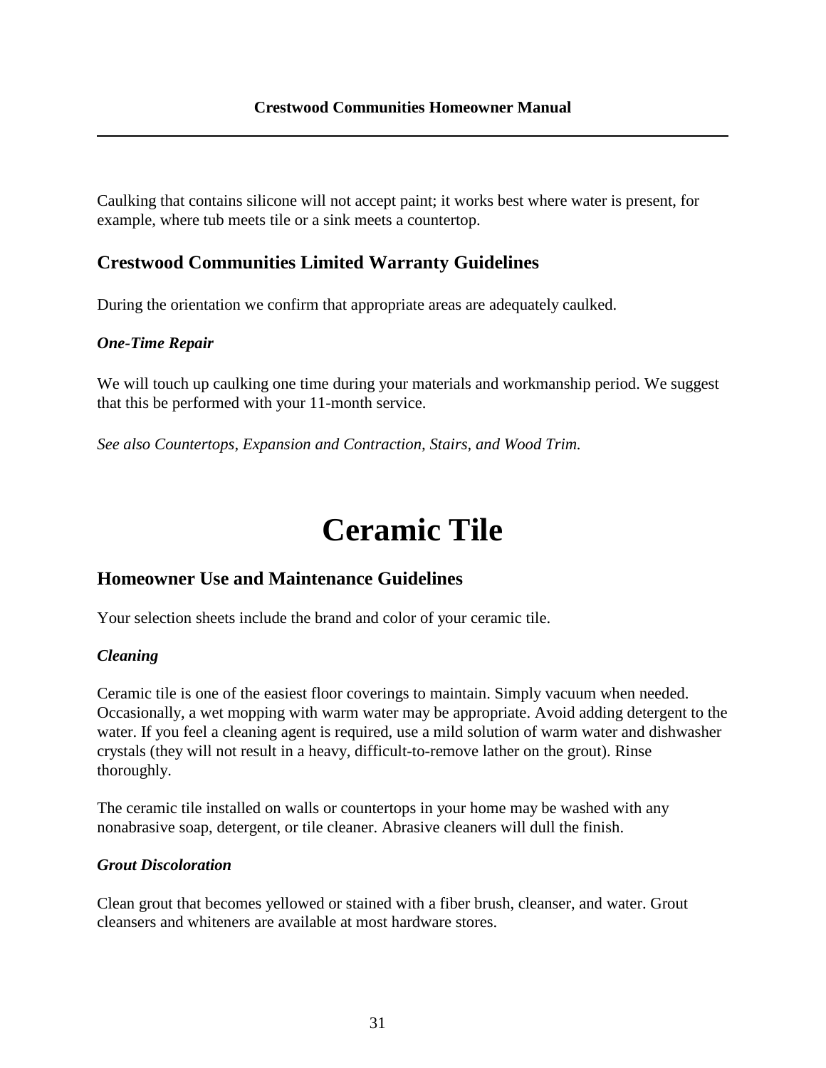Caulking that contains silicone will not accept paint; it works best where water is present, for example, where tub meets tile or a sink meets a countertop.

## Crestwood Communities Limited Warranty Guidelines

During the orientation we confirm that appropriate areas are adequately caulked.

### *One-Time Repair*

We will touch up caulking one time during your materials and workmanship period. We suggest that this be performed with your 11-month service.

*See also Countertops, Expansion and Contraction, Stairs, and Wood Trim.*

# Ceramic Tile

## Homeowner Use and Maintenance Guidelines

Your selection sheets include the brand and color of your ceramic tile.

### *Cleaning*

Ceramic tile is one of the easiest floor coverings to maintain. Simply vacuum when needed. Occasionally, a wet mopping with warm water may be appropriate. Avoid adding detergent to the water. If you feel a cleaning agent is required, use a mild solution of warm water and dishwasher crystals (they will not result in a heavy, difficult-to-remove lather on the grout). Rinse thoroughly.

The ceramic tile installed on walls or countertops in your home may be washed with any nonabrasive soap, detergent, or tile cleaner. Abrasive cleaners will dull the finish.

### *Grout Discoloration*

Clean grout that becomes yellowed or stained with a fiber brush, cleanser, and water. Grout cleansers and whiteners are available at most hardware stores.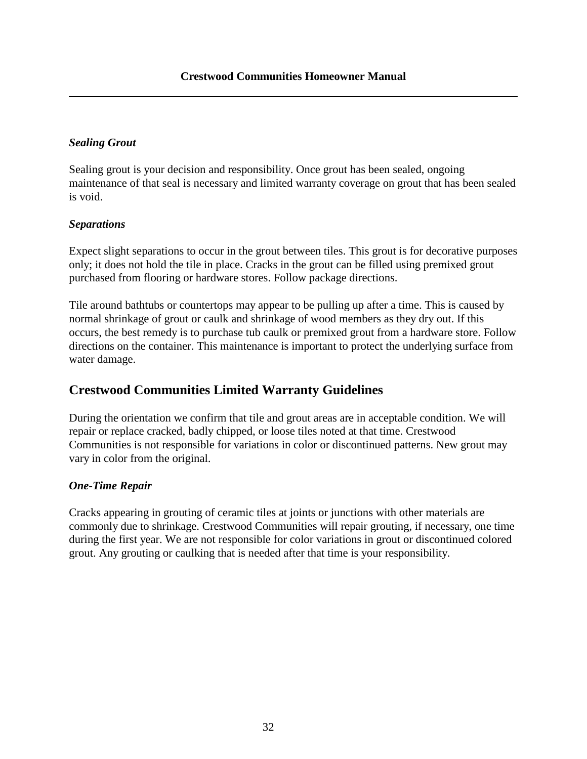### *Sealing Grout*

Sealing grout is your decision and responsibility. Once grout has been sealed, ongoing maintenance of that seal is necessary and limited warranty coverage on grout that has been sealed is void.

### *Separations*

Expect slight separations to occur in the grout between tiles. This grout is for decorative purposes only; it does not hold the tile in place. Cracks in the grout can be filled using premixed grout purchased from flooring or hardware stores. Follow package directions.

Tile around bathtubs or countertops may appear to be pulling up after a time. This is caused by normal shrinkage of grout or caulk and shrinkage of wood members as they dry out. If this occurs, the best remedy is to purchase tub caulk or premixed grout from a hardware store. Follow directions on the container. This maintenance is important to protect the underlying surface from water damage.

## Crestwood Communities Limited Warranty Guidelines

During the orientation we confirm that tile and grout areas are in acceptable condition. We will repair or replace cracked, badly chipped, or loose tiles noted at that time. Crestwood Communities is not responsible for variations in color or discontinued patterns. New grout may vary in color from the original.

### *One-Time Repair*

Cracks appearing in grouting of ceramic tiles at joints or junctions with other materials are commonly due to shrinkage. Crestwood Communities will repair grouting, if necessary, one time during the first year. We are not responsible for color variations in grout or discontinued colored grout. Any grouting or caulking that is needed after that time is your responsibility.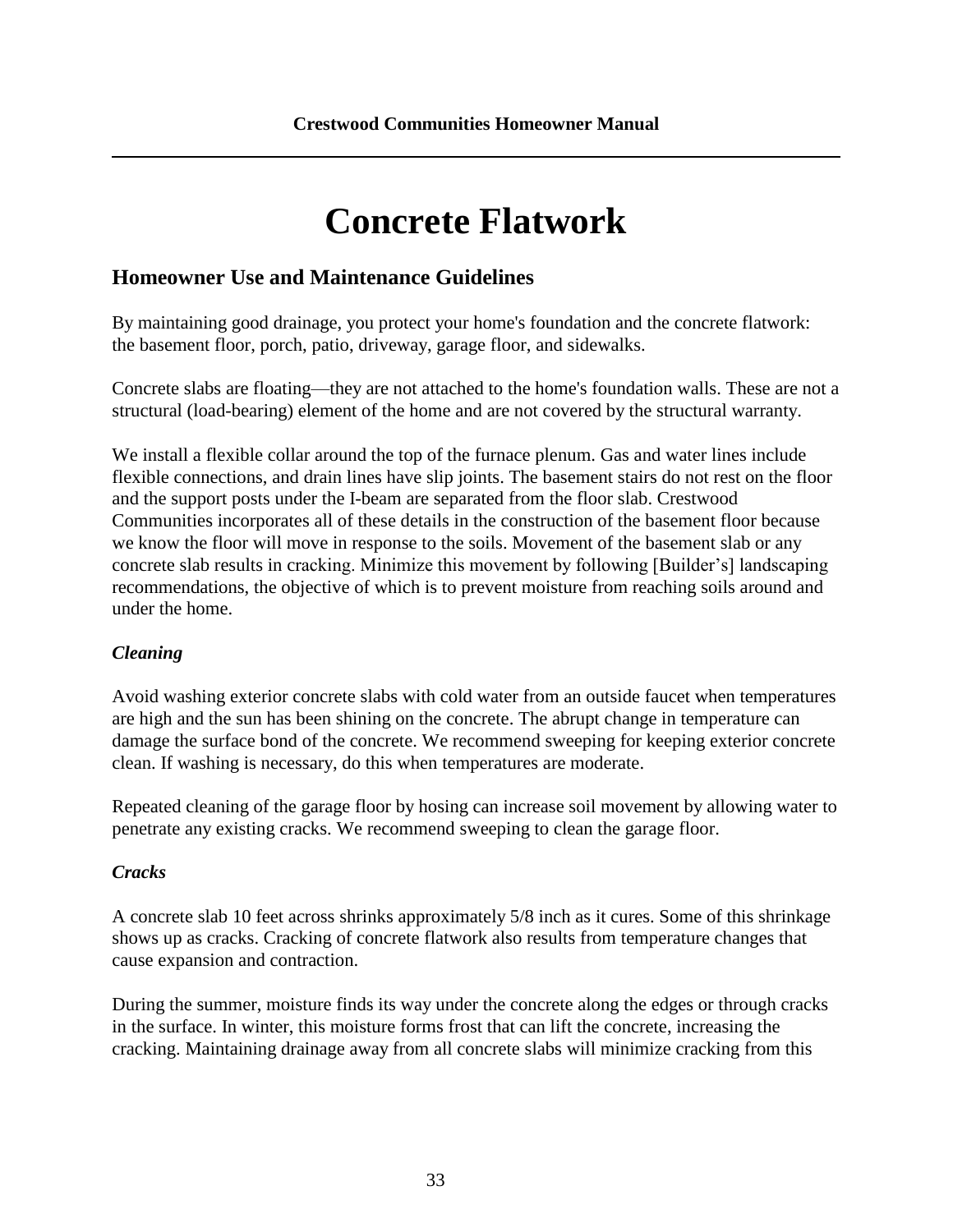# Concrete Flatwork

## Homeowner Use and Maintenance Guidelines

By maintaining good drainage, you protect your home's foundation and the concrete flatwork: the basement floor, porch, patio, driveway, garage floor, and sidewalks.

Concrete slabs are floating—they are not attached to the home's foundation walls. These are not a structural (load-bearing) element of the home and are not covered by the structural warranty.

We install a flexible collar around the top of the furnace plenum. Gas and water lines include flexible connections, and drain lines have slip joints. The basement stairs do not rest on the floor and the support posts under the I-beam are separated from the floor slab. Crestwood Communities incorporates all of these details in the construction of the basement floor because we know the floor will move in response to the soils. Movement of the basement slab or any concrete slab results in cracking. Minimize this movement by following [Builder's] landscaping recommendations, the objective of which is to prevent moisture from reaching soils around and under the home.

### *Cleaning*

Avoid washing exterior concrete slabs with cold water from an outside faucet when temperatures are high and the sun has been shining on the concrete. The abrupt change in temperature can damage the surface bond of the concrete. We recommend sweeping for keeping exterior concrete clean. If washing is necessary, do this when temperatures are moderate.

Repeated cleaning of the garage floor by hosing can increase soil movement by allowing water to penetrate any existing cracks. We recommend sweeping to clean the garage floor.

### *Cracks*

A concrete slab 10 feet across shrinks approximately 5/8 inch as it cures. Some of this shrinkage shows up as cracks. Cracking of concrete flatwork also results from temperature changes that cause expansion and contraction.

During the summer, moisture finds its way under the concrete along the edges or through cracks in the surface. In winter, this moisture forms frost that can lift the concrete, increasing the cracking. Maintaining drainage away from all concrete slabs will minimize cracking from this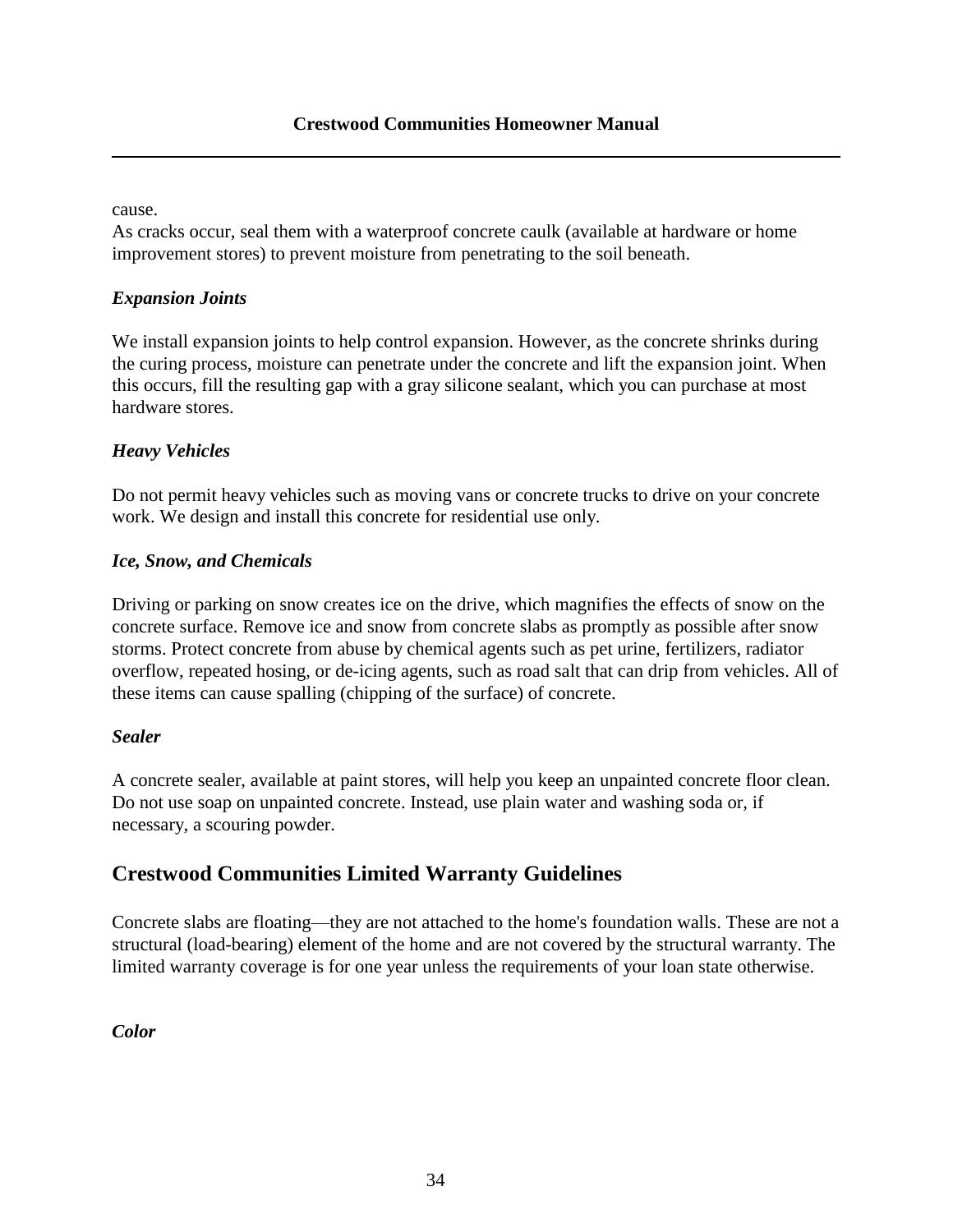cause.
As cracks occur, seal them with a waterproof concrete caulk (available at hardware or home improvement stores) to prevent moisture from penetrating to the soil beneath.

### *Expansion Joints*

We install expansion joints to help control expansion. However, as the concrete shrinks during the curing process, moisture can penetrate under the concrete and lift the expansion joint. When this occurs, fill the resulting gap with a gray silicone sealant, which you can purchase at most hardware stores.

### *Heavy Vehicles*

Do not permit heavy vehicles such as moving vans or concrete trucks to drive on your concrete work. We design and install this concrete for residential use only.

### *Ice, Snow, and Chemicals*

Driving or parking on snow creates ice on the drive, which magnifies the effects of snow on the concrete surface. Remove ice and snow from concrete slabs as promptly as possible after snow storms. Protect concrete from abuse by chemical agents such as pet urine, fertilizers, radiator overflow, repeated hosing, or de-icing agents, such as road salt that can drip from vehicles. All of these items can cause spalling (chipping of the surface) of concrete.

### *Sealer*

A concrete sealer, available at paint stores, will help you keep an unpainted concrete floor clean. Do not use soap on unpainted concrete. Instead, use plain water and washing soda or, if necessary, a scouring powder.

## Crestwood Communities Limited Warranty Guidelines

Concrete slabs are floating—they are not attached to the home's foundation walls. These are not a structural (load-bearing) element of the home and are not covered by the structural warranty. The limited warranty coverage is for one year unless the requirements of your loan state otherwise.

### *Color*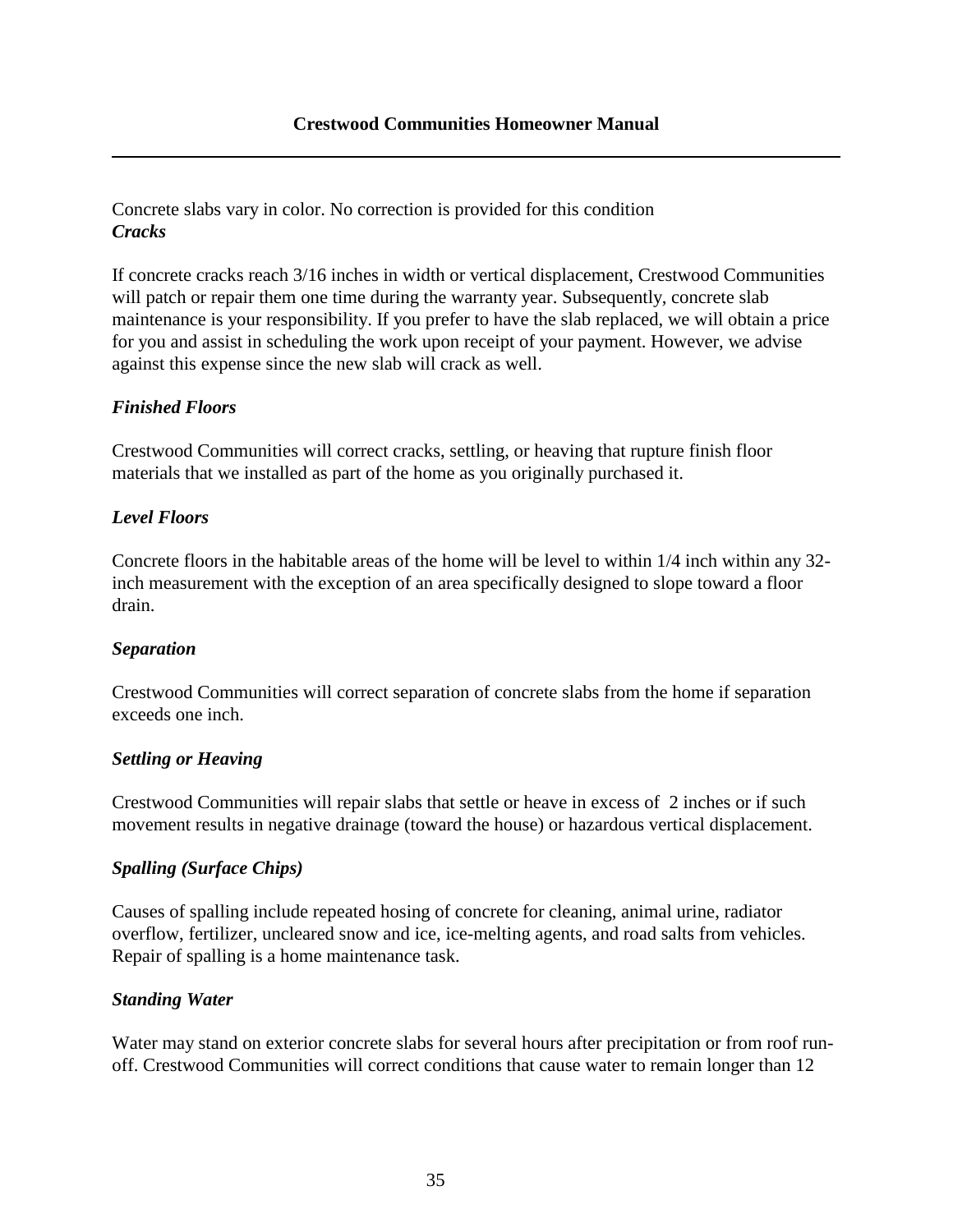Concrete slabs vary in color. No correction is provided for this condition

### *Cracks*

If concrete cracks reach 3/16 inches in width or vertical displacement, Crestwood Communities will patch or repair them one time during the warranty year. Subsequently, concrete slab maintenance is your responsibility. If you prefer to have the slab replaced, we will obtain a price for you and assist in scheduling the work upon receipt of your payment. However, we advise against this expense since the new slab will crack as well.

### *Finished Floors*

Crestwood Communities will correct cracks, settling, or heaving that rupture finish floor materials that we installed as part of the home as you originally purchased it.

### *Level Floors*

Concrete floors in the habitable areas of the home will be level to within 1/4 inch within any 32-inch measurement with the exception of an area specifically designed to slope toward a floor drain.

### *Separation*

Crestwood Communities will correct separation of concrete slabs from the home if separation exceeds one inch.

### *Settling or Heaving*

Crestwood Communities will repair slabs that settle or heave in excess of 2 inches or if such movement results in negative drainage (toward the house) or hazardous vertical displacement.

### *Spalling (Surface Chips)*

Causes of spalling include repeated hosing of concrete for cleaning, animal urine, radiator overflow, fertilizer, uncleared snow and ice, ice-melting agents, and road salts from vehicles. Repair of spalling is a home maintenance task.

### *Standing Water*

Water may stand on exterior concrete slabs for several hours after precipitation or from roof run-off. Crestwood Communities will correct conditions that cause water to remain longer than 12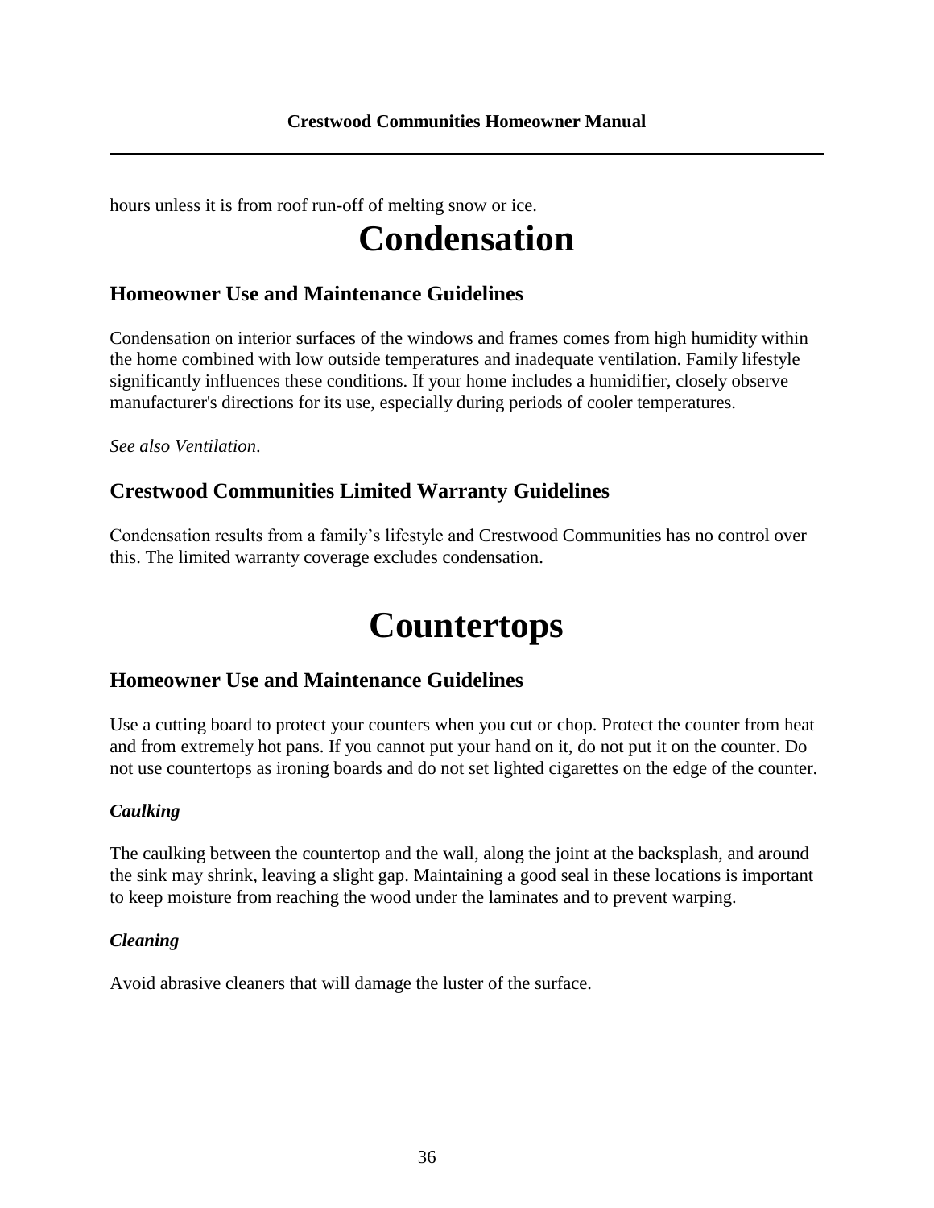hours unless it is from roof run-off of melting snow or ice.

# Condensation

## Homeowner Use and Maintenance Guidelines

Condensation on interior surfaces of the windows and frames comes from high humidity within the home combined with low outside temperatures and inadequate ventilation. Family lifestyle significantly influences these conditions. If your home includes a humidifier, closely observe manufacturer's directions for its use, especially during periods of cooler temperatures.

*See also Ventilation.*

## Crestwood Communities Limited Warranty Guidelines

Condensation results from a family's lifestyle and Crestwood Communities has no control over this. The limited warranty coverage excludes condensation.

# Countertops

## Homeowner Use and Maintenance Guidelines

Use a cutting board to protect your counters when you cut or chop. Protect the counter from heat and from extremely hot pans. If you cannot put your hand on it, do not put it on the counter. Do not use countertops as ironing boards and do not set lighted cigarettes on the edge of the counter.

### *Caulking*

The caulking between the countertop and the wall, along the joint at the backsplash, and around the sink may shrink, leaving a slight gap. Maintaining a good seal in these locations is important to keep moisture from reaching the wood under the laminates and to prevent warping.

### *Cleaning*

Avoid abrasive cleaners that will damage the luster of the surface.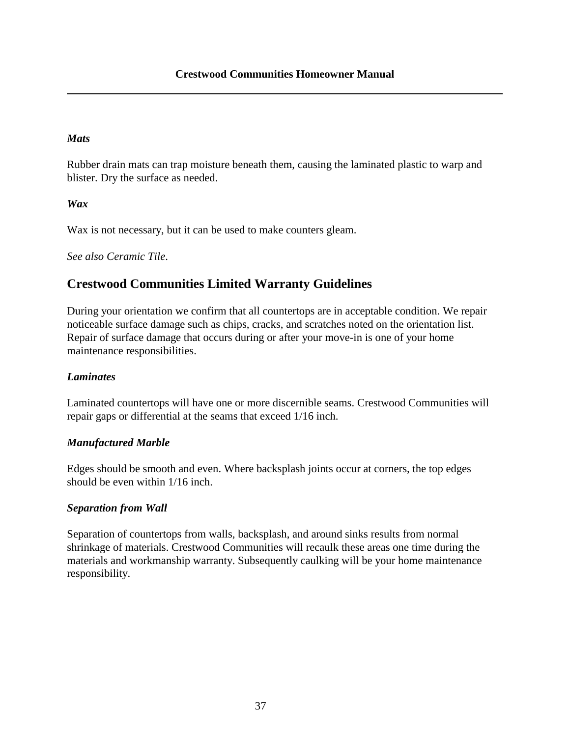### *Mats*

Rubber drain mats can trap moisture beneath them, causing the laminated plastic to warp and blister. Dry the surface as needed.

### *Wax*

Wax is not necessary, but it can be used to make counters gleam.

*See also Ceramic Tile*.

## Crestwood Communities Limited Warranty Guidelines

During your orientation we confirm that all countertops are in acceptable condition. We repair noticeable surface damage such as chips, cracks, and scratches noted on the orientation list. Repair of surface damage that occurs during or after your move-in is one of your home maintenance responsibilities.

### *Laminates*

Laminated countertops will have one or more discernible seams. Crestwood Communities will repair gaps or differential at the seams that exceed 1/16 inch.

### *Manufactured Marble*

Edges should be smooth and even. Where backsplash joints occur at corners, the top edges should be even within 1/16 inch.

### *Separation from Wall*

Separation of countertops from walls, backsplash, and around sinks results from normal shrinkage of materials. Crestwood Communities will recaulk these areas one time during the materials and workmanship warranty. Subsequently caulking will be your home maintenance responsibility.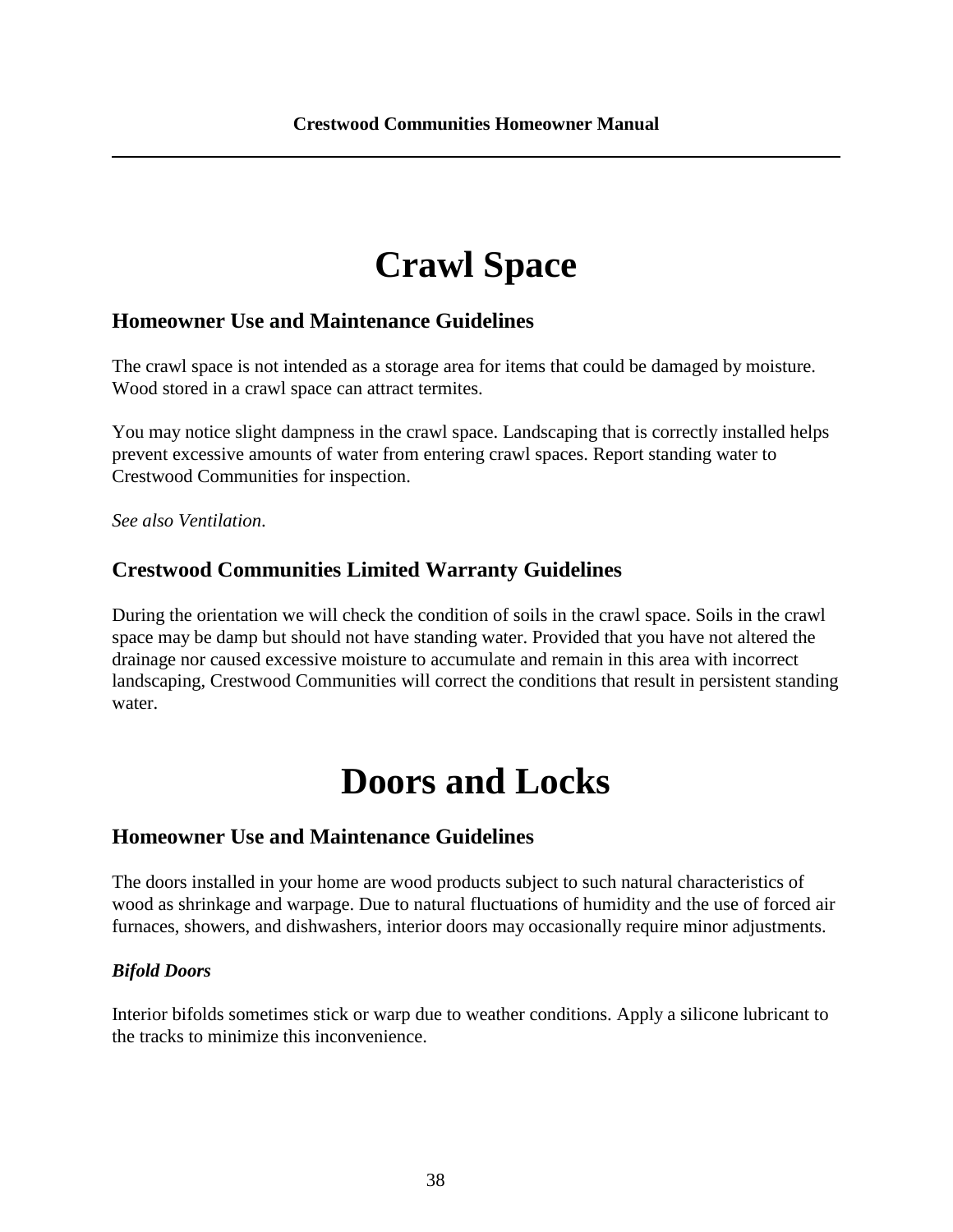# Crawl Space

## Homeowner Use and Maintenance Guidelines

The crawl space is not intended as a storage area for items that could be damaged by moisture. Wood stored in a crawl space can attract termites.

You may notice slight dampness in the crawl space. Landscaping that is correctly installed helps prevent excessive amounts of water from entering crawl spaces. Report standing water to Crestwood Communities for inspection.

*See also Ventilation*.

## Crestwood Communities Limited Warranty Guidelines

During the orientation we will check the condition of soils in the crawl space. Soils in the crawl space may be damp but should not have standing water. Provided that you have not altered the drainage nor caused excessive moisture to accumulate and remain in this area with incorrect landscaping, Crestwood Communities will correct the conditions that result in persistent standing water.

# Doors and Locks

## Homeowner Use and Maintenance Guidelines

The doors installed in your home are wood products subject to such natural characteristics of wood as shrinkage and warpage. Due to natural fluctuations of humidity and the use of forced air furnaces, showers, and dishwashers, interior doors may occasionally require minor adjustments.

***Bifold Doors***

Interior bifolds sometimes stick or warp due to weather conditions. Apply a silicone lubricant to the tracks to minimize this inconvenience.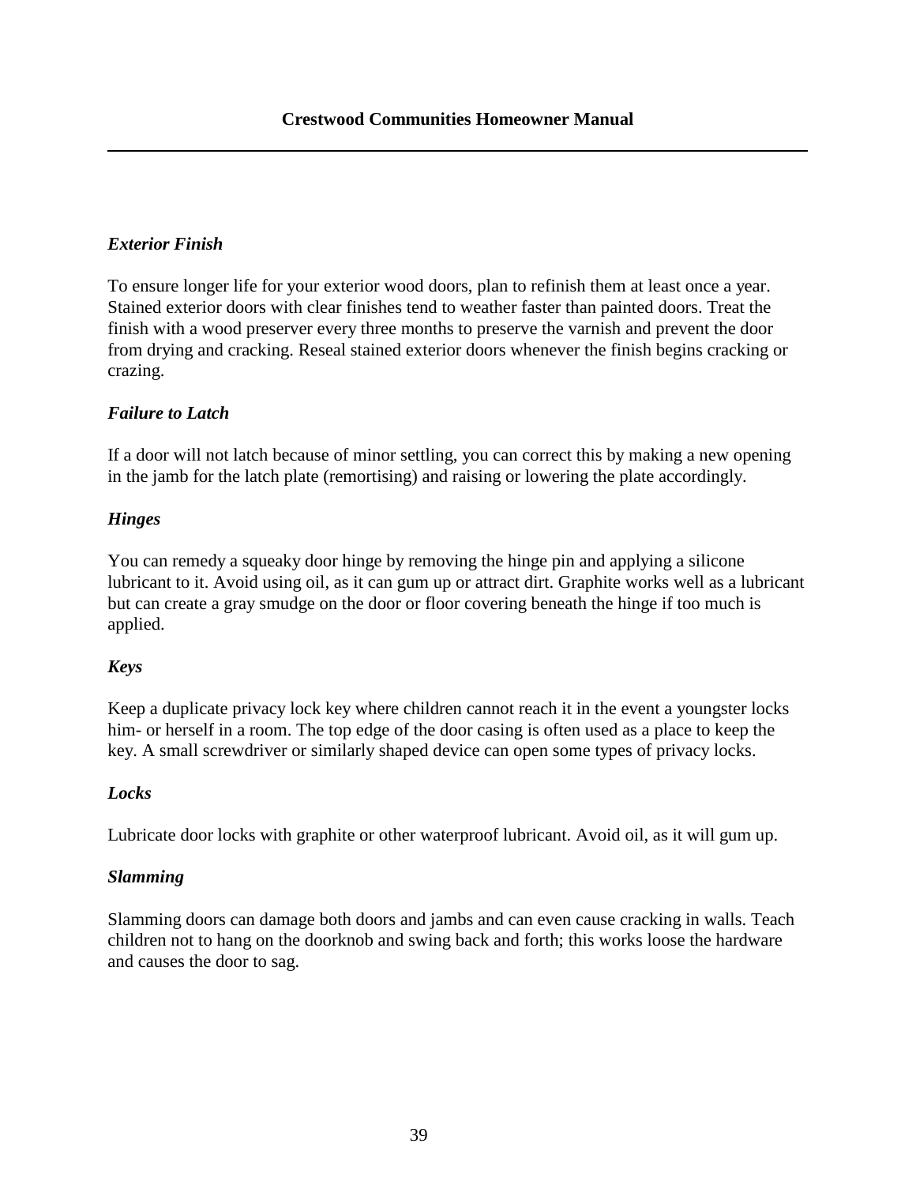### *Exterior Finish*

To ensure longer life for your exterior wood doors, plan to refinish them at least once a year. Stained exterior doors with clear finishes tend to weather faster than painted doors. Treat the finish with a wood preserver every three months to preserve the varnish and prevent the door from drying and cracking. Reseal stained exterior doors whenever the finish begins cracking or crazing.

### *Failure to Latch*

If a door will not latch because of minor settling, you can correct this by making a new opening in the jamb for the latch plate (remortising) and raising or lowering the plate accordingly.

### *Hinges*

You can remedy a squeaky door hinge by removing the hinge pin and applying a silicone lubricant to it. Avoid using oil, as it can gum up or attract dirt. Graphite works well as a lubricant but can create a gray smudge on the door or floor covering beneath the hinge if too much is applied.

### *Keys*

Keep a duplicate privacy lock key where children cannot reach it in the event a youngster locks him- or herself in a room. The top edge of the door casing is often used as a place to keep the key. A small screwdriver or similarly shaped device can open some types of privacy locks.

### *Locks*

Lubricate door locks with graphite or other waterproof lubricant. Avoid oil, as it will gum up.

### *Slamming*

Slamming doors can damage both doors and jambs and can even cause cracking in walls. Teach children not to hang on the doorknob and swing back and forth; this works loose the hardware and causes the door to sag.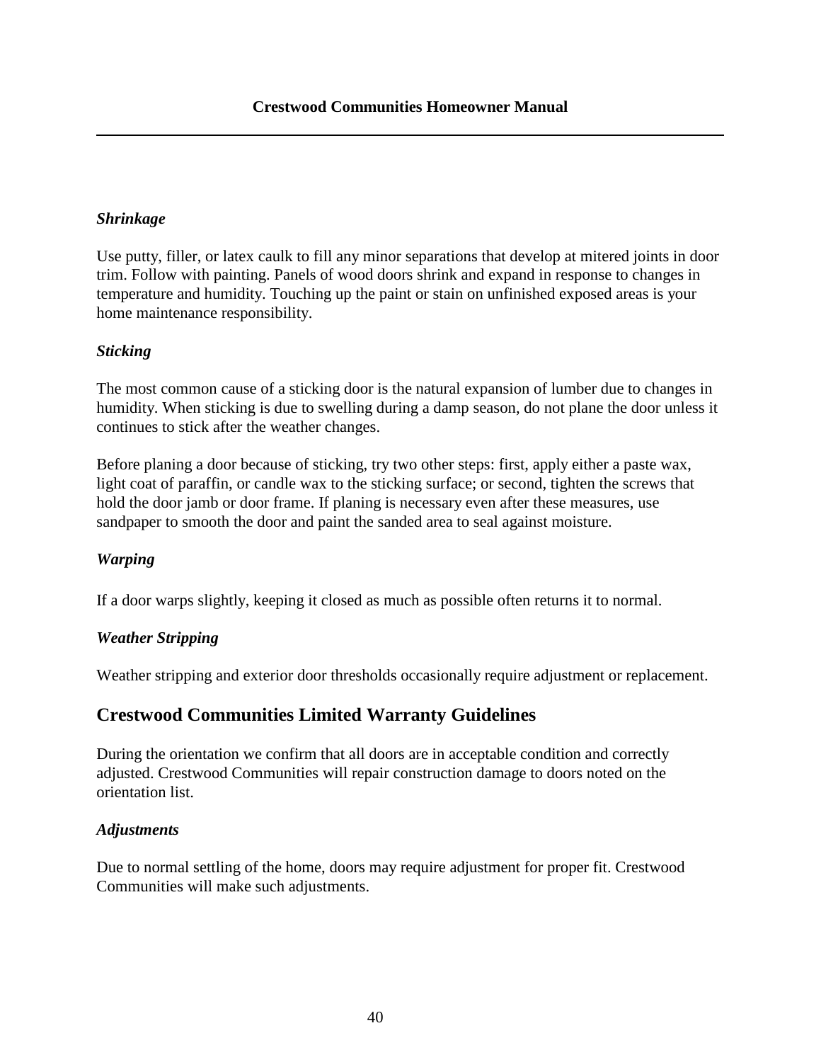### *Shrinkage*

Use putty, filler, or latex caulk to fill any minor separations that develop at mitered joints in door trim. Follow with painting. Panels of wood doors shrink and expand in response to changes in temperature and humidity. Touching up the paint or stain on unfinished exposed areas is your home maintenance responsibility.

### *Sticking*

The most common cause of a sticking door is the natural expansion of lumber due to changes in humidity. When sticking is due to swelling during a damp season, do not plane the door unless it continues to stick after the weather changes.

Before planing a door because of sticking, try two other steps: first, apply either a paste wax, light coat of paraffin, or candle wax to the sticking surface; or second, tighten the screws that hold the door jamb or door frame. If planing is necessary even after these measures, use sandpaper to smooth the door and paint the sanded area to seal against moisture.

### *Warping*

If a door warps slightly, keeping it closed as much as possible often returns it to normal.

### *Weather Stripping*

Weather stripping and exterior door thresholds occasionally require adjustment or replacement.

## Crestwood Communities Limited Warranty Guidelines

During the orientation we confirm that all doors are in acceptable condition and correctly adjusted. Crestwood Communities will repair construction damage to doors noted on the orientation list.

### *Adjustments*

Due to normal settling of the home, doors may require adjustment for proper fit. Crestwood Communities will make such adjustments.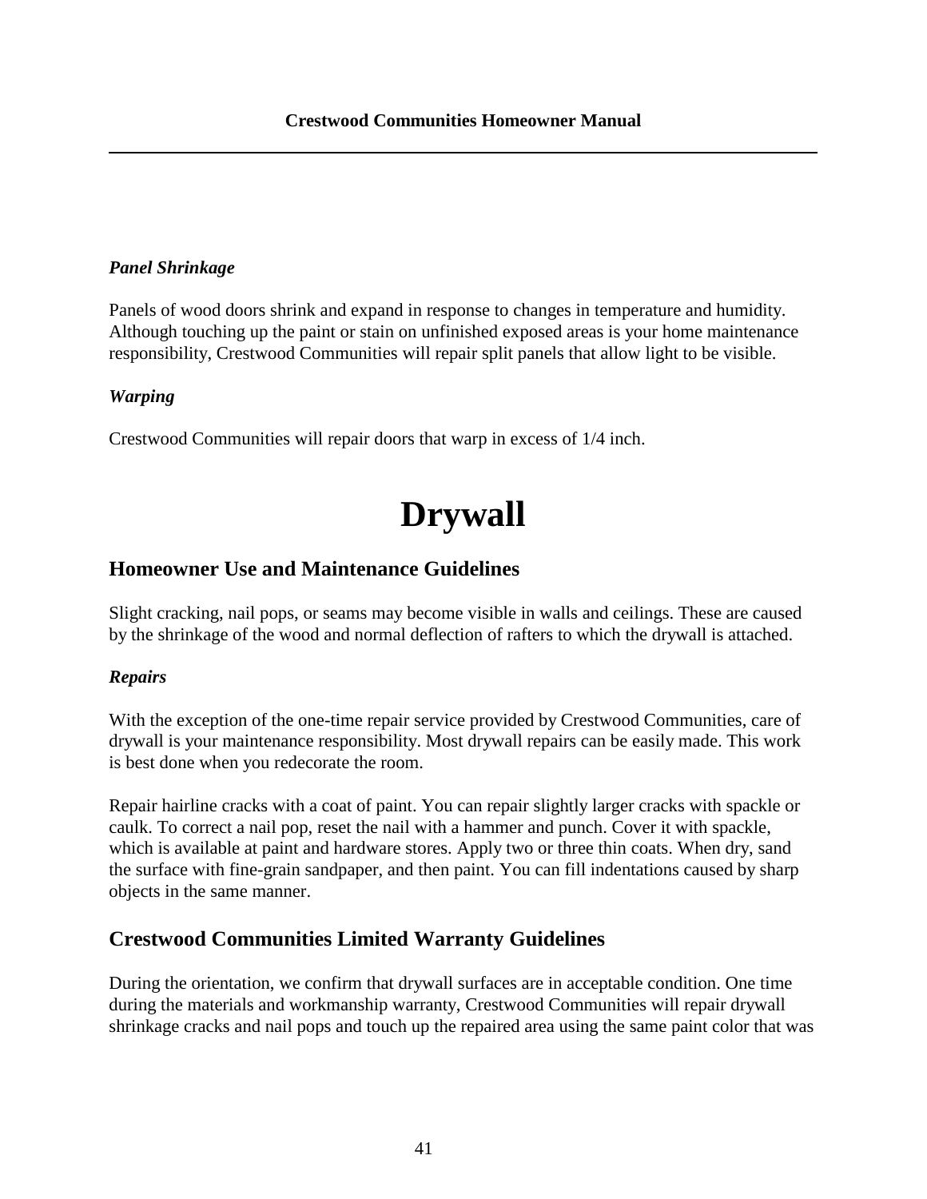### *Panel Shrinkage*

Panels of wood doors shrink and expand in response to changes in temperature and humidity. Although touching up the paint or stain on unfinished exposed areas is your home maintenance responsibility, Crestwood Communities will repair split panels that allow light to be visible.

### *Warping*

Crestwood Communities will repair doors that warp in excess of 1/4 inch.

# Drywall

## Homeowner Use and Maintenance Guidelines

Slight cracking, nail pops, or seams may become visible in walls and ceilings. These are caused by the shrinkage of the wood and normal deflection of rafters to which the drywall is attached.

### *Repairs*

With the exception of the one-time repair service provided by Crestwood Communities, care of drywall is your maintenance responsibility. Most drywall repairs can be easily made. This work is best done when you redecorate the room.

Repair hairline cracks with a coat of paint. You can repair slightly larger cracks with spackle or caulk. To correct a nail pop, reset the nail with a hammer and punch. Cover it with spackle, which is available at paint and hardware stores. Apply two or three thin coats. When dry, sand the surface with fine-grain sandpaper, and then paint. You can fill indentations caused by sharp objects in the same manner.

## Crestwood Communities Limited Warranty Guidelines

During the orientation, we confirm that drywall surfaces are in acceptable condition. One time during the materials and workmanship warranty, Crestwood Communities will repair drywall shrinkage cracks and nail pops and touch up the repaired area using the same paint color that was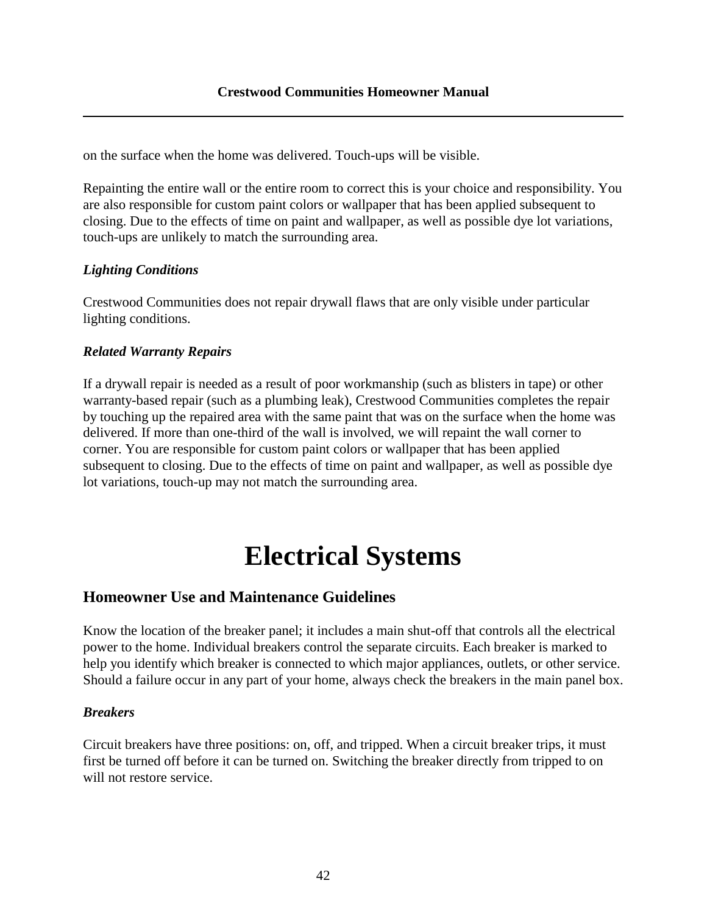on the surface when the home was delivered. Touch-ups will be visible.

Repainting the entire wall or the entire room to correct this is your choice and responsibility. You are also responsible for custom paint colors or wallpaper that has been applied subsequent to closing. Due to the effects of time on paint and wallpaper, as well as possible dye lot variations, touch-ups are unlikely to match the surrounding area.

### *Lighting Conditions*

Crestwood Communities does not repair drywall flaws that are only visible under particular lighting conditions.

### *Related Warranty Repairs*

If a drywall repair is needed as a result of poor workmanship (such as blisters in tape) or other warranty-based repair (such as a plumbing leak), Crestwood Communities completes the repair by touching up the repaired area with the same paint that was on the surface when the home was delivered. If more than one-third of the wall is involved, we will repaint the wall corner to corner. You are responsible for custom paint colors or wallpaper that has been applied subsequent to closing. Due to the effects of time on paint and wallpaper, as well as possible dye lot variations, touch-up may not match the surrounding area.

# Electrical Systems

## Homeowner Use and Maintenance Guidelines

Know the location of the breaker panel; it includes a main shut-off that controls all the electrical power to the home. Individual breakers control the separate circuits. Each breaker is marked to help you identify which breaker is connected to which major appliances, outlets, or other service. Should a failure occur in any part of your home, always check the breakers in the main panel box.

### *Breakers*

Circuit breakers have three positions: on, off, and tripped. When a circuit breaker trips, it must first be turned off before it can be turned on. Switching the breaker directly from tripped to on will not restore service.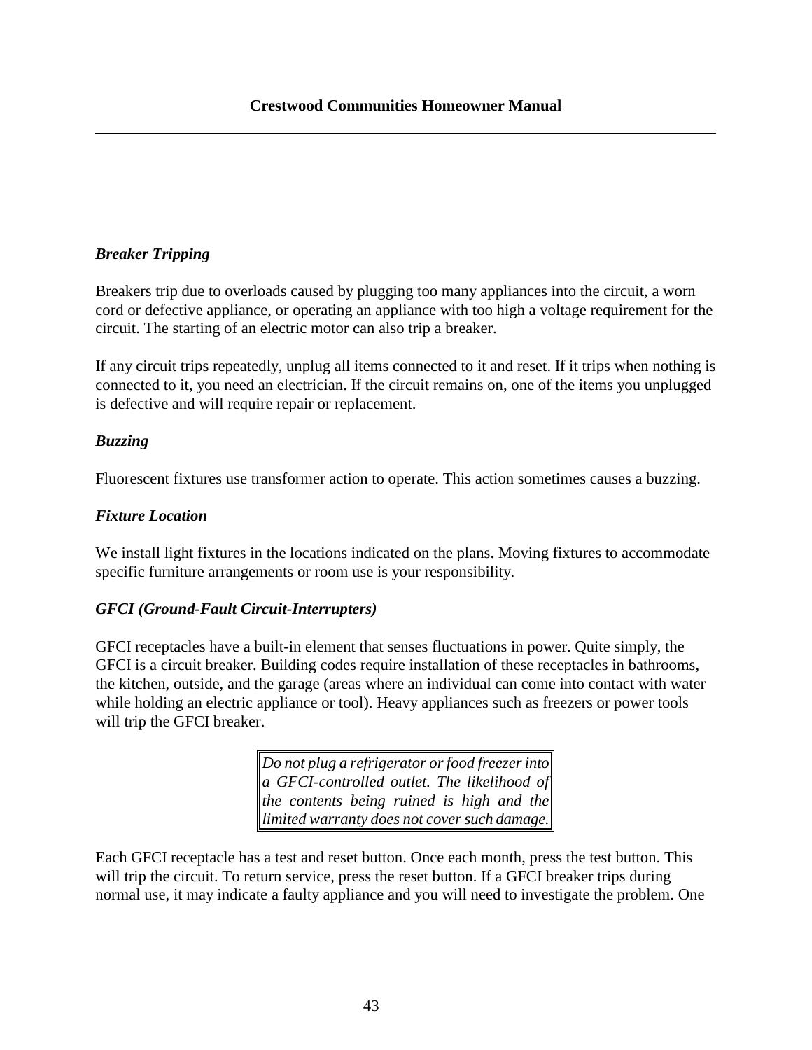### *Breaker Tripping*

Breakers trip due to overloads caused by plugging too many appliances into the circuit, a worn cord or defective appliance, or operating an appliance with too high a voltage requirement for the circuit. The starting of an electric motor can also trip a breaker.

If any circuit trips repeatedly, unplug all items connected to it and reset. If it trips when nothing is connected to it, you need an electrician. If the circuit remains on, one of the items you unplugged is defective and will require repair or replacement.

### *Buzzing*

Fluorescent fixtures use transformer action to operate. This action sometimes causes a buzzing.

### *Fixture Location*

We install light fixtures in the locations indicated on the plans. Moving fixtures to accommodate specific furniture arrangements or room use is your responsibility.

### *GFCI (Ground-Fault Circuit-Interrupters)*

GFCI receptacles have a built-in element that senses fluctuations in power. Quite simply, the GFCI is a circuit breaker. Building codes require installation of these receptacles in bathrooms, the kitchen, outside, and the garage (areas where an individual can come into contact with water while holding an electric appliance or tool). Heavy appliances such as freezers or power tools will trip the GFCI breaker.

> *Do not plug a refrigerator or food freezer into a GFCI-controlled outlet. The likelihood of the contents being ruined is high and the limited warranty does not cover such damage.*

Each GFCI receptacle has a test and reset button. Once each month, press the test button. This will trip the circuit. To return service, press the reset button. If a GFCI breaker trips during normal use, it may indicate a faulty appliance and you will need to investigate the problem. One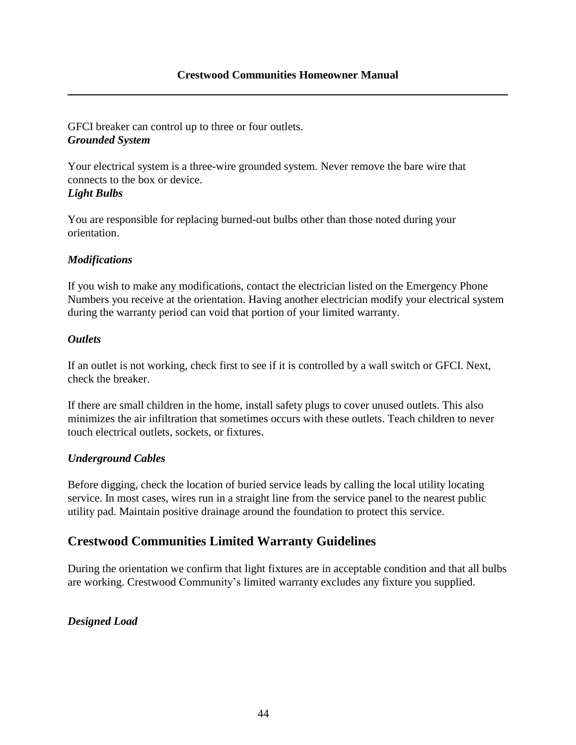GFCI breaker can control up to three or four outlets.

***Grounded System***

Your electrical system is a three-wire grounded system. Never remove the bare wire that connects to the box or device.

***Light Bulbs***

You are responsible for replacing burned-out bulbs other than those noted during your orientation.

***Modifications***

If you wish to make any modifications, contact the electrician listed on the Emergency Phone Numbers you receive at the orientation. Having another electrician modify your electrical system during the warranty period can void that portion of your limited warranty.

***Outlets***

If an outlet is not working, check first to see if it is controlled by a wall switch or GFCI. Next, check the breaker.

If there are small children in the home, install safety plugs to cover unused outlets. This also minimizes the air infiltration that sometimes occurs with these outlets. Teach children to never touch electrical outlets, sockets, or fixtures.

***Underground Cables***

Before digging, check the location of buried service leads by calling the local utility locating service. In most cases, wires run in a straight line from the service panel to the nearest public utility pad. Maintain positive drainage around the foundation to protect this service.

## Crestwood Communities Limited Warranty Guidelines

During the orientation we confirm that light fixtures are in acceptable condition and that all bulbs are working. Crestwood Community's limited warranty excludes any fixture you supplied.

***Designed Load***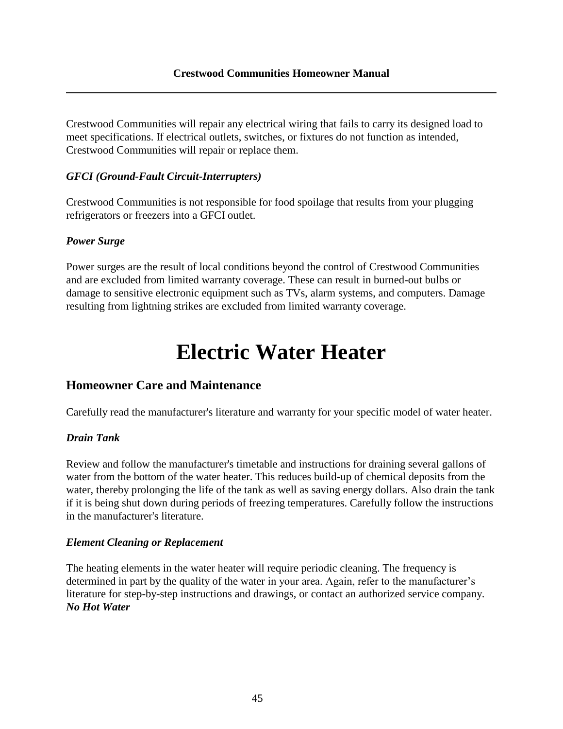Crestwood Communities will repair any electrical wiring that fails to carry its designed load to meet specifications. If electrical outlets, switches, or fixtures do not function as intended, Crestwood Communities will repair or replace them.

### *GFCI (Ground-Fault Circuit-Interrupters)*

Crestwood Communities is not responsible for food spoilage that results from your plugging refrigerators or freezers into a GFCI outlet.

### *Power Surge*

Power surges are the result of local conditions beyond the control of Crestwood Communities and are excluded from limited warranty coverage. These can result in burned-out bulbs or damage to sensitive electronic equipment such as TVs, alarm systems, and computers. Damage resulting from lightning strikes are excluded from limited warranty coverage.

# Electric Water Heater

## Homeowner Care and Maintenance

Carefully read the manufacturer's literature and warranty for your specific model of water heater.

### *Drain Tank*

Review and follow the manufacturer's timetable and instructions for draining several gallons of water from the bottom of the water heater. This reduces build-up of chemical deposits from the water, thereby prolonging the life of the tank as well as saving energy dollars. Also drain the tank if it is being shut down during periods of freezing temperatures. Carefully follow the instructions in the manufacturer's literature.

### *Element Cleaning or Replacement*

The heating elements in the water heater will require periodic cleaning. The frequency is determined in part by the quality of the water in your area. Again, refer to the manufacturer's literature for step-by-step instructions and drawings, or contact an authorized service company.

### *No Hot Water*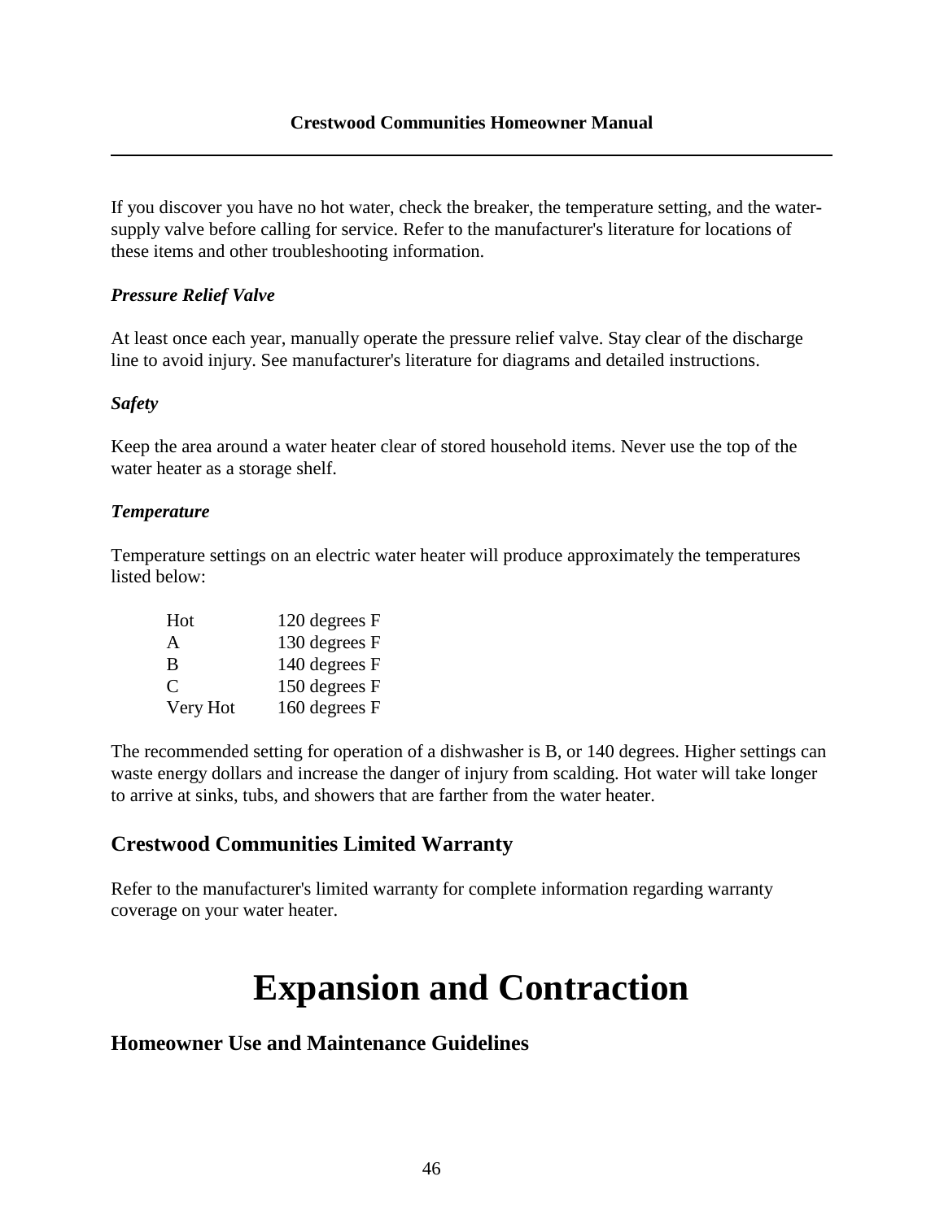If you discover you have no hot water, check the breaker, the temperature setting, and the water-supply valve before calling for service. Refer to the manufacturer's literature for locations of these items and other troubleshooting information.

***Pressure Relief Valve***

At least once each year, manually operate the pressure relief valve. Stay clear of the discharge line to avoid injury. See manufacturer's literature for diagrams and detailed instructions.

***Safety***

Keep the area around a water heater clear of stored household items. Never use the top of the water heater as a storage shelf.

***Temperature***

Temperature settings on an electric water heater will produce approximately the temperatures listed below:

| | |
|---|---|
| Hot | 120 degrees F |
| A | 130 degrees F |
| B | 140 degrees F |
| C | 150 degrees F |
| Very Hot | 160 degrees F |

The recommended setting for operation of a dishwasher is B, or 140 degrees. Higher settings can waste energy dollars and increase the danger of injury from scalding. Hot water will take longer to arrive at sinks, tubs, and showers that are farther from the water heater.

## Crestwood Communities Limited Warranty

Refer to the manufacturer's limited warranty for complete information regarding warranty coverage on your water heater.

# Expansion and Contraction

## Homeowner Use and Maintenance Guidelines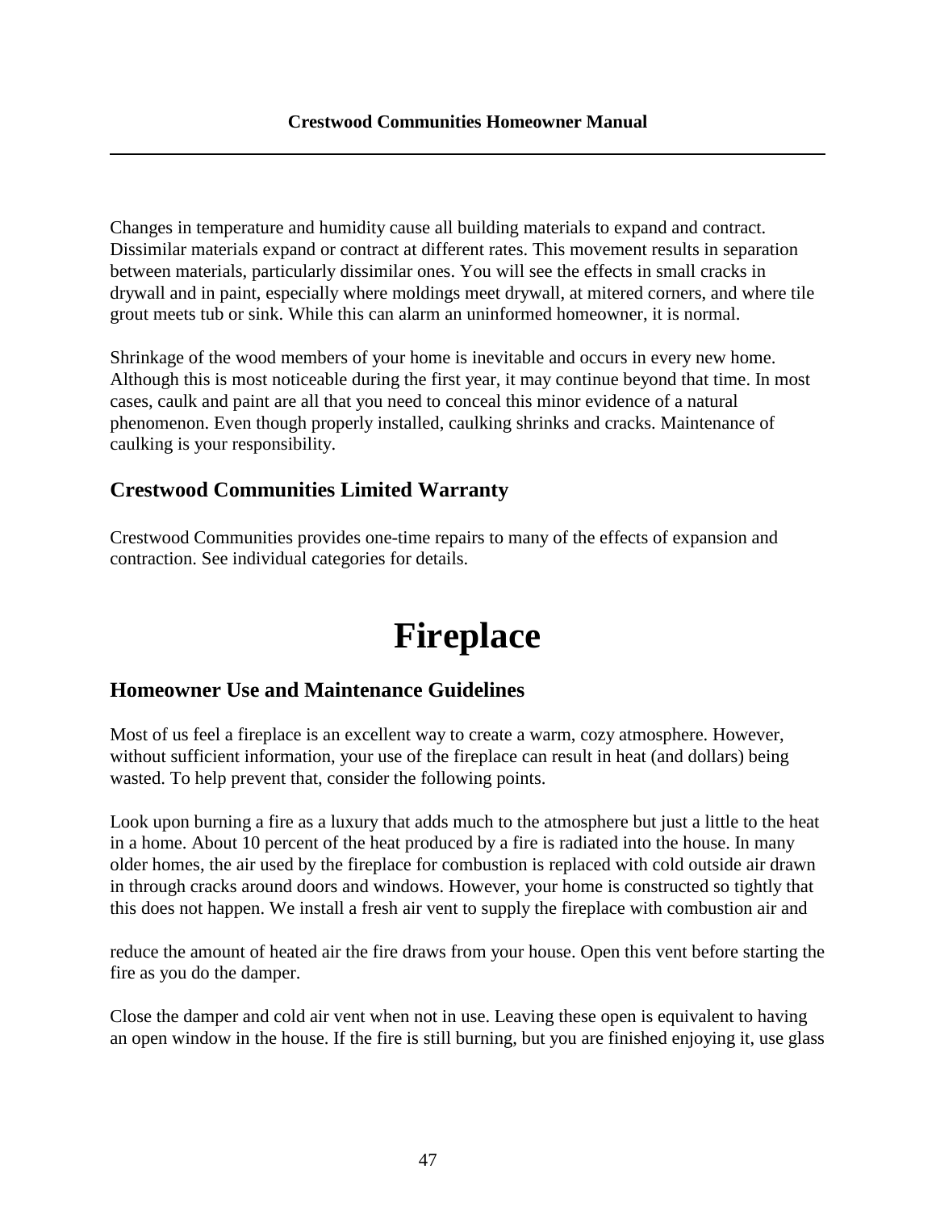Changes in temperature and humidity cause all building materials to expand and contract. Dissimilar materials expand or contract at different rates. This movement results in separation between materials, particularly dissimilar ones. You will see the effects in small cracks in drywall and in paint, especially where moldings meet drywall, at mitered corners, and where tile grout meets tub or sink. While this can alarm an uninformed homeowner, it is normal.

Shrinkage of the wood members of your home is inevitable and occurs in every new home. Although this is most noticeable during the first year, it may continue beyond that time. In most cases, caulk and paint are all that you need to conceal this minor evidence of a natural phenomenon. Even though properly installed, caulking shrinks and cracks. Maintenance of caulking is your responsibility.

## Crestwood Communities Limited Warranty

Crestwood Communities provides one-time repairs to many of the effects of expansion and contraction. See individual categories for details.

# Fireplace

## Homeowner Use and Maintenance Guidelines

Most of us feel a fireplace is an excellent way to create a warm, cozy atmosphere. However, without sufficient information, your use of the fireplace can result in heat (and dollars) being wasted. To help prevent that, consider the following points.

Look upon burning a fire as a luxury that adds much to the atmosphere but just a little to the heat in a home. About 10 percent of the heat produced by a fire is radiated into the house. In many older homes, the air used by the fireplace for combustion is replaced with cold outside air drawn in through cracks around doors and windows. However, your home is constructed so tightly that this does not happen. We install a fresh air vent to supply the fireplace with combustion air and reduce the amount of heated air the fire draws from your house. Open this vent before starting the fire as you do the damper.

Close the damper and cold air vent when not in use. Leaving these open is equivalent to having an open window in the house. If the fire is still burning, but you are finished enjoying it, use glass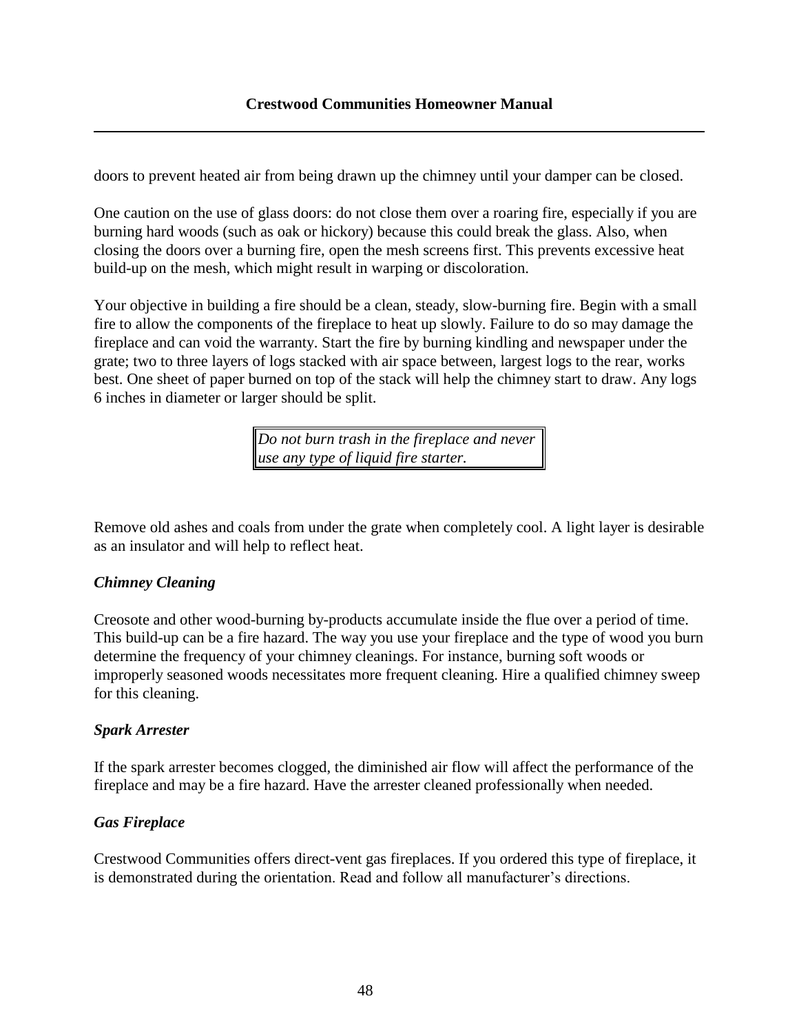doors to prevent heated air from being drawn up the chimney until your damper can be closed.

One caution on the use of glass doors: do not close them over a roaring fire, especially if you are burning hard woods (such as oak or hickory) because this could break the glass. Also, when closing the doors over a burning fire, open the mesh screens first. This prevents excessive heat build-up on the mesh, which might result in warping or discoloration.

Your objective in building a fire should be a clean, steady, slow-burning fire. Begin with a small fire to allow the components of the fireplace to heat up slowly. Failure to do so may damage the fireplace and can void the warranty. Start the fire by burning kindling and newspaper under the grate; two to three layers of logs stacked with air space between, largest logs to the rear, works best. One sheet of paper burned on top of the stack will help the chimney start to draw. Any logs 6 inches in diameter or larger should be split.

> *Do not burn trash in the fireplace and never use any type of liquid fire starter.*

Remove old ashes and coals from under the grate when completely cool. A light layer is desirable as an insulator and will help to reflect heat.

### *Chimney Cleaning*

Creosote and other wood-burning by-products accumulate inside the flue over a period of time. This build-up can be a fire hazard. The way you use your fireplace and the type of wood you burn determine the frequency of your chimney cleanings. For instance, burning soft woods or improperly seasoned woods necessitates more frequent cleaning. Hire a qualified chimney sweep for this cleaning.

### *Spark Arrester*

If the spark arrester becomes clogged, the diminished air flow will affect the performance of the fireplace and may be a fire hazard. Have the arrester cleaned professionally when needed.

### *Gas Fireplace*

Crestwood Communities offers direct-vent gas fireplaces. If you ordered this type of fireplace, it is demonstrated during the orientation. Read and follow all manufacturer's directions.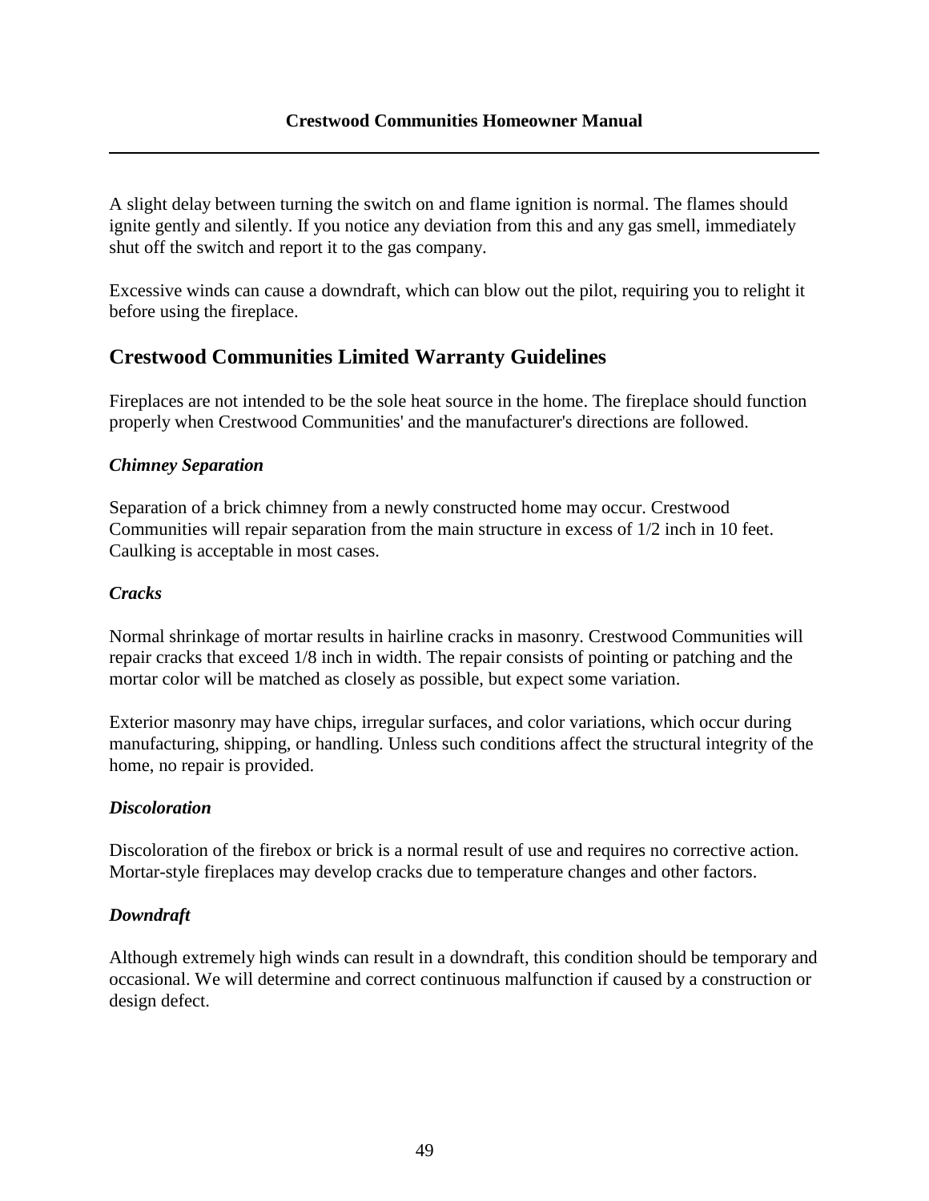A slight delay between turning the switch on and flame ignition is normal. The flames should ignite gently and silently. If you notice any deviation from this and any gas smell, immediately shut off the switch and report it to the gas company.

Excessive winds can cause a downdraft, which can blow out the pilot, requiring you to relight it before using the fireplace.

## Crestwood Communities Limited Warranty Guidelines

Fireplaces are not intended to be the sole heat source in the home. The fireplace should function properly when Crestwood Communities' and the manufacturer's directions are followed.

### *Chimney Separation*

Separation of a brick chimney from a newly constructed home may occur. Crestwood Communities will repair separation from the main structure in excess of 1/2 inch in 10 feet. Caulking is acceptable in most cases.

### *Cracks*

Normal shrinkage of mortar results in hairline cracks in masonry. Crestwood Communities will repair cracks that exceed 1/8 inch in width. The repair consists of pointing or patching and the mortar color will be matched as closely as possible, but expect some variation.

Exterior masonry may have chips, irregular surfaces, and color variations, which occur during manufacturing, shipping, or handling. Unless such conditions affect the structural integrity of the home, no repair is provided.

### *Discoloration*

Discoloration of the firebox or brick is a normal result of use and requires no corrective action. Mortar-style fireplaces may develop cracks due to temperature changes and other factors.

### *Downdraft*

Although extremely high winds can result in a downdraft, this condition should be temporary and occasional. We will determine and correct continuous malfunction if caused by a construction or design defect.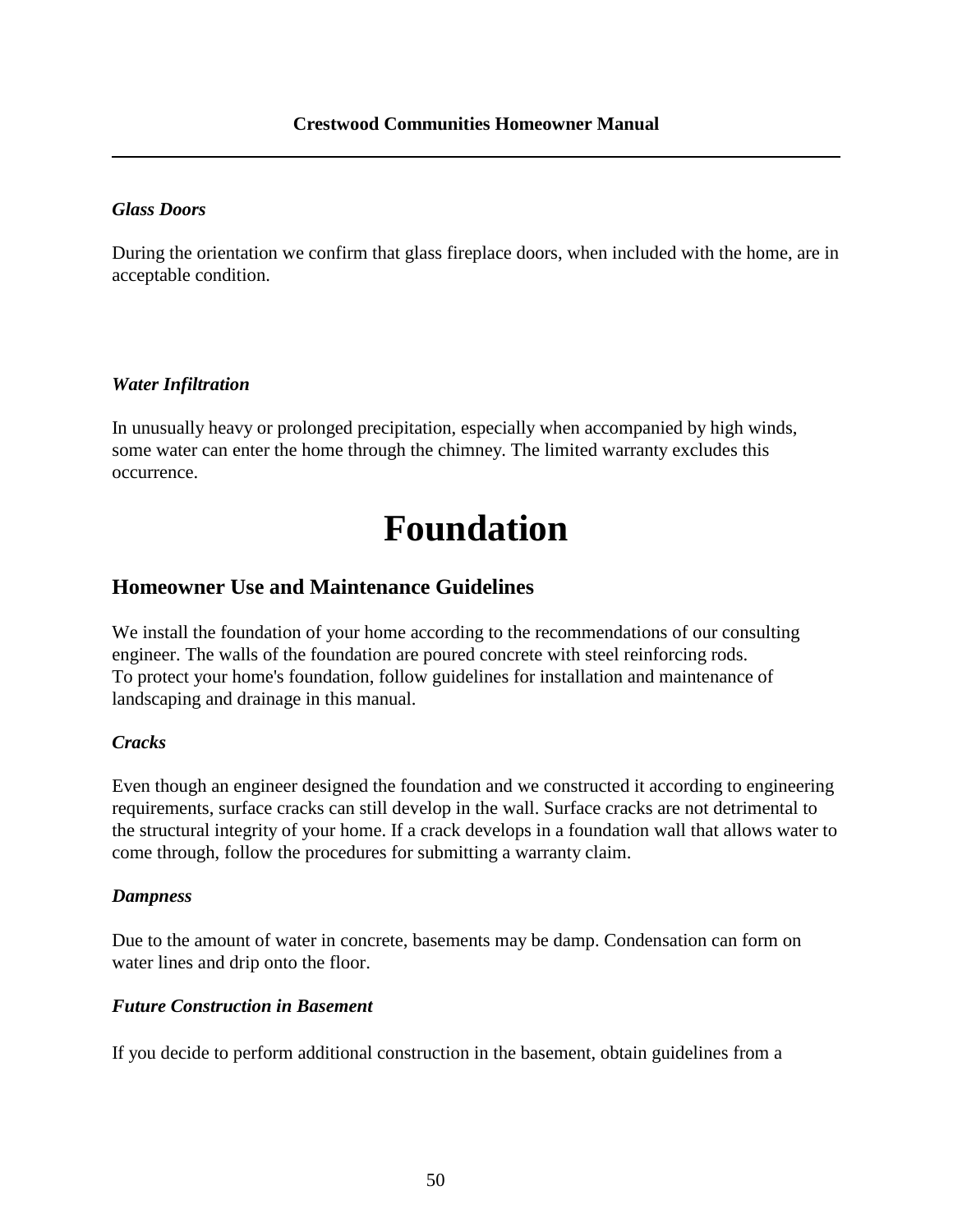*Glass Doors*

During the orientation we confirm that glass fireplace doors, when included with the home, are in acceptable condition.

*Water Infiltration*

In unusually heavy or prolonged precipitation, especially when accompanied by high winds, some water can enter the home through the chimney. The limited warranty excludes this occurrence.

# Foundation

## Homeowner Use and Maintenance Guidelines

We install the foundation of your home according to the recommendations of our consulting engineer. The walls of the foundation are poured concrete with steel reinforcing rods.
To protect your home's foundation, follow guidelines for installation and maintenance of landscaping and drainage in this manual.

***Cracks***

Even though an engineer designed the foundation and we constructed it according to engineering requirements, surface cracks can still develop in the wall. Surface cracks are not detrimental to the structural integrity of your home. If a crack develops in a foundation wall that allows water to come through, follow the procedures for submitting a warranty claim.

***Dampness***

Due to the amount of water in concrete, basements may be damp. Condensation can form on water lines and drip onto the floor.

***Future Construction in Basement***

If you decide to perform additional construction in the basement, obtain guidelines from a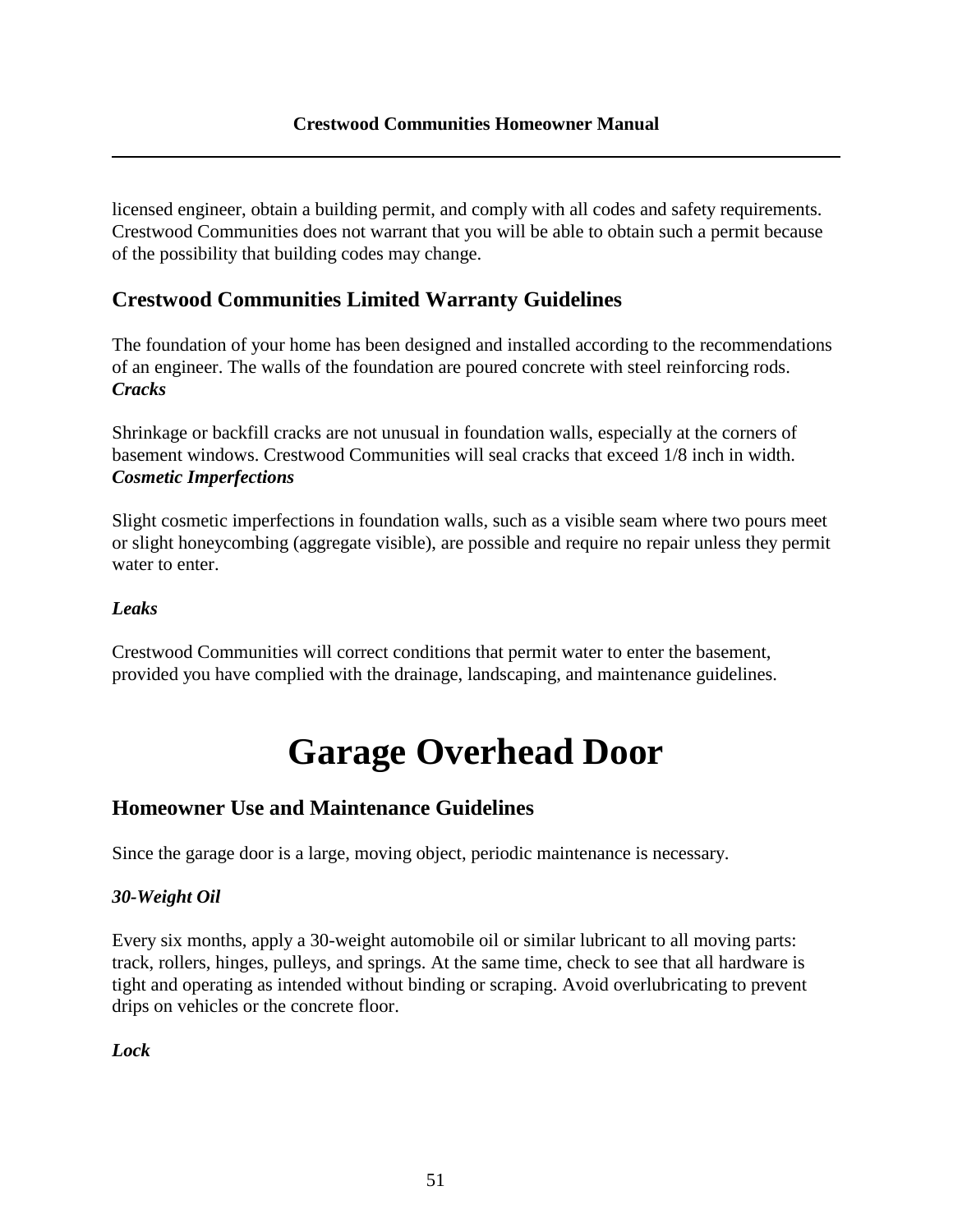licensed engineer, obtain a building permit, and comply with all codes and safety requirements. Crestwood Communities does not warrant that you will be able to obtain such a permit because of the possibility that building codes may change.

## Crestwood Communities Limited Warranty Guidelines

The foundation of your home has been designed and installed according to the recommendations of an engineer. The walls of the foundation are poured concrete with steel reinforcing rods.

***Cracks***

Shrinkage or backfill cracks are not unusual in foundation walls, especially at the corners of basement windows. Crestwood Communities will seal cracks that exceed 1/8 inch in width.

***Cosmetic Imperfections***

Slight cosmetic imperfections in foundation walls, such as a visible seam where two pours meet or slight honeycombing (aggregate visible), are possible and require no repair unless they permit water to enter.

***Leaks***

Crestwood Communities will correct conditions that permit water to enter the basement, provided you have complied with the drainage, landscaping, and maintenance guidelines.

# Garage Overhead Door

## Homeowner Use and Maintenance Guidelines

Since the garage door is a large, moving object, periodic maintenance is necessary.

***30-Weight Oil***

Every six months, apply a 30-weight automobile oil or similar lubricant to all moving parts: track, rollers, hinges, pulleys, and springs. At the same time, check to see that all hardware is tight and operating as intended without binding or scraping. Avoid overlubricating to prevent drips on vehicles or the concrete floor.

***Lock***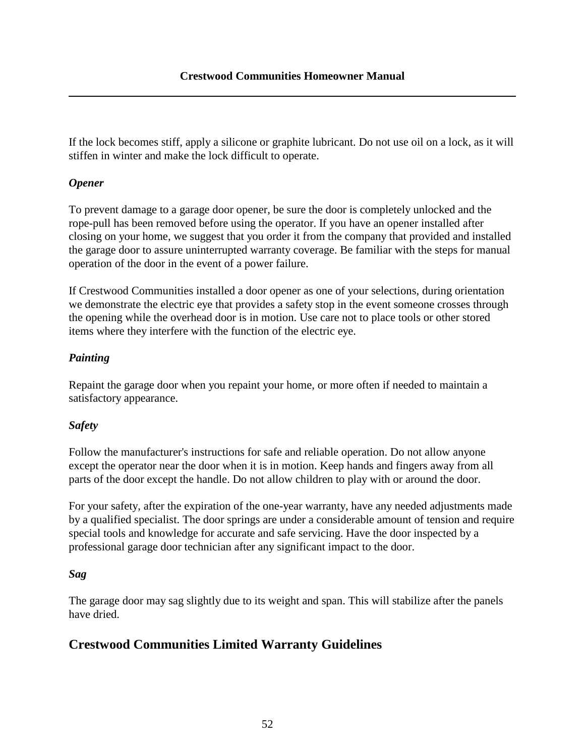If the lock becomes stiff, apply a silicone or graphite lubricant. Do not use oil on a lock, as it will stiffen in winter and make the lock difficult to operate.

### *Opener*

To prevent damage to a garage door opener, be sure the door is completely unlocked and the rope-pull has been removed before using the operator. If you have an opener installed after closing on your home, we suggest that you order it from the company that provided and installed the garage door to assure uninterrupted warranty coverage. Be familiar with the steps for manual operation of the door in the event of a power failure.

If Crestwood Communities installed a door opener as one of your selections, during orientation we demonstrate the electric eye that provides a safety stop in the event someone crosses through the opening while the overhead door is in motion. Use care not to place tools or other stored items where they interfere with the function of the electric eye.

### *Painting*

Repaint the garage door when you repaint your home, or more often if needed to maintain a satisfactory appearance.

### *Safety*

Follow the manufacturer's instructions for safe and reliable operation. Do not allow anyone except the operator near the door when it is in motion. Keep hands and fingers away from all parts of the door except the handle. Do not allow children to play with or around the door.

For your safety, after the expiration of the one-year warranty, have any needed adjustments made by a qualified specialist. The door springs are under a considerable amount of tension and require special tools and knowledge for accurate and safe servicing. Have the door inspected by a professional garage door technician after any significant impact to the door.

### *Sag*

The garage door may sag slightly due to its weight and span. This will stabilize after the panels have dried.

## Crestwood Communities Limited Warranty Guidelines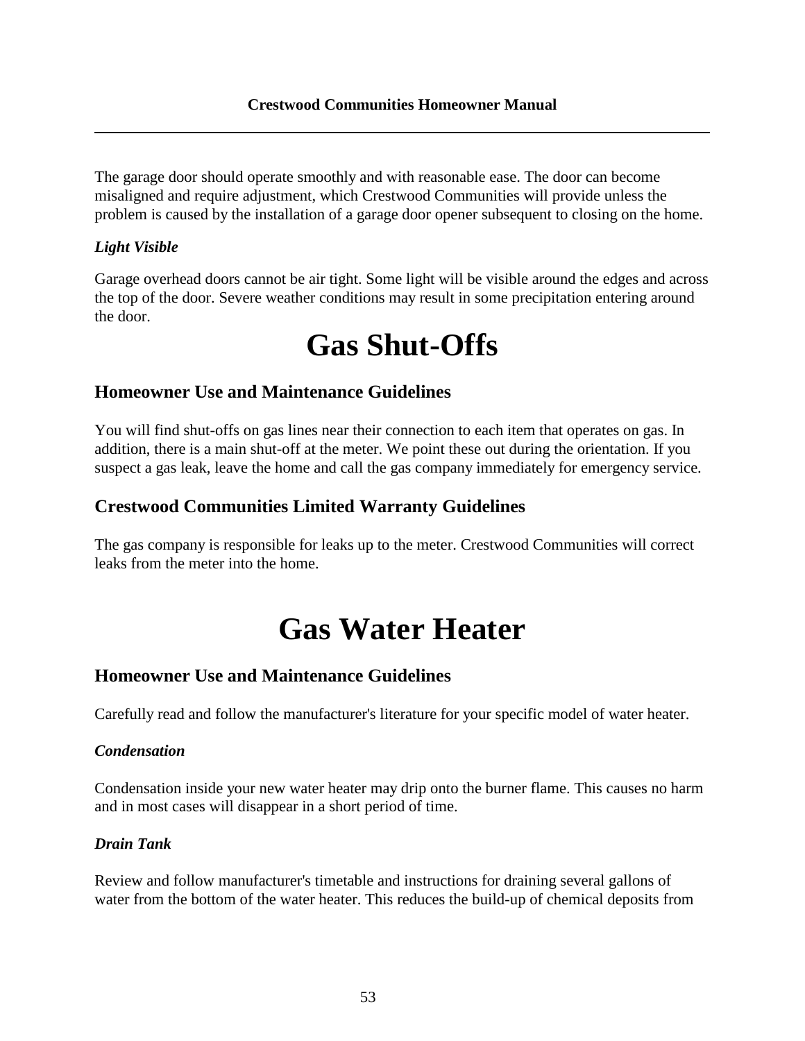The garage door should operate smoothly and with reasonable ease. The door can become misaligned and require adjustment, which Crestwood Communities will provide unless the problem is caused by the installation of a garage door opener subsequent to closing on the home.

***Light Visible***

Garage overhead doors cannot be air tight. Some light will be visible around the edges and across the top of the door. Severe weather conditions may result in some precipitation entering around the door.

# Gas Shut-Offs

## Homeowner Use and Maintenance Guidelines

You will find shut-offs on gas lines near their connection to each item that operates on gas. In addition, there is a main shut-off at the meter. We point these out during the orientation. If you suspect a gas leak, leave the home and call the gas company immediately for emergency service.

## Crestwood Communities Limited Warranty Guidelines

The gas company is responsible for leaks up to the meter. Crestwood Communities will correct leaks from the meter into the home.

# Gas Water Heater

## Homeowner Use and Maintenance Guidelines

Carefully read and follow the manufacturer's literature for your specific model of water heater.

***Condensation***

Condensation inside your new water heater may drip onto the burner flame. This causes no harm and in most cases will disappear in a short period of time.

***Drain Tank***

Review and follow manufacturer's timetable and instructions for draining several gallons of water from the bottom of the water heater. This reduces the build-up of chemical deposits from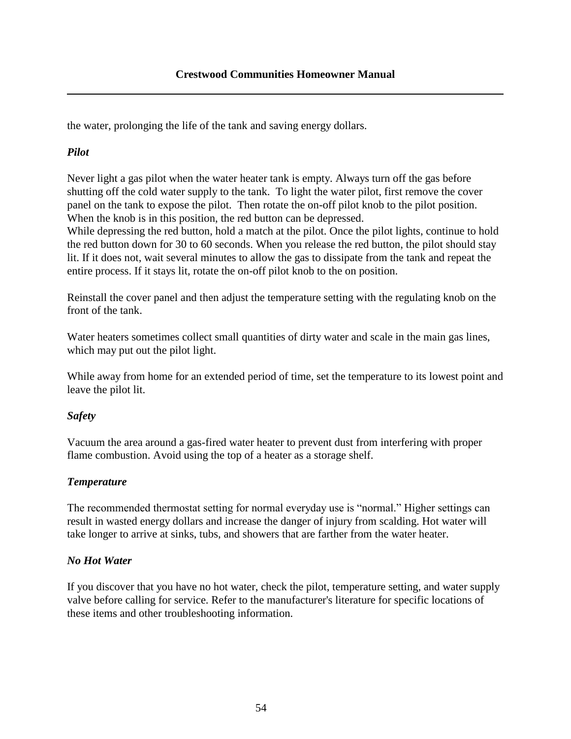the water, prolonging the life of the tank and saving energy dollars.

### *Pilot*

Never light a gas pilot when the water heater tank is empty. Always turn off the gas before shutting off the cold water supply to the tank. To light the water pilot, first remove the cover panel on the tank to expose the pilot. Then rotate the on-off pilot knob to the pilot position. When the knob is in this position, the red button can be depressed.
While depressing the red button, hold a match at the pilot. Once the pilot lights, continue to hold the red button down for 30 to 60 seconds. When you release the red button, the pilot should stay lit. If it does not, wait several minutes to allow the gas to dissipate from the tank and repeat the entire process. If it stays lit, rotate the on-off pilot knob to the on position.

Reinstall the cover panel and then adjust the temperature setting with the regulating knob on the front of the tank.

Water heaters sometimes collect small quantities of dirty water and scale in the main gas lines, which may put out the pilot light.

While away from home for an extended period of time, set the temperature to its lowest point and leave the pilot lit.

### *Safety*

Vacuum the area around a gas-fired water heater to prevent dust from interfering with proper flame combustion. Avoid using the top of a heater as a storage shelf.

### *Temperature*

The recommended thermostat setting for normal everyday use is “normal.” Higher settings can result in wasted energy dollars and increase the danger of injury from scalding. Hot water will take longer to arrive at sinks, tubs, and showers that are farther from the water heater.

### *No Hot Water*

If you discover that you have no hot water, check the pilot, temperature setting, and water supply valve before calling for service. Refer to the manufacturer's literature for specific locations of these items and other troubleshooting information.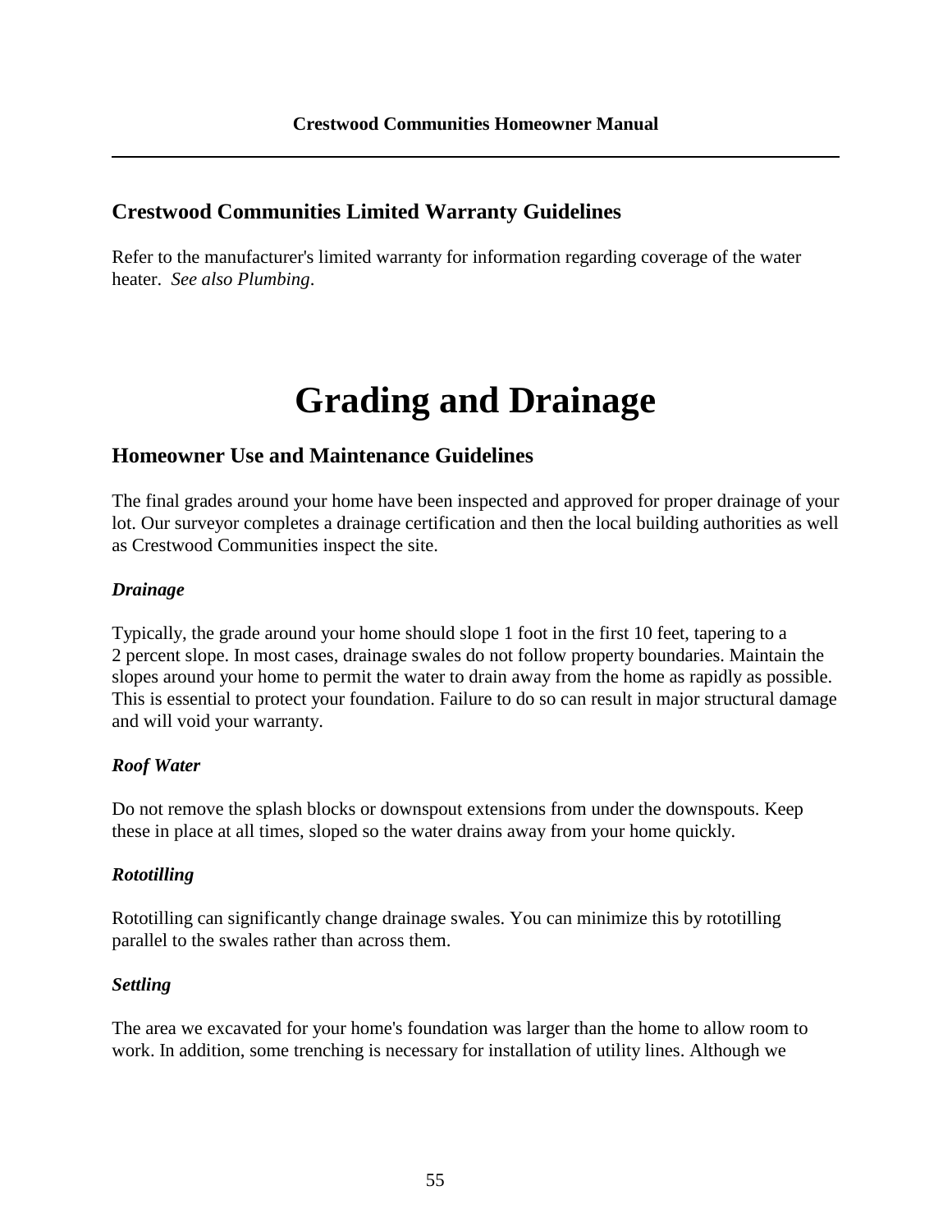## Crestwood Communities Limited Warranty Guidelines

Refer to the manufacturer's limited warranty for information regarding coverage of the water heater. *See also Plumbing*.

# Grading and Drainage

## Homeowner Use and Maintenance Guidelines

The final grades around your home have been inspected and approved for proper drainage of your lot. Our surveyor completes a drainage certification and then the local building authorities as well as Crestwood Communities inspect the site.

***Drainage***

Typically, the grade around your home should slope 1 foot in the first 10 feet, tapering to a 2 percent slope. In most cases, drainage swales do not follow property boundaries. Maintain the slopes around your home to permit the water to drain away from the home as rapidly as possible. This is essential to protect your foundation. Failure to do so can result in major structural damage and will void your warranty.

***Roof Water***

Do not remove the splash blocks or downspout extensions from under the downspouts. Keep these in place at all times, sloped so the water drains away from your home quickly.

***Rototilling***

Rototilling can significantly change drainage swales. You can minimize this by rototilling parallel to the swales rather than across them.

***Settling***

The area we excavated for your home's foundation was larger than the home to allow room to work. In addition, some trenching is necessary for installation of utility lines. Although we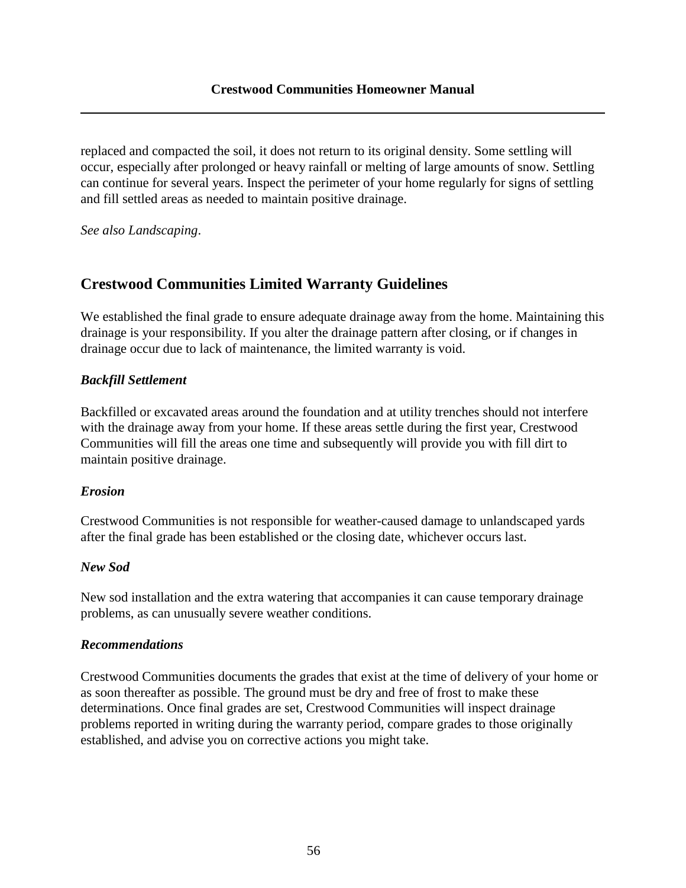replaced and compacted the soil, it does not return to its original density. Some settling will occur, especially after prolonged or heavy rainfall or melting of large amounts of snow. Settling can continue for several years. Inspect the perimeter of your home regularly for signs of settling and fill settled areas as needed to maintain positive drainage.

*See also Landscaping*.

## Crestwood Communities Limited Warranty Guidelines

We established the final grade to ensure adequate drainage away from the home. Maintaining this drainage is your responsibility. If you alter the drainage pattern after closing, or if changes in drainage occur due to lack of maintenance, the limited warranty is void.

### *Backfill Settlement*

Backfilled or excavated areas around the foundation and at utility trenches should not interfere with the drainage away from your home. If these areas settle during the first year, Crestwood Communities will fill the areas one time and subsequently will provide you with fill dirt to maintain positive drainage.

### *Erosion*

Crestwood Communities is not responsible for weather-caused damage to unlandscaped yards after the final grade has been established or the closing date, whichever occurs last.

### *New Sod*

New sod installation and the extra watering that accompanies it can cause temporary drainage problems, as can unusually severe weather conditions.

### *Recommendations*

Crestwood Communities documents the grades that exist at the time of delivery of your home or as soon thereafter as possible. The ground must be dry and free of frost to make these determinations. Once final grades are set, Crestwood Communities will inspect drainage problems reported in writing during the warranty period, compare grades to those originally established, and advise you on corrective actions you might take.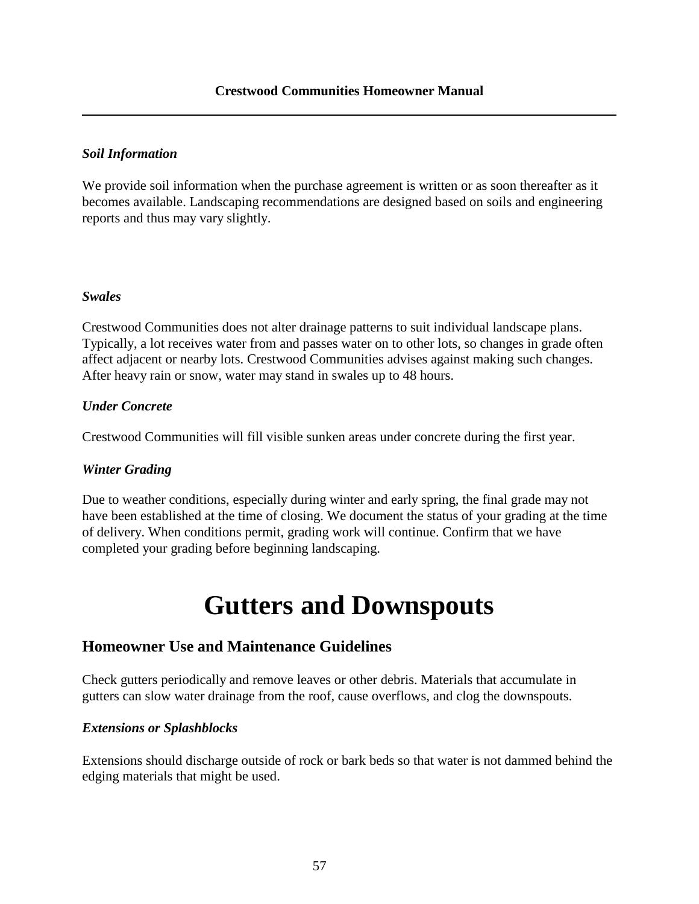### *Soil Information*

We provide soil information when the purchase agreement is written or as soon thereafter as it becomes available. Landscaping recommendations are designed based on soils and engineering reports and thus may vary slightly.

### *Swales*

Crestwood Communities does not alter drainage patterns to suit individual landscape plans. Typically, a lot receives water from and passes water on to other lots, so changes in grade often affect adjacent or nearby lots. Crestwood Communities advises against making such changes. After heavy rain or snow, water may stand in swales up to 48 hours.

### *Under Concrete*

Crestwood Communities will fill visible sunken areas under concrete during the first year.

### *Winter Grading*

Due to weather conditions, especially during winter and early spring, the final grade may not have been established at the time of closing. We document the status of your grading at the time of delivery. When conditions permit, grading work will continue. Confirm that we have completed your grading before beginning landscaping.

# Gutters and Downspouts

## Homeowner Use and Maintenance Guidelines

Check gutters periodically and remove leaves or other debris. Materials that accumulate in gutters can slow water drainage from the roof, cause overflows, and clog the downspouts.

### *Extensions or Splashblocks*

Extensions should discharge outside of rock or bark beds so that water is not dammed behind the edging materials that might be used.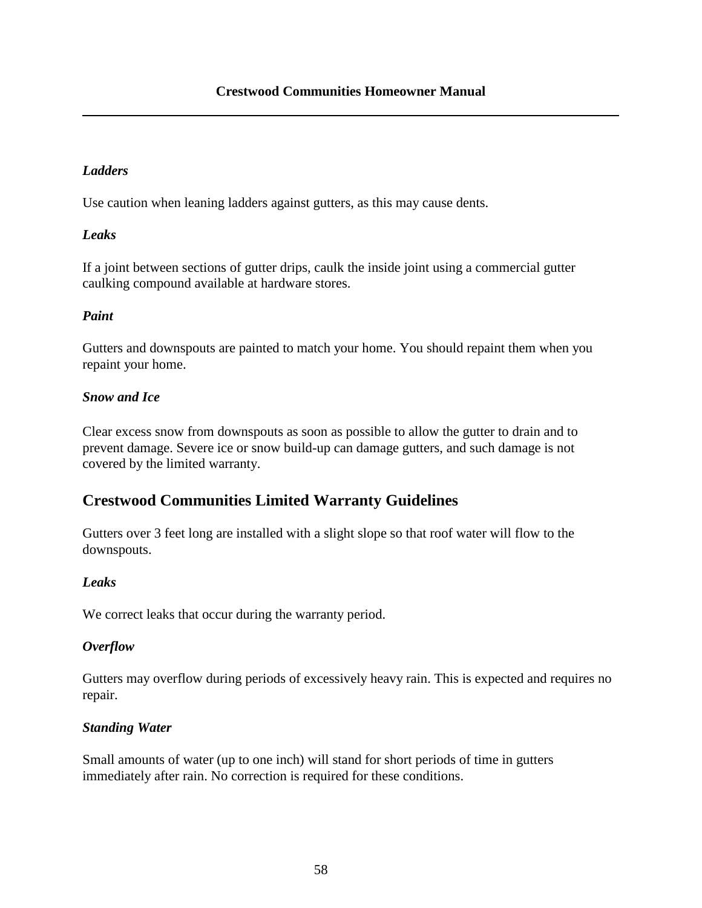### *Ladders*

Use caution when leaning ladders against gutters, as this may cause dents.

### *Leaks*

If a joint between sections of gutter drips, caulk the inside joint using a commercial gutter caulking compound available at hardware stores.

### *Paint*

Gutters and downspouts are painted to match your home. You should repaint them when you repaint your home.

### *Snow and Ice*

Clear excess snow from downspouts as soon as possible to allow the gutter to drain and to prevent damage. Severe ice or snow build-up can damage gutters, and such damage is not covered by the limited warranty.

## Crestwood Communities Limited Warranty Guidelines

Gutters over 3 feet long are installed with a slight slope so that roof water will flow to the downspouts.

### *Leaks*

We correct leaks that occur during the warranty period.

### *Overflow*

Gutters may overflow during periods of excessively heavy rain. This is expected and requires no repair.

### *Standing Water*

Small amounts of water (up to one inch) will stand for short periods of time in gutters immediately after rain. No correction is required for these conditions.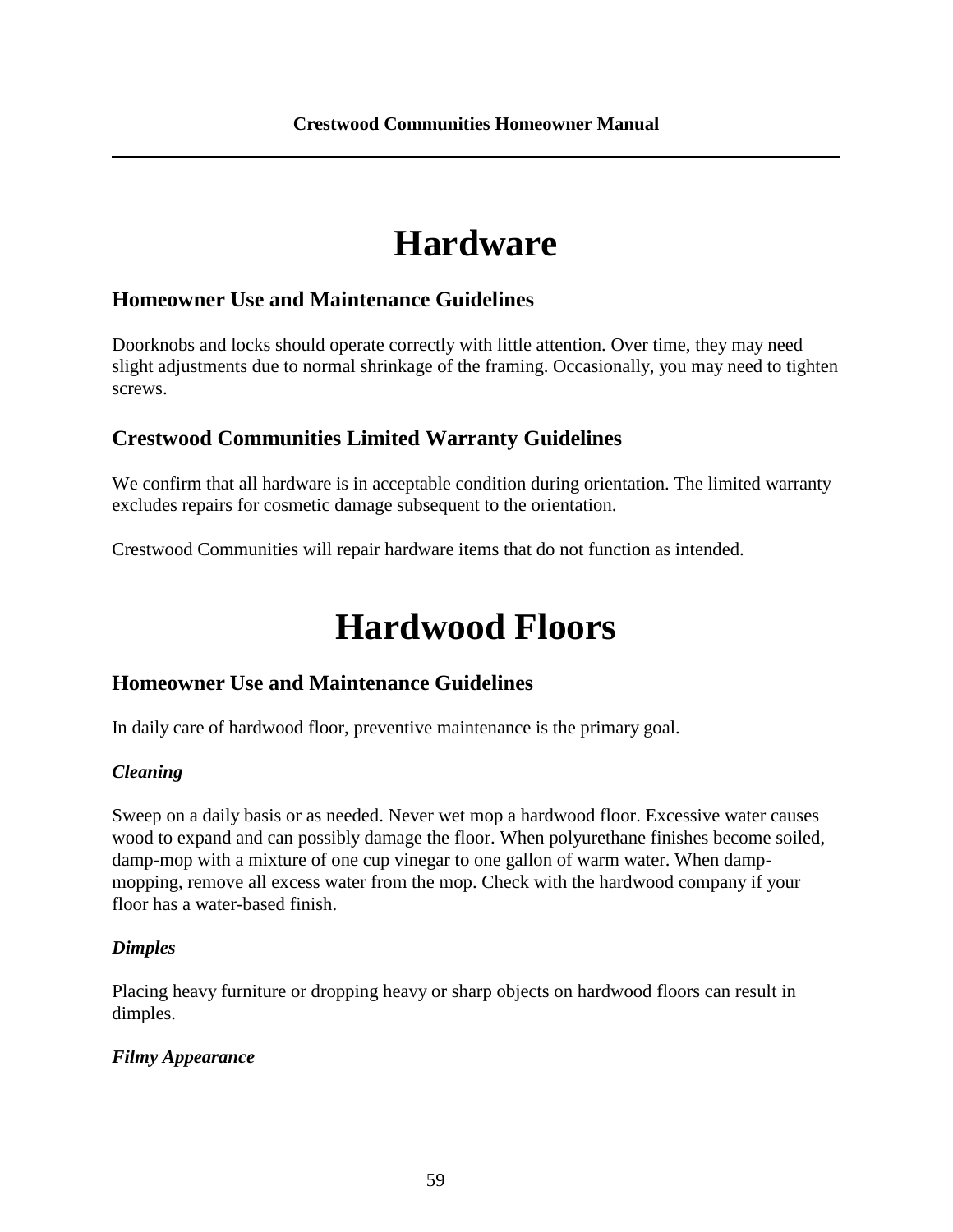# Hardware

## Homeowner Use and Maintenance Guidelines

Doorknobs and locks should operate correctly with little attention. Over time, they may need slight adjustments due to normal shrinkage of the framing. Occasionally, you may need to tighten screws.

## Crestwood Communities Limited Warranty Guidelines

We confirm that all hardware is in acceptable condition during orientation. The limited warranty excludes repairs for cosmetic damage subsequent to the orientation.

Crestwood Communities will repair hardware items that do not function as intended.

# Hardwood Floors

## Homeowner Use and Maintenance Guidelines

In daily care of hardwood floor, preventive maintenance is the primary goal.

### *Cleaning*

Sweep on a daily basis or as needed. Never wet mop a hardwood floor. Excessive water causes wood to expand and can possibly damage the floor. When polyurethane finishes become soiled, damp-mop with a mixture of one cup vinegar to one gallon of warm water. When damp-mopping, remove all excess water from the mop. Check with the hardwood company if your floor has a water-based finish.

### *Dimples*

Placing heavy furniture or dropping heavy or sharp objects on hardwood floors can result in dimples.

### *Filmy Appearance*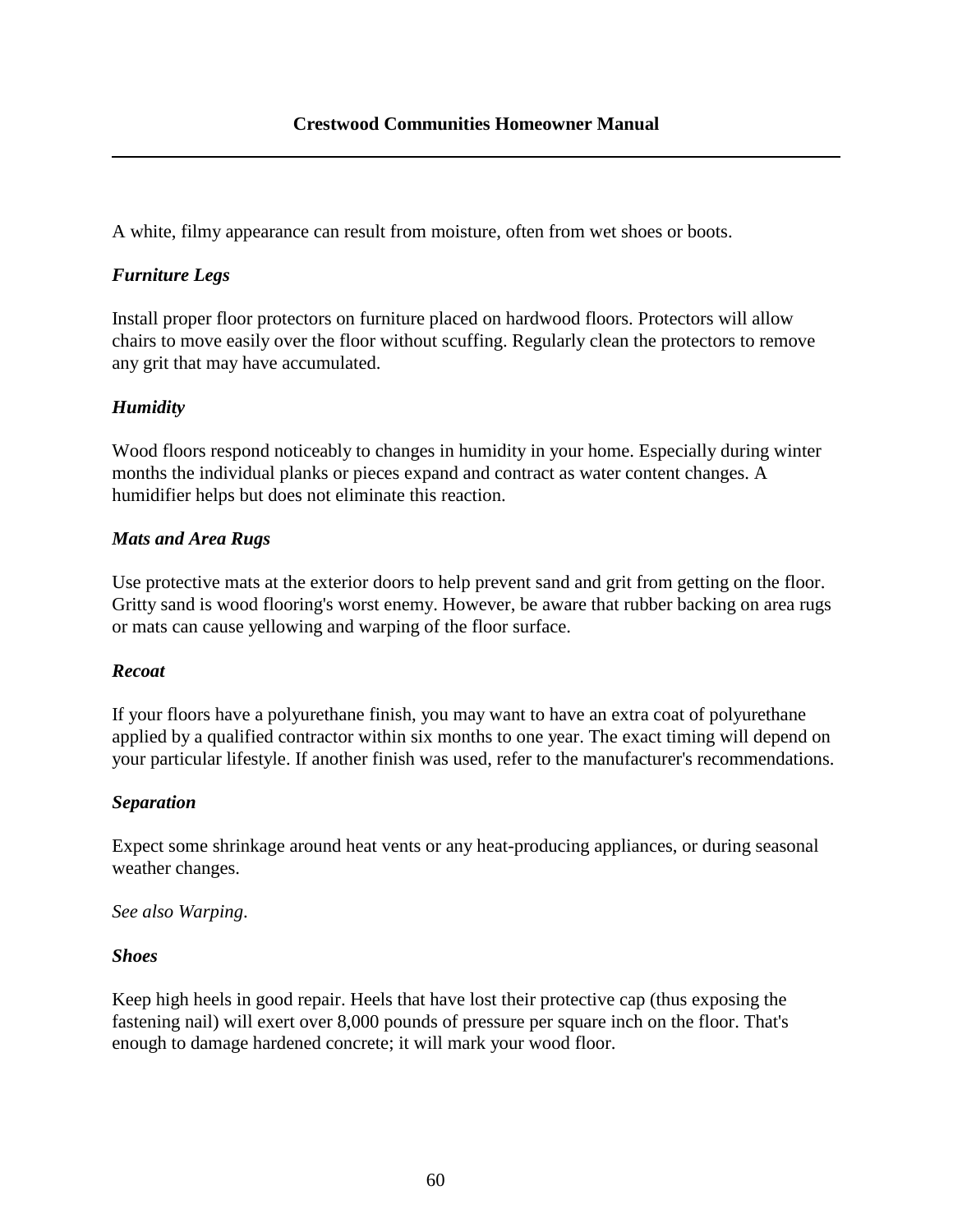A white, filmy appearance can result from moisture, often from wet shoes or boots.

### *Furniture Legs*

Install proper floor protectors on furniture placed on hardwood floors. Protectors will allow chairs to move easily over the floor without scuffing. Regularly clean the protectors to remove any grit that may have accumulated.

### *Humidity*

Wood floors respond noticeably to changes in humidity in your home. Especially during winter months the individual planks or pieces expand and contract as water content changes. A humidifier helps but does not eliminate this reaction.

### *Mats and Area Rugs*

Use protective mats at the exterior doors to help prevent sand and grit from getting on the floor. Gritty sand is wood flooring's worst enemy. However, be aware that rubber backing on area rugs or mats can cause yellowing and warping of the floor surface.

### *Recoat*

If your floors have a polyurethane finish, you may want to have an extra coat of polyurethane applied by a qualified contractor within six months to one year. The exact timing will depend on your particular lifestyle. If another finish was used, refer to the manufacturer's recommendations.

### *Separation*

Expect some shrinkage around heat vents or any heat-producing appliances, or during seasonal weather changes.

*See also Warping.*

### *Shoes*

Keep high heels in good repair. Heels that have lost their protective cap (thus exposing the fastening nail) will exert over 8,000 pounds of pressure per square inch on the floor. That's enough to damage hardened concrete; it will mark your wood floor.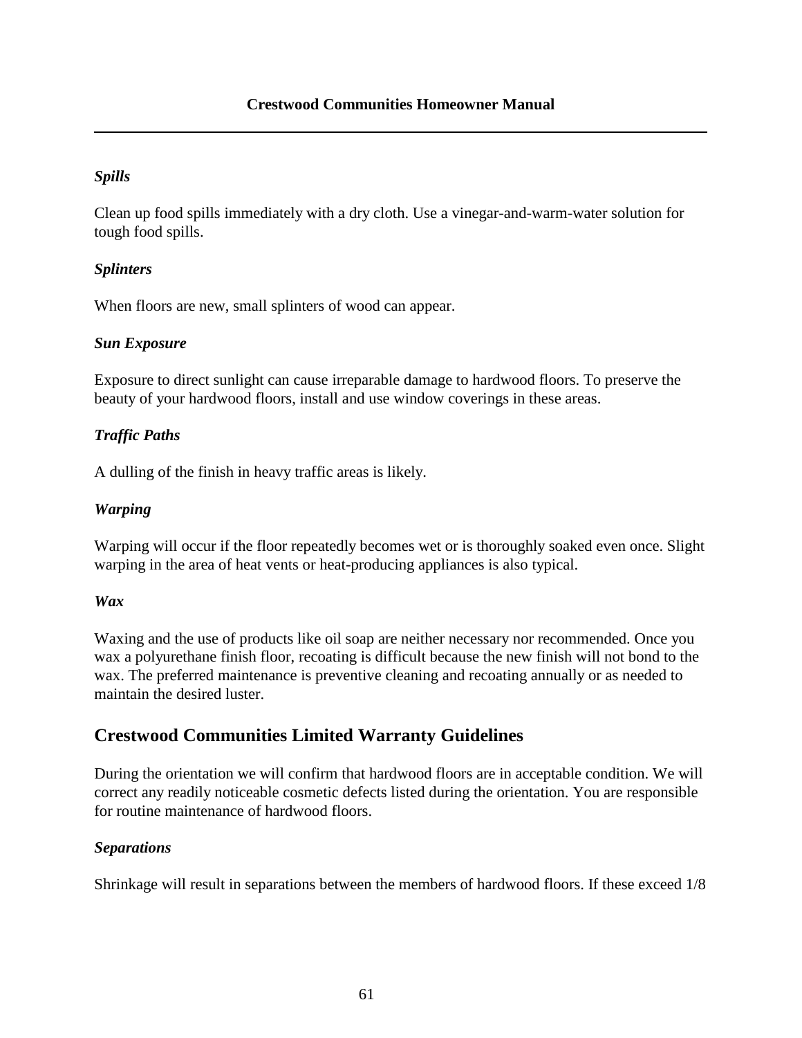### *Spills*

Clean up food spills immediately with a dry cloth. Use a vinegar-and-warm-water solution for tough food spills.

### *Splinters*

When floors are new, small splinters of wood can appear.

### *Sun Exposure*

Exposure to direct sunlight can cause irreparable damage to hardwood floors. To preserve the beauty of your hardwood floors, install and use window coverings in these areas.

### *Traffic Paths*

A dulling of the finish in heavy traffic areas is likely.

### *Warping*

Warping will occur if the floor repeatedly becomes wet or is thoroughly soaked even once. Slight warping in the area of heat vents or heat-producing appliances is also typical.

### *Wax*

Waxing and the use of products like oil soap are neither necessary nor recommended. Once you wax a polyurethane finish floor, recoating is difficult because the new finish will not bond to the wax. The preferred maintenance is preventive cleaning and recoating annually or as needed to maintain the desired luster.

## Crestwood Communities Limited Warranty Guidelines

During the orientation we will confirm that hardwood floors are in acceptable condition. We will correct any readily noticeable cosmetic defects listed during the orientation. You are responsible for routine maintenance of hardwood floors.

### *Separations*

Shrinkage will result in separations between the members of hardwood floors. If these exceed 1/8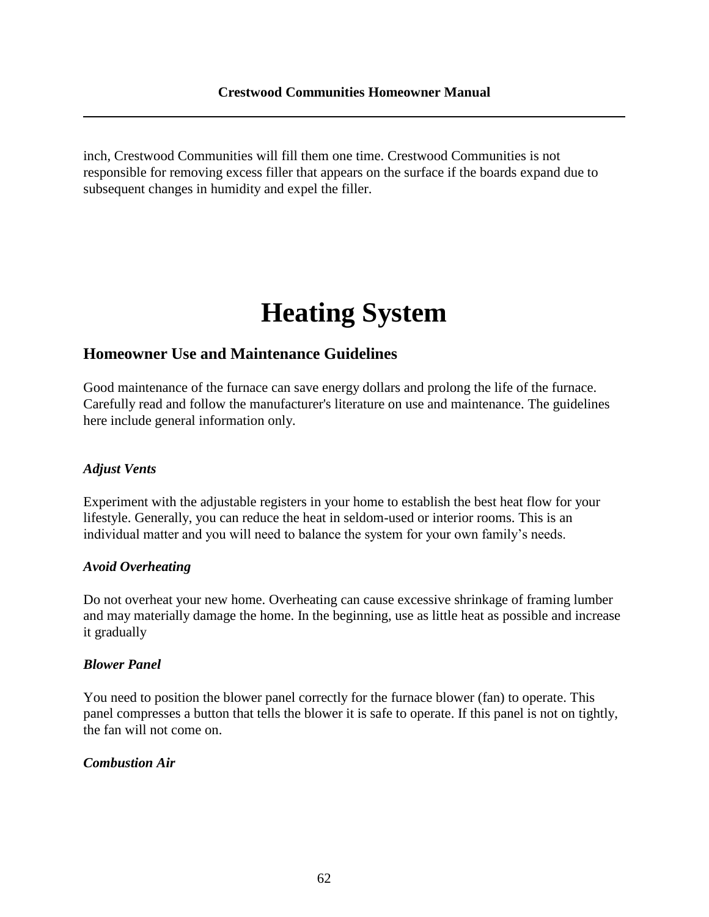inch, Crestwood Communities will fill them one time. Crestwood Communities is not responsible for removing excess filler that appears on the surface if the boards expand due to subsequent changes in humidity and expel the filler.

# Heating System

## Homeowner Use and Maintenance Guidelines

Good maintenance of the furnace can save energy dollars and prolong the life of the furnace. Carefully read and follow the manufacturer's literature on use and maintenance. The guidelines here include general information only.

### *Adjust Vents*

Experiment with the adjustable registers in your home to establish the best heat flow for your lifestyle. Generally, you can reduce the heat in seldom-used or interior rooms. This is an individual matter and you will need to balance the system for your own family's needs.

### *Avoid Overheating*

Do not overheat your new home. Overheating can cause excessive shrinkage of framing lumber and may materially damage the home. In the beginning, use as little heat as possible and increase it gradually

### *Blower Panel*

You need to position the blower panel correctly for the furnace blower (fan) to operate. This panel compresses a button that tells the blower it is safe to operate. If this panel is not on tightly, the fan will not come on.

### *Combustion Air*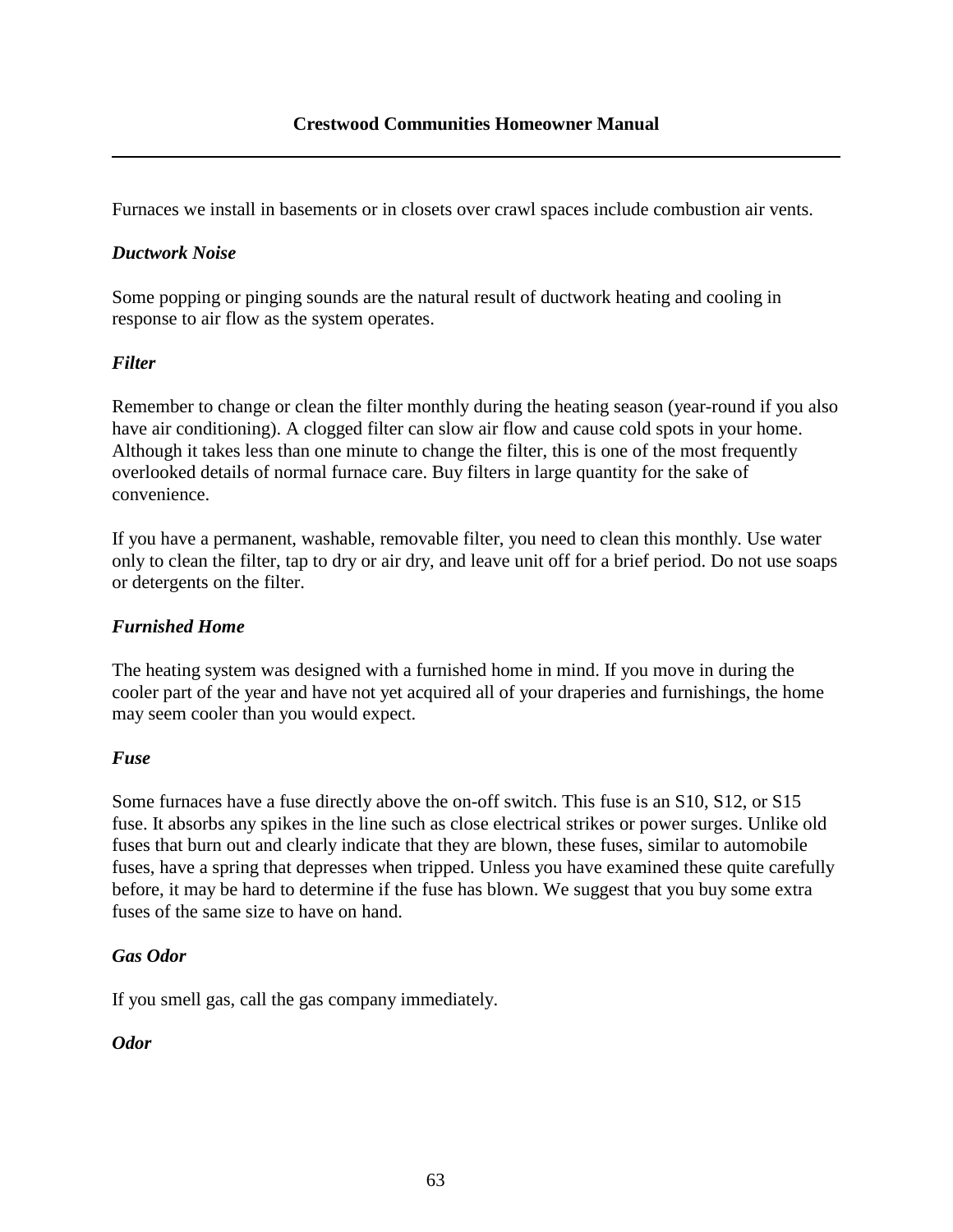Furnaces we install in basements or in closets over crawl spaces include combustion air vents.

### *Ductwork Noise*

Some popping or pinging sounds are the natural result of ductwork heating and cooling in response to air flow as the system operates.

### *Filter*

Remember to change or clean the filter monthly during the heating season (year-round if you also have air conditioning). A clogged filter can slow air flow and cause cold spots in your home. Although it takes less than one minute to change the filter, this is one of the most frequently overlooked details of normal furnace care. Buy filters in large quantity for the sake of convenience.

If you have a permanent, washable, removable filter, you need to clean this monthly. Use water only to clean the filter, tap to dry or air dry, and leave unit off for a brief period. Do not use soaps or detergents on the filter.

### *Furnished Home*

The heating system was designed with a furnished home in mind. If you move in during the cooler part of the year and have not yet acquired all of your draperies and furnishings, the home may seem cooler than you would expect.

### *Fuse*

Some furnaces have a fuse directly above the on-off switch. This fuse is an S10, S12, or S15 fuse. It absorbs any spikes in the line such as close electrical strikes or power surges. Unlike old fuses that burn out and clearly indicate that they are blown, these fuses, similar to automobile fuses, have a spring that depresses when tripped. Unless you have examined these quite carefully before, it may be hard to determine if the fuse has blown. We suggest that you buy some extra fuses of the same size to have on hand.

### *Gas Odor*

If you smell gas, call the gas company immediately.

### *Odor*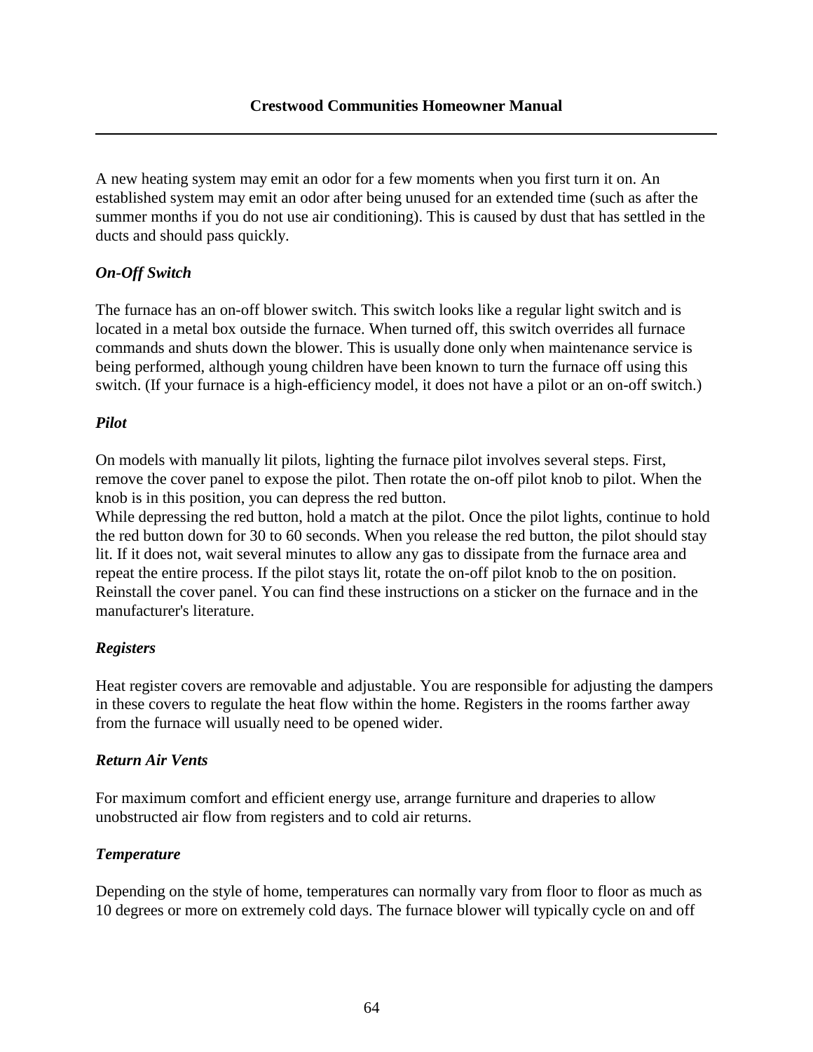A new heating system may emit an odor for a few moments when you first turn it on. An established system may emit an odor after being unused for an extended time (such as after the summer months if you do not use air conditioning). This is caused by dust that has settled in the ducts and should pass quickly.

### *On-Off Switch*

The furnace has an on-off blower switch. This switch looks like a regular light switch and is located in a metal box outside the furnace. When turned off, this switch overrides all furnace commands and shuts down the blower. This is usually done only when maintenance service is being performed, although young children have been known to turn the furnace off using this switch. (If your furnace is a high-efficiency model, it does not have a pilot or an on-off switch.)

### *Pilot*

On models with manually lit pilots, lighting the furnace pilot involves several steps. First, remove the cover panel to expose the pilot. Then rotate the on-off pilot knob to pilot. When the knob is in this position, you can depress the red button.
While depressing the red button, hold a match at the pilot. Once the pilot lights, continue to hold the red button down for 30 to 60 seconds. When you release the red button, the pilot should stay lit. If it does not, wait several minutes to allow any gas to dissipate from the furnace area and repeat the entire process. If the pilot stays lit, rotate the on-off pilot knob to the on position. Reinstall the cover panel. You can find these instructions on a sticker on the furnace and in the manufacturer's literature.

### *Registers*

Heat register covers are removable and adjustable. You are responsible for adjusting the dampers in these covers to regulate the heat flow within the home. Registers in the rooms farther away from the furnace will usually need to be opened wider.

### *Return Air Vents*

For maximum comfort and efficient energy use, arrange furniture and draperies to allow unobstructed air flow from registers and to cold air returns.

### *Temperature*

Depending on the style of home, temperatures can normally vary from floor to floor as much as 10 degrees or more on extremely cold days. The furnace blower will typically cycle on and off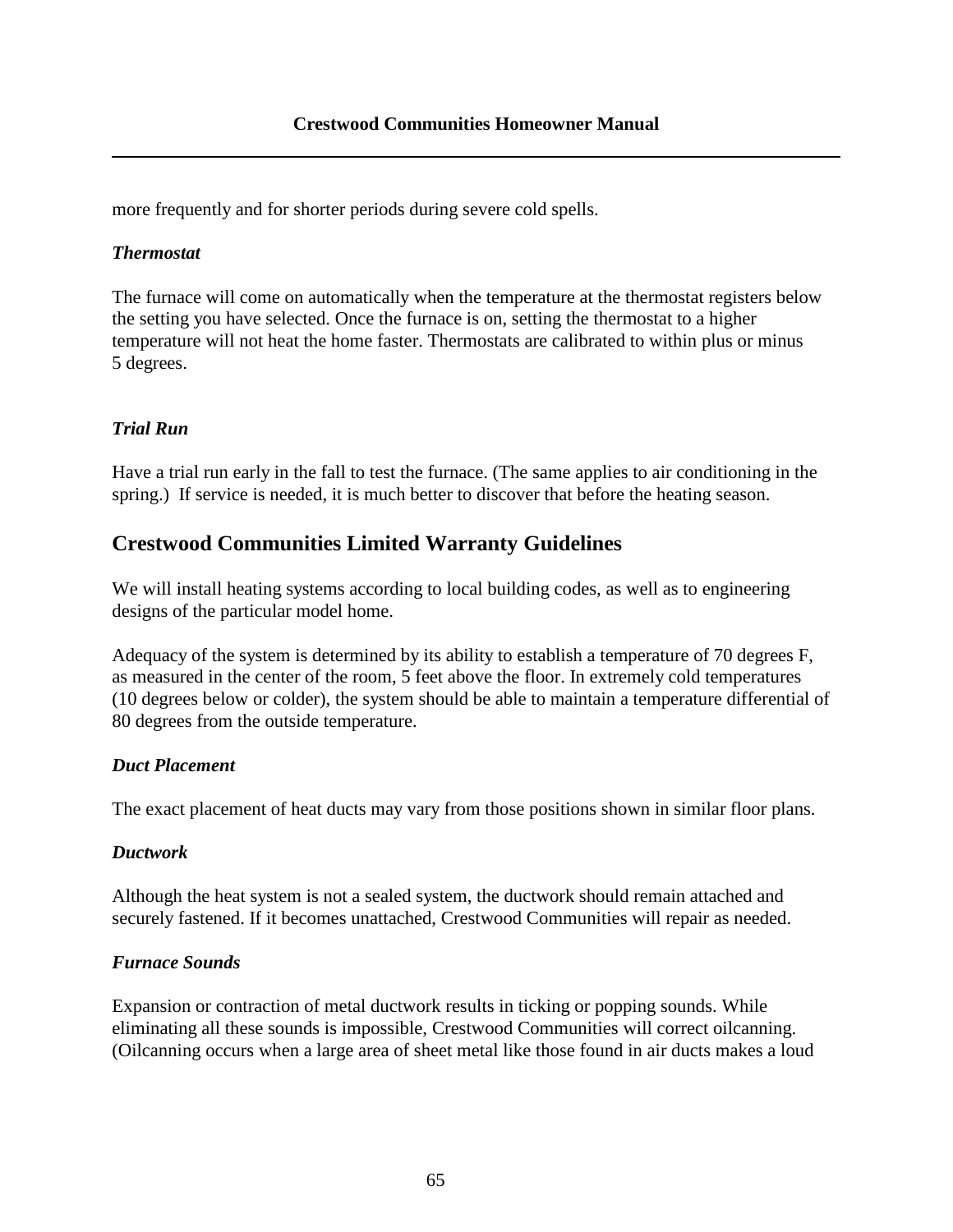more frequently and for shorter periods during severe cold spells.

### *Thermostat*

The furnace will come on automatically when the temperature at the thermostat registers below the setting you have selected. Once the furnace is on, setting the thermostat to a higher temperature will not heat the home faster. Thermostats are calibrated to within plus or minus 5 degrees.

### *Trial Run*

Have a trial run early in the fall to test the furnace. (The same applies to air conditioning in the spring.) If service is needed, it is much better to discover that before the heating season.

## Crestwood Communities Limited Warranty Guidelines

We will install heating systems according to local building codes, as well as to engineering designs of the particular model home.

Adequacy of the system is determined by its ability to establish a temperature of 70 degrees F, as measured in the center of the room, 5 feet above the floor. In extremely cold temperatures (10 degrees below or colder), the system should be able to maintain a temperature differential of 80 degrees from the outside temperature.

### *Duct Placement*

The exact placement of heat ducts may vary from those positions shown in similar floor plans.

### *Ductwork*

Although the heat system is not a sealed system, the ductwork should remain attached and securely fastened. If it becomes unattached, Crestwood Communities will repair as needed.

### *Furnace Sounds*

Expansion or contraction of metal ductwork results in ticking or popping sounds. While eliminating all these sounds is impossible, Crestwood Communities will correct oilcanning. (Oilcanning occurs when a large area of sheet metal like those found in air ducts makes a loud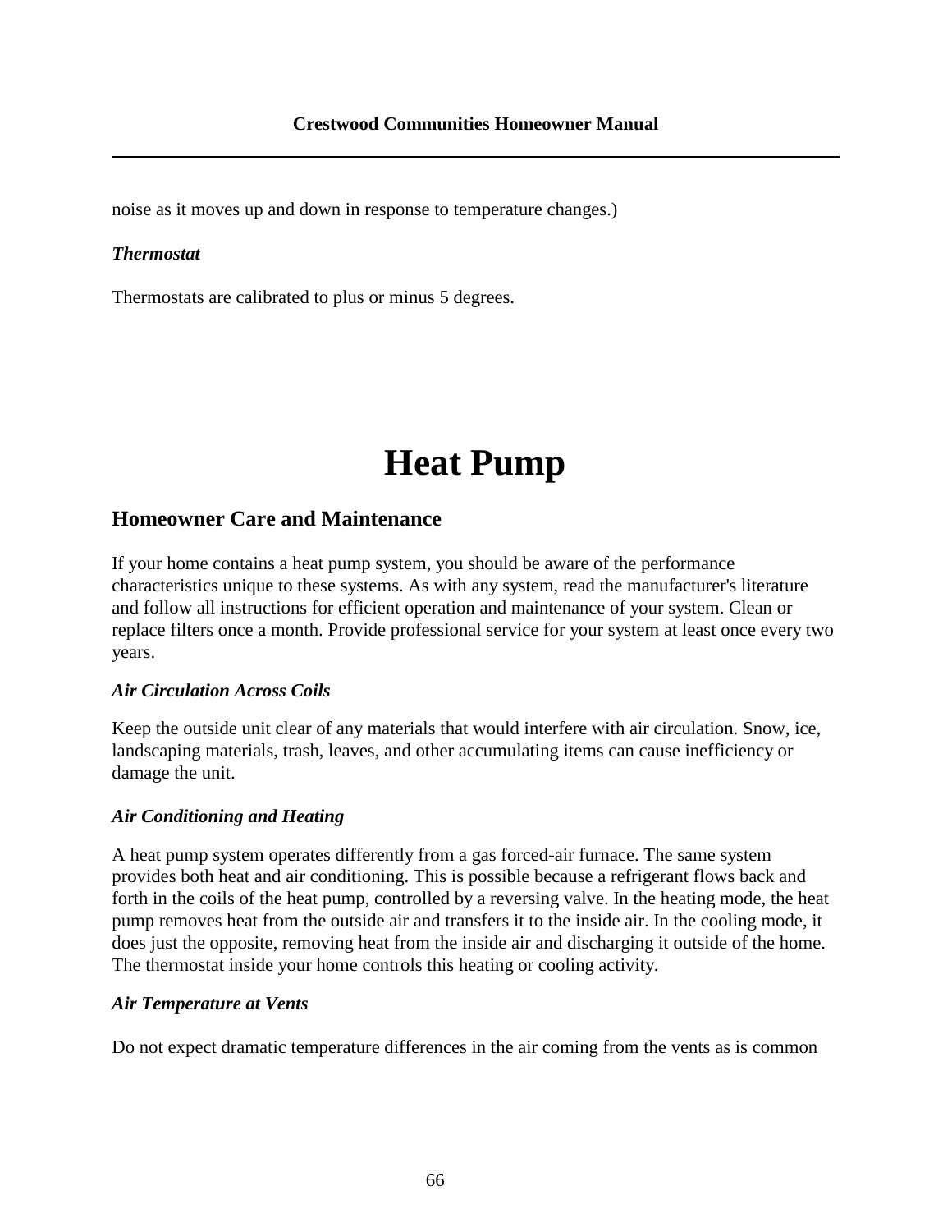noise as it moves up and down in response to temperature changes.)

***Thermostat***

Thermostats are calibrated to plus or minus 5 degrees.

# Heat Pump

## Homeowner Care and Maintenance

If your home contains a heat pump system, you should be aware of the performance characteristics unique to these systems. As with any system, read the manufacturer's literature and follow all instructions for efficient operation and maintenance of your system. Clean or replace filters once a month. Provide professional service for your system at least once every two years.

***Air Circulation Across Coils***

Keep the outside unit clear of any materials that would interfere with air circulation. Snow, ice, landscaping materials, trash, leaves, and other accumulating items can cause inefficiency or damage the unit.

***Air Conditioning and Heating***

A heat pump system operates differently from a gas forced-air furnace. The same system provides both heat and air conditioning. This is possible because a refrigerant flows back and forth in the coils of the heat pump, controlled by a reversing valve. In the heating mode, the heat pump removes heat from the outside air and transfers it to the inside air. In the cooling mode, it does just the opposite, removing heat from the inside air and discharging it outside of the home. The thermostat inside your home controls this heating or cooling activity.

***Air Temperature at Vents***

Do not expect dramatic temperature differences in the air coming from the vents as is common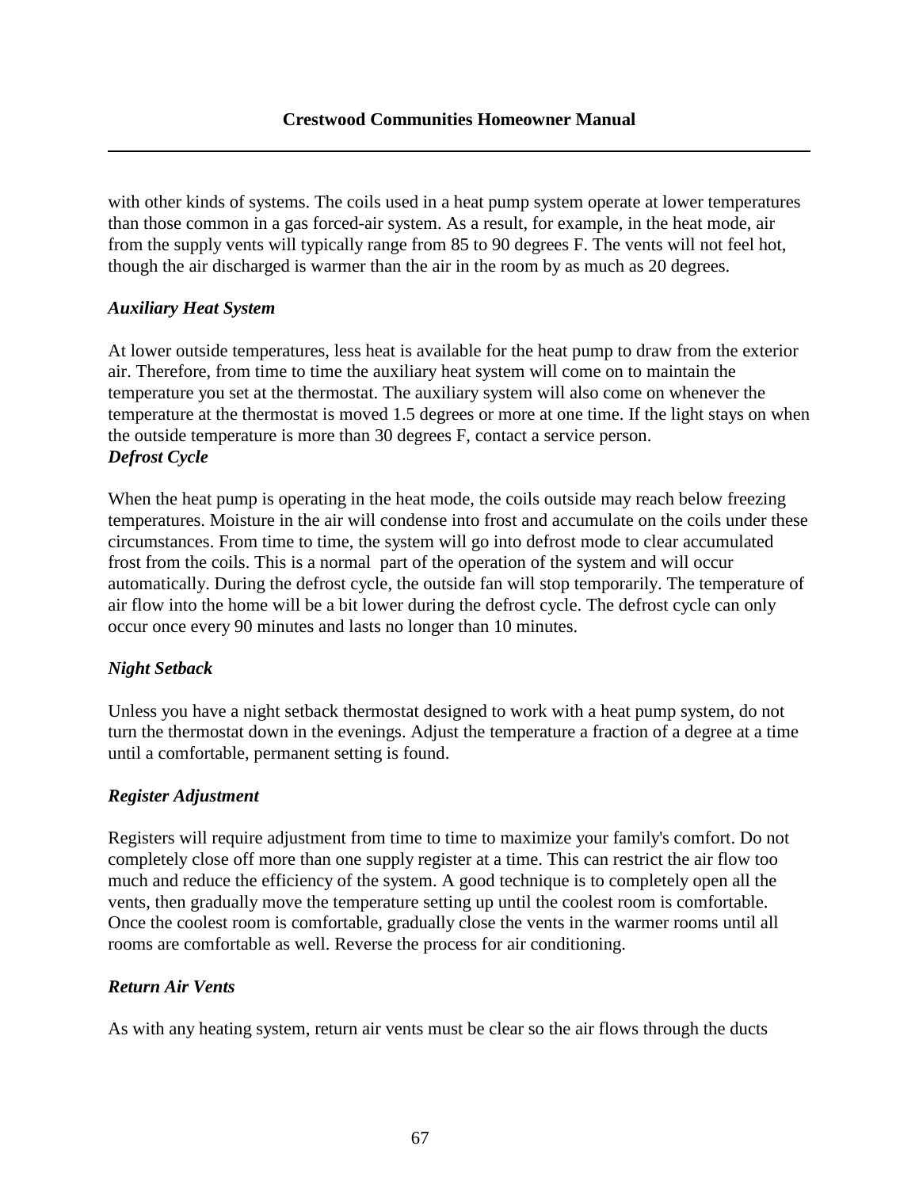with other kinds of systems. The coils used in a heat pump system operate at lower temperatures than those common in a gas forced-air system. As a result, for example, in the heat mode, air from the supply vents will typically range from 85 to 90 degrees F. The vents will not feel hot, though the air discharged is warmer than the air in the room by as much as 20 degrees.

### *Auxiliary Heat System*

At lower outside temperatures, less heat is available for the heat pump to draw from the exterior air. Therefore, from time to time the auxiliary heat system will come on to maintain the temperature you set at the thermostat. The auxiliary system will also come on whenever the temperature at the thermostat is moved 1.5 degrees or more at one time. If the light stays on when the outside temperature is more than 30 degrees F, contact a service person.

### *Defrost Cycle*

When the heat pump is operating in the heat mode, the coils outside may reach below freezing temperatures. Moisture in the air will condense into frost and accumulate on the coils under these circumstances. From time to time, the system will go into defrost mode to clear accumulated frost from the coils. This is a normal part of the operation of the system and will occur automatically. During the defrost cycle, the outside fan will stop temporarily. The temperature of air flow into the home will be a bit lower during the defrost cycle. The defrost cycle can only occur once every 90 minutes and lasts no longer than 10 minutes.

### *Night Setback*

Unless you have a night setback thermostat designed to work with a heat pump system, do not turn the thermostat down in the evenings. Adjust the temperature a fraction of a degree at a time until a comfortable, permanent setting is found.

### *Register Adjustment*

Registers will require adjustment from time to time to maximize your family's comfort. Do not completely close off more than one supply register at a time. This can restrict the air flow too much and reduce the efficiency of the system. A good technique is to completely open all the vents, then gradually move the temperature setting up until the coolest room is comfortable. Once the coolest room is comfortable, gradually close the vents in the warmer rooms until all rooms are comfortable as well. Reverse the process for air conditioning.

### *Return Air Vents*

As with any heating system, return air vents must be clear so the air flows through the ducts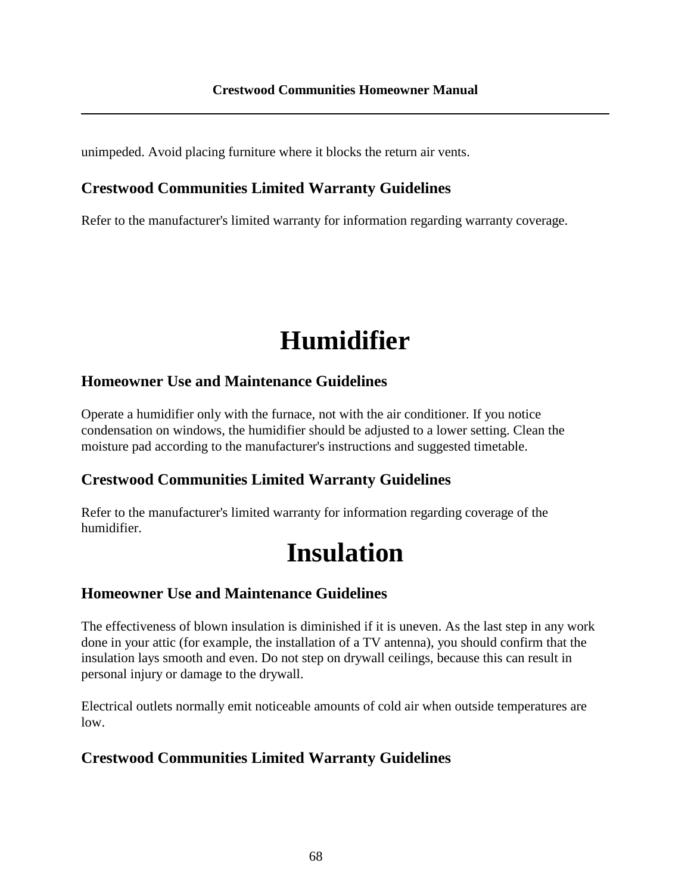unimpeded. Avoid placing furniture where it blocks the return air vents.

### Crestwood Communities Limited Warranty Guidelines

Refer to the manufacturer's limited warranty for information regarding warranty coverage.

# Humidifier

### Homeowner Use and Maintenance Guidelines

Operate a humidifier only with the furnace, not with the air conditioner. If you notice condensation on windows, the humidifier should be adjusted to a lower setting. Clean the moisture pad according to the manufacturer's instructions and suggested timetable.

### Crestwood Communities Limited Warranty Guidelines

Refer to the manufacturer's limited warranty for information regarding coverage of the humidifier.

# Insulation

### Homeowner Use and Maintenance Guidelines

The effectiveness of blown insulation is diminished if it is uneven. As the last step in any work done in your attic (for example, the installation of a TV antenna), you should confirm that the insulation lays smooth and even. Do not step on drywall ceilings, because this can result in personal injury or damage to the drywall.

Electrical outlets normally emit noticeable amounts of cold air when outside temperatures are low.

### Crestwood Communities Limited Warranty Guidelines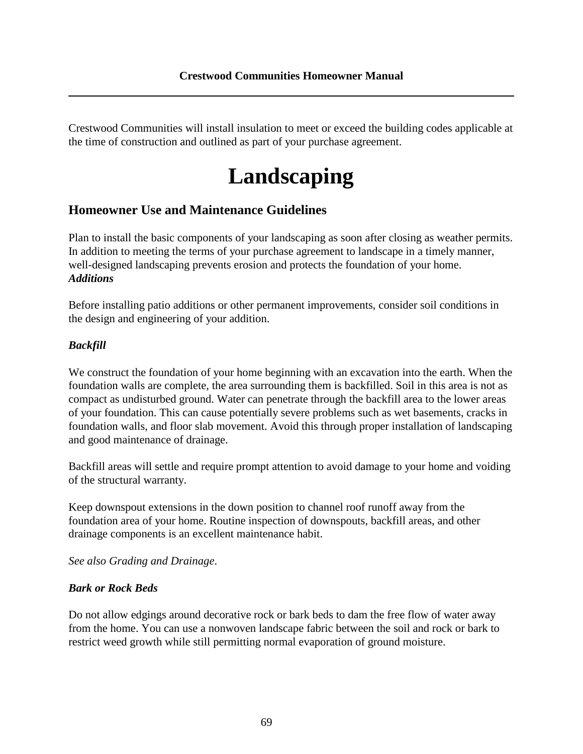Crestwood Communities will install insulation to meet or exceed the building codes applicable at the time of construction and outlined as part of your purchase agreement.

# Landscaping

## Homeowner Use and Maintenance Guidelines

Plan to install the basic components of your landscaping as soon after closing as weather permits. In addition to meeting the terms of your purchase agreement to landscape in a timely manner, well-designed landscaping prevents erosion and protects the foundation of your home.

***Additions***

Before installing patio additions or other permanent improvements, consider soil conditions in the design and engineering of your addition.

***Backfill***

We construct the foundation of your home beginning with an excavation into the earth. When the foundation walls are complete, the area surrounding them is backfilled. Soil in this area is not as compact as undisturbed ground. Water can penetrate through the backfill area to the lower areas of your foundation. This can cause potentially severe problems such as wet basements, cracks in foundation walls, and floor slab movement. Avoid this through proper installation of landscaping and good maintenance of drainage.

Backfill areas will settle and require prompt attention to avoid damage to your home and voiding of the structural warranty.

Keep downspout extensions in the down position to channel roof runoff away from the foundation area of your home. Routine inspection of downspouts, backfill areas, and other drainage components is an excellent maintenance habit.

*See also Grading and Drainage*.

***Bark or Rock Beds***

Do not allow edgings around decorative rock or bark beds to dam the free flow of water away from the home. You can use a nonwoven landscape fabric between the soil and rock or bark to restrict weed growth while still permitting normal evaporation of ground moisture.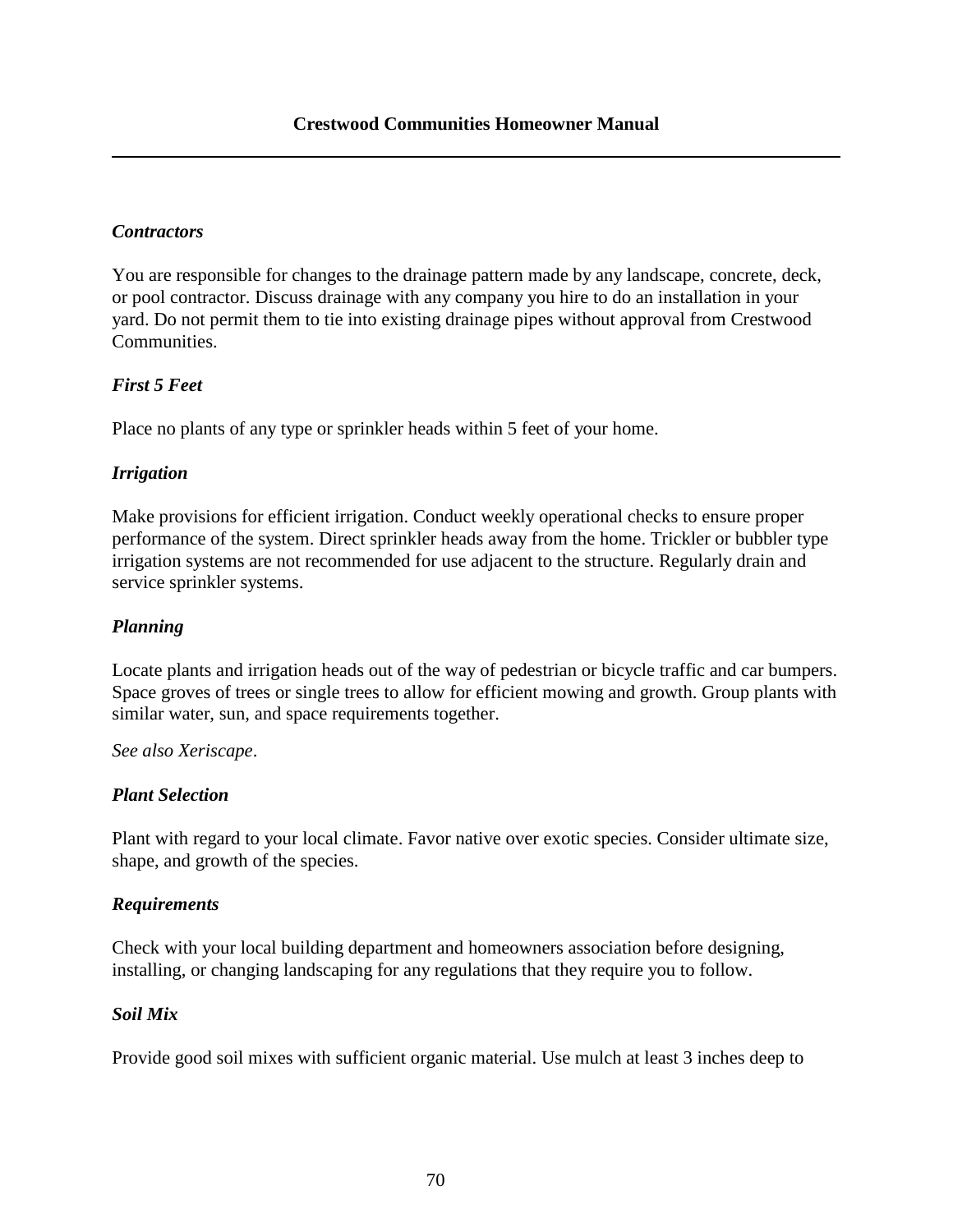### *Contractors*

You are responsible for changes to the drainage pattern made by any landscape, concrete, deck, or pool contractor. Discuss drainage with any company you hire to do an installation in your yard. Do not permit them to tie into existing drainage pipes without approval from Crestwood Communities.

### *First 5 Feet*

Place no plants of any type or sprinkler heads within 5 feet of your home.

### *Irrigation*

Make provisions for efficient irrigation. Conduct weekly operational checks to ensure proper performance of the system. Direct sprinkler heads away from the home. Trickler or bubbler type irrigation systems are not recommended for use adjacent to the structure. Regularly drain and service sprinkler systems.

### *Planning*

Locate plants and irrigation heads out of the way of pedestrian or bicycle traffic and car bumpers. Space groves of trees or single trees to allow for efficient mowing and growth. Group plants with similar water, sun, and space requirements together.

*See also Xeriscape*.

### *Plant Selection*

Plant with regard to your local climate. Favor native over exotic species. Consider ultimate size, shape, and growth of the species.

### *Requirements*

Check with your local building department and homeowners association before designing, installing, or changing landscaping for any regulations that they require you to follow.

### *Soil Mix*

Provide good soil mixes with sufficient organic material. Use mulch at least 3 inches deep to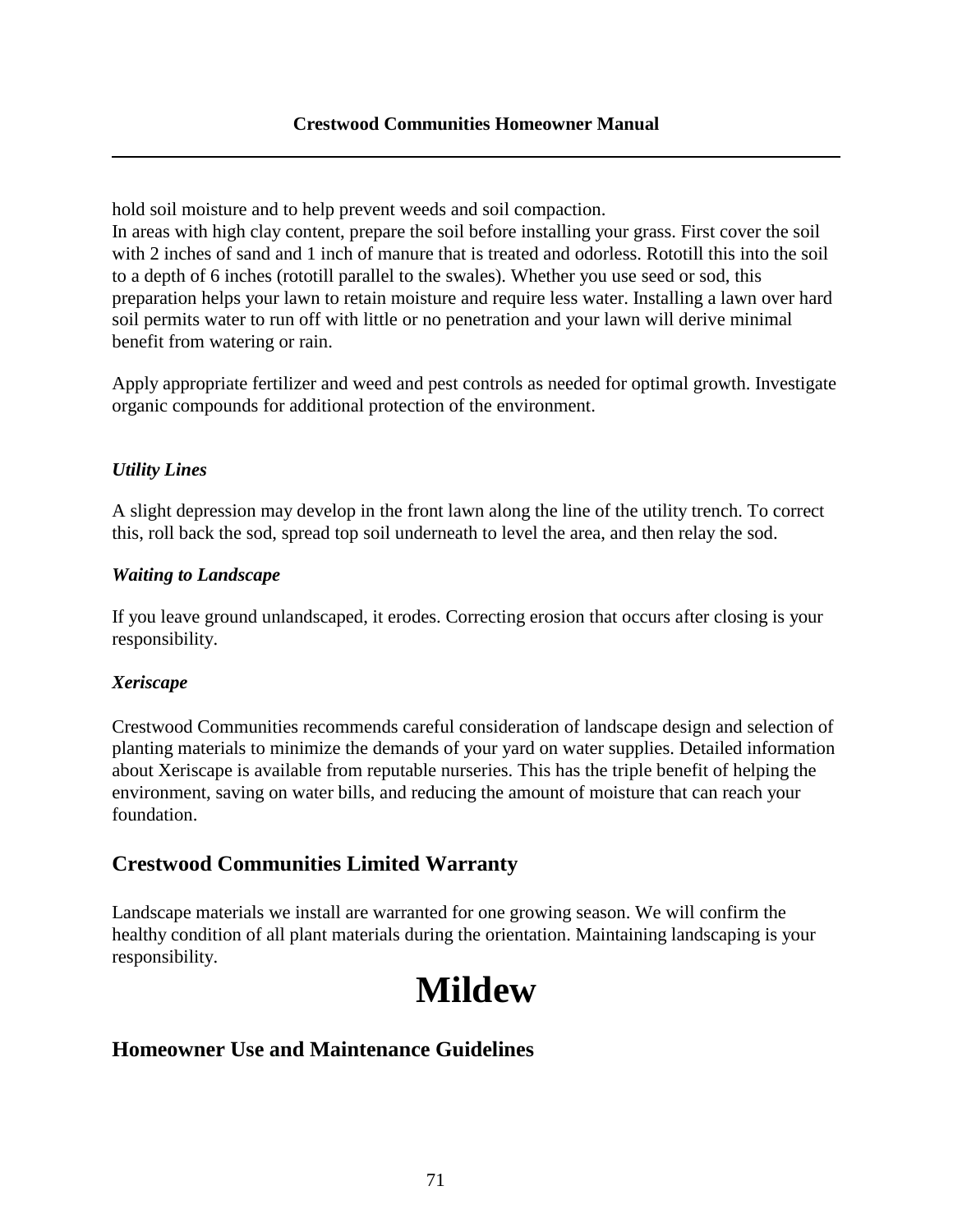hold soil moisture and to help prevent weeds and soil compaction.
In areas with high clay content, prepare the soil before installing your grass. First cover the soil with 2 inches of sand and 1 inch of manure that is treated and odorless. Rototill this into the soil to a depth of 6 inches (rototill parallel to the swales). Whether you use seed or sod, this preparation helps your lawn to retain moisture and require less water. Installing a lawn over hard soil permits water to run off with little or no penetration and your lawn will derive minimal benefit from watering or rain.

Apply appropriate fertilizer and weed and pest controls as needed for optimal growth. Investigate organic compounds for additional protection of the environment.

### *Utility Lines*

A slight depression may develop in the front lawn along the line of the utility trench. To correct this, roll back the sod, spread top soil underneath to level the area, and then relay the sod.

### *Waiting to Landscape*

If you leave ground unlandscaped, it erodes. Correcting erosion that occurs after closing is your responsibility.

### *Xeriscape*

Crestwood Communities recommends careful consideration of landscape design and selection of planting materials to minimize the demands of your yard on water supplies. Detailed information about Xeriscape is available from reputable nurseries. This has the triple benefit of helping the environment, saving on water bills, and reducing the amount of moisture that can reach your foundation.

## Crestwood Communities Limited Warranty

Landscape materials we install are warranted for one growing season. We will confirm the healthy condition of all plant materials during the orientation. Maintaining landscaping is your responsibility.

# Mildew

## Homeowner Use and Maintenance Guidelines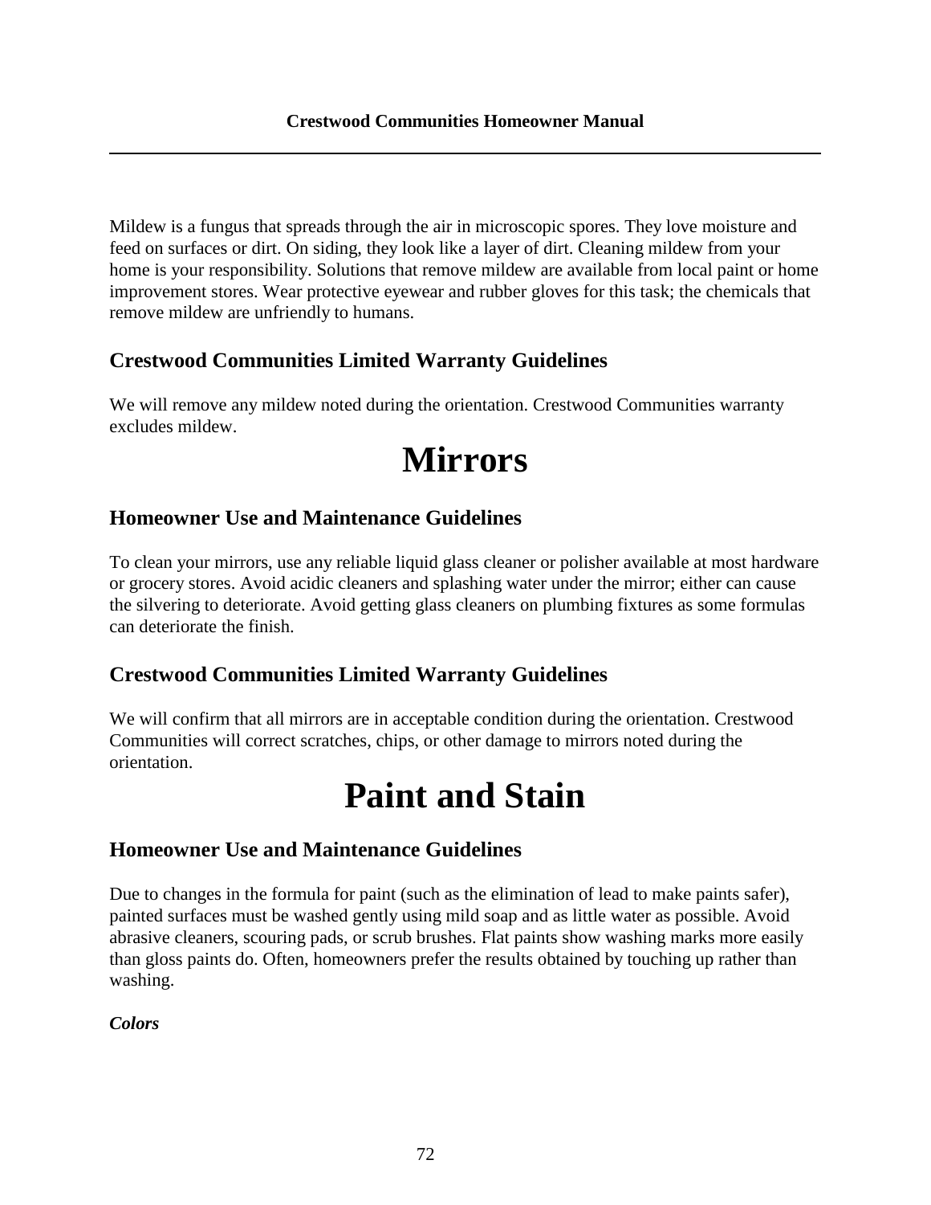Mildew is a fungus that spreads through the air in microscopic spores. They love moisture and feed on surfaces or dirt. On siding, they look like a layer of dirt. Cleaning mildew from your home is your responsibility. Solutions that remove mildew are available from local paint or home improvement stores. Wear protective eyewear and rubber gloves for this task; the chemicals that remove mildew are unfriendly to humans.

## Crestwood Communities Limited Warranty Guidelines

We will remove any mildew noted during the orientation. Crestwood Communities warranty excludes mildew.

# Mirrors

## Homeowner Use and Maintenance Guidelines

To clean your mirrors, use any reliable liquid glass cleaner or polisher available at most hardware or grocery stores. Avoid acidic cleaners and splashing water under the mirror; either can cause the silvering to deteriorate. Avoid getting glass cleaners on plumbing fixtures as some formulas can deteriorate the finish.

## Crestwood Communities Limited Warranty Guidelines

We will confirm that all mirrors are in acceptable condition during the orientation. Crestwood Communities will correct scratches, chips, or other damage to mirrors noted during the orientation.

# Paint and Stain

## Homeowner Use and Maintenance Guidelines

Due to changes in the formula for paint (such as the elimination of lead to make paints safer), painted surfaces must be washed gently using mild soap and as little water as possible. Avoid abrasive cleaners, scouring pads, or scrub brushes. Flat paints show washing marks more easily than gloss paints do. Often, homeowners prefer the results obtained by touching up rather than washing.

***Colors***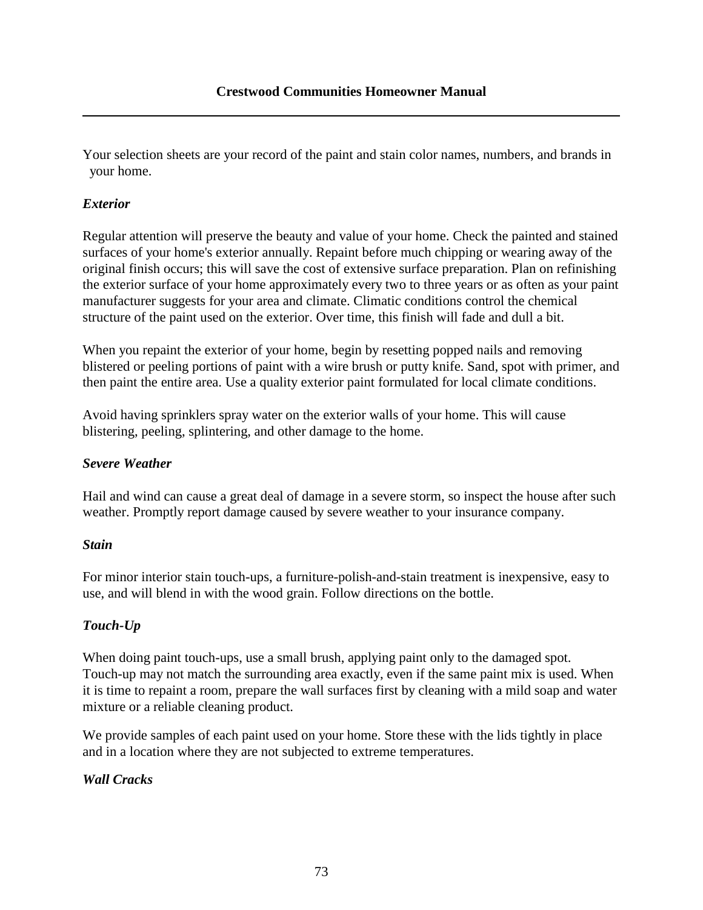Your selection sheets are your record of the paint and stain color names, numbers, and brands in your home.

### *Exterior*

Regular attention will preserve the beauty and value of your home. Check the painted and stained surfaces of your home's exterior annually. Repaint before much chipping or wearing away of the original finish occurs; this will save the cost of extensive surface preparation. Plan on refinishing the exterior surface of your home approximately every two to three years or as often as your paint manufacturer suggests for your area and climate. Climatic conditions control the chemical structure of the paint used on the exterior. Over time, this finish will fade and dull a bit.

When you repaint the exterior of your home, begin by resetting popped nails and removing blistered or peeling portions of paint with a wire brush or putty knife. Sand, spot with primer, and then paint the entire area. Use a quality exterior paint formulated for local climate conditions.

Avoid having sprinklers spray water on the exterior walls of your home. This will cause blistering, peeling, splintering, and other damage to the home.

### *Severe Weather*

Hail and wind can cause a great deal of damage in a severe storm, so inspect the house after such weather. Promptly report damage caused by severe weather to your insurance company.

### *Stain*

For minor interior stain touch-ups, a furniture-polish-and-stain treatment is inexpensive, easy to use, and will blend in with the wood grain. Follow directions on the bottle.

### *Touch-Up*

When doing paint touch-ups, use a small brush, applying paint only to the damaged spot. Touch-up may not match the surrounding area exactly, even if the same paint mix is used. When it is time to repaint a room, prepare the wall surfaces first by cleaning with a mild soap and water mixture or a reliable cleaning product.

We provide samples of each paint used on your home. Store these with the lids tightly in place and in a location where they are not subjected to extreme temperatures.

### *Wall Cracks*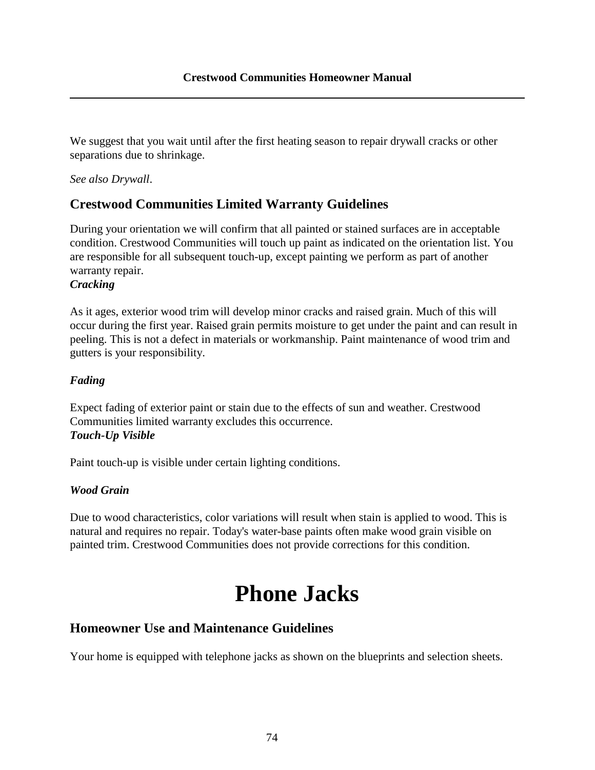We suggest that you wait until after the first heating season to repair drywall cracks or other separations due to shrinkage.

*See also Drywall*.

## Crestwood Communities Limited Warranty Guidelines

During your orientation we will confirm that all painted or stained surfaces are in acceptable condition. Crestwood Communities will touch up paint as indicated on the orientation list. You are responsible for all subsequent touch-up, except painting we perform as part of another warranty repair.

***Cracking***

As it ages, exterior wood trim will develop minor cracks and raised grain. Much of this will occur during the first year. Raised grain permits moisture to get under the paint and can result in peeling. This is not a defect in materials or workmanship. Paint maintenance of wood trim and gutters is your responsibility.

***Fading***

Expect fading of exterior paint or stain due to the effects of sun and weather. Crestwood Communities limited warranty excludes this occurrence.

***Touch-Up Visible***

Paint touch-up is visible under certain lighting conditions.

***Wood Grain***

Due to wood characteristics, color variations will result when stain is applied to wood. This is natural and requires no repair. Today's water-base paints often make wood grain visible on painted trim. Crestwood Communities does not provide corrections for this condition.

# Phone Jacks

## Homeowner Use and Maintenance Guidelines

Your home is equipped with telephone jacks as shown on the blueprints and selection sheets.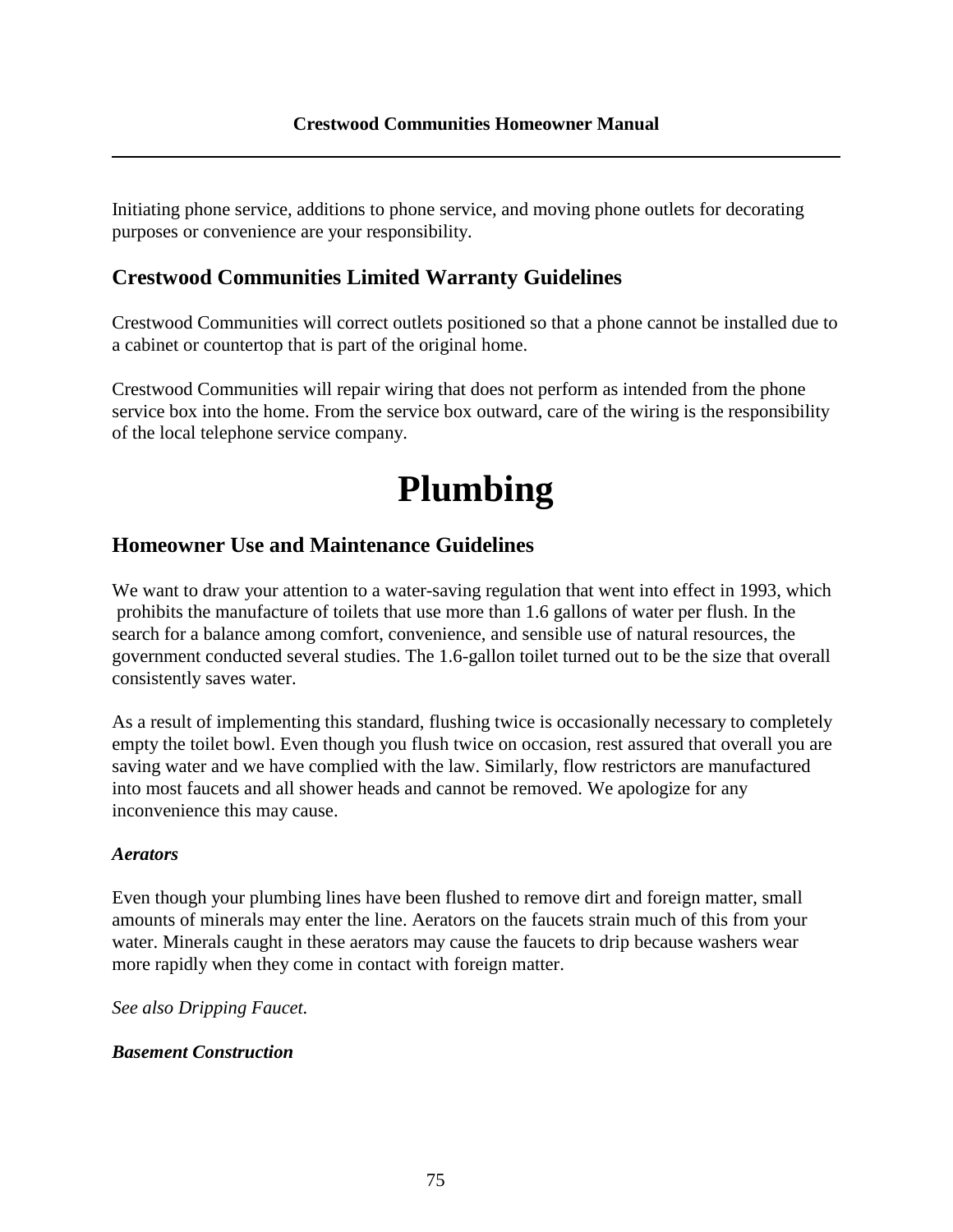Initiating phone service, additions to phone service, and moving phone outlets for decorating purposes or convenience are your responsibility.

## Crestwood Communities Limited Warranty Guidelines

Crestwood Communities will correct outlets positioned so that a phone cannot be installed due to a cabinet or countertop that is part of the original home.

Crestwood Communities will repair wiring that does not perform as intended from the phone service box into the home. From the service box outward, care of the wiring is the responsibility of the local telephone service company.

# Plumbing

## Homeowner Use and Maintenance Guidelines

We want to draw your attention to a water-saving regulation that went into effect in 1993, which prohibits the manufacture of toilets that use more than 1.6 gallons of water per flush. In the search for a balance among comfort, convenience, and sensible use of natural resources, the government conducted several studies. The 1.6-gallon toilet turned out to be the size that overall consistently saves water.

As a result of implementing this standard, flushing twice is occasionally necessary to completely empty the toilet bowl. Even though you flush twice on occasion, rest assured that overall you are saving water and we have complied with the law. Similarly, flow restrictors are manufactured into most faucets and all shower heads and cannot be removed. We apologize for any inconvenience this may cause.

***Aerators***

Even though your plumbing lines have been flushed to remove dirt and foreign matter, small amounts of minerals may enter the line. Aerators on the faucets strain much of this from your water. Minerals caught in these aerators may cause the faucets to drip because washers wear more rapidly when they come in contact with foreign matter.

*See also Dripping Faucet.*

***Basement Construction***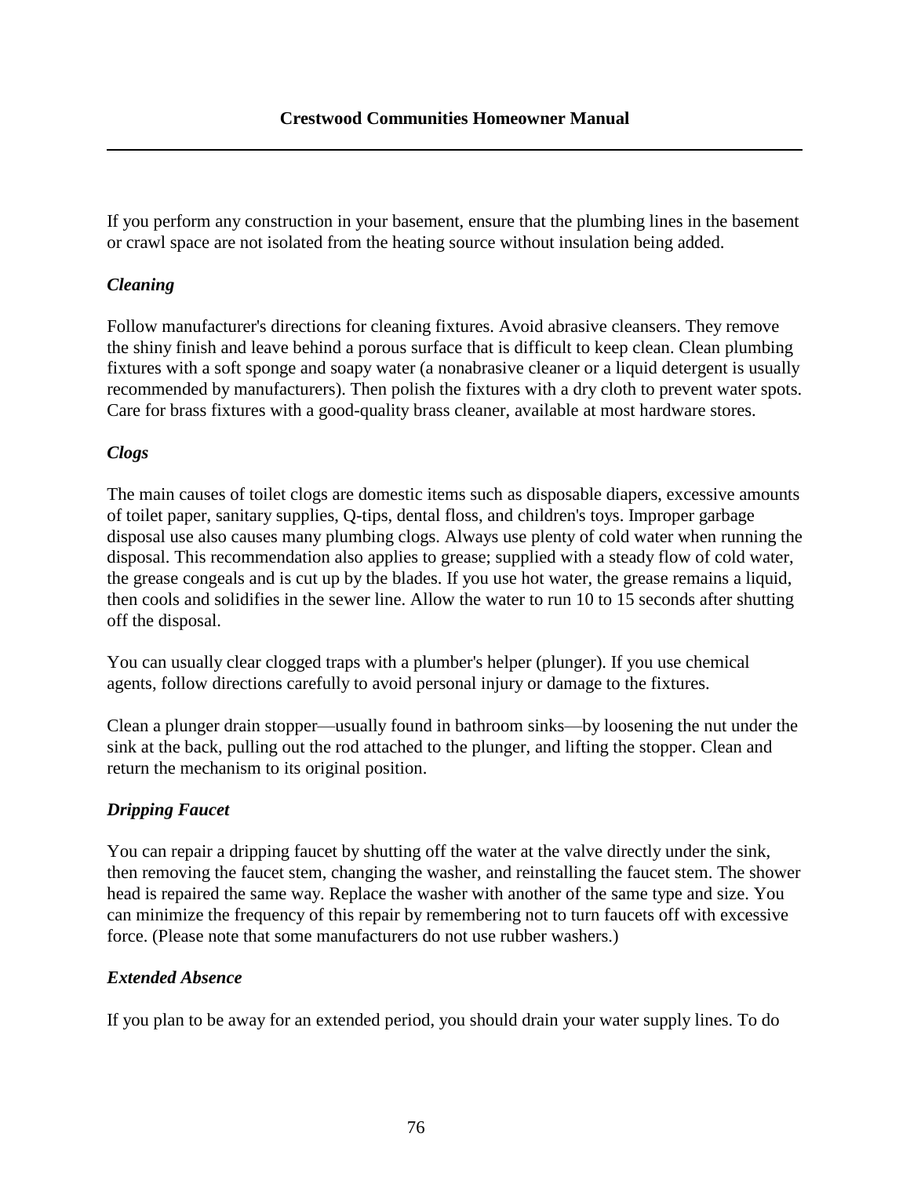If you perform any construction in your basement, ensure that the plumbing lines in the basement or crawl space are not isolated from the heating source without insulation being added.

### *Cleaning*

Follow manufacturer's directions for cleaning fixtures. Avoid abrasive cleansers. They remove the shiny finish and leave behind a porous surface that is difficult to keep clean. Clean plumbing fixtures with a soft sponge and soapy water (a nonabrasive cleaner or a liquid detergent is usually recommended by manufacturers). Then polish the fixtures with a dry cloth to prevent water spots. Care for brass fixtures with a good-quality brass cleaner, available at most hardware stores.

### *Clogs*

The main causes of toilet clogs are domestic items such as disposable diapers, excessive amounts of toilet paper, sanitary supplies, Q-tips, dental floss, and children's toys. Improper garbage disposal use also causes many plumbing clogs. Always use plenty of cold water when running the disposal. This recommendation also applies to grease; supplied with a steady flow of cold water, the grease congeals and is cut up by the blades. If you use hot water, the grease remains a liquid, then cools and solidifies in the sewer line. Allow the water to run 10 to 15 seconds after shutting off the disposal.

You can usually clear clogged traps with a plumber's helper (plunger). If you use chemical agents, follow directions carefully to avoid personal injury or damage to the fixtures.

Clean a plunger drain stopper—usually found in bathroom sinks—by loosening the nut under the sink at the back, pulling out the rod attached to the plunger, and lifting the stopper. Clean and return the mechanism to its original position.

### *Dripping Faucet*

You can repair a dripping faucet by shutting off the water at the valve directly under the sink, then removing the faucet stem, changing the washer, and reinstalling the faucet stem. The shower head is repaired the same way. Replace the washer with another of the same type and size. You can minimize the frequency of this repair by remembering not to turn faucets off with excessive force. (Please note that some manufacturers do not use rubber washers.)

### *Extended Absence*

If you plan to be away for an extended period, you should drain your water supply lines. To do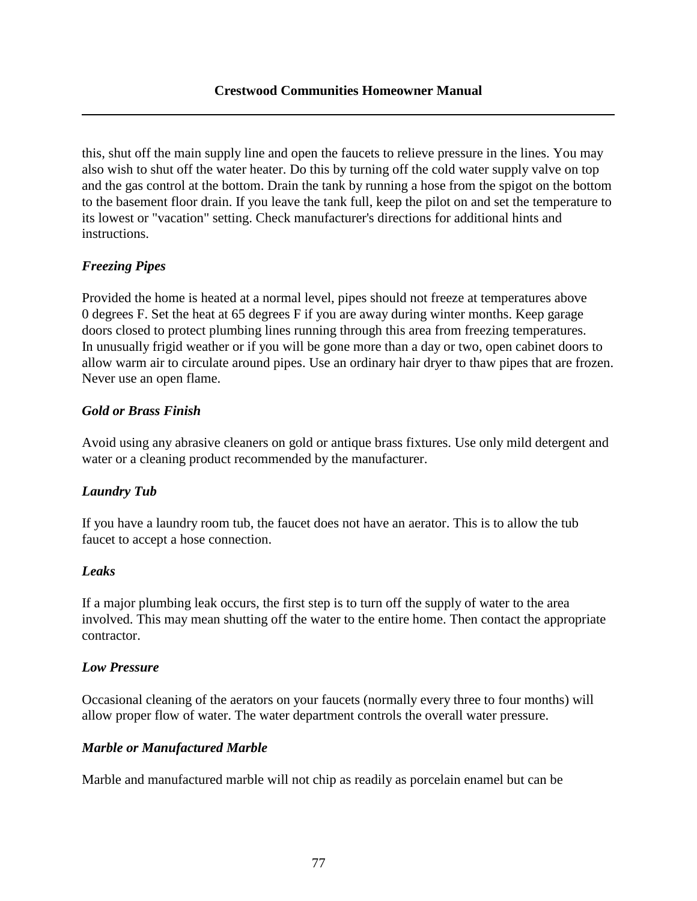this, shut off the main supply line and open the faucets to relieve pressure in the lines. You may also wish to shut off the water heater. Do this by turning off the cold water supply valve on top and the gas control at the bottom. Drain the tank by running a hose from the spigot on the bottom to the basement floor drain. If you leave the tank full, keep the pilot on and set the temperature to its lowest or "vacation" setting. Check manufacturer's directions for additional hints and instructions.

### *Freezing Pipes*

Provided the home is heated at a normal level, pipes should not freeze at temperatures above 0 degrees F. Set the heat at 65 degrees F if you are away during winter months. Keep garage doors closed to protect plumbing lines running through this area from freezing temperatures. In unusually frigid weather or if you will be gone more than a day or two, open cabinet doors to allow warm air to circulate around pipes. Use an ordinary hair dryer to thaw pipes that are frozen. Never use an open flame.

### *Gold or Brass Finish*

Avoid using any abrasive cleaners on gold or antique brass fixtures. Use only mild detergent and water or a cleaning product recommended by the manufacturer.

### *Laundry Tub*

If you have a laundry room tub, the faucet does not have an aerator. This is to allow the tub faucet to accept a hose connection.

### *Leaks*

If a major plumbing leak occurs, the first step is to turn off the supply of water to the area involved. This may mean shutting off the water to the entire home. Then contact the appropriate contractor.

### *Low Pressure*

Occasional cleaning of the aerators on your faucets (normally every three to four months) will allow proper flow of water. The water department controls the overall water pressure.

### *Marble or Manufactured Marble*

Marble and manufactured marble will not chip as readily as porcelain enamel but can be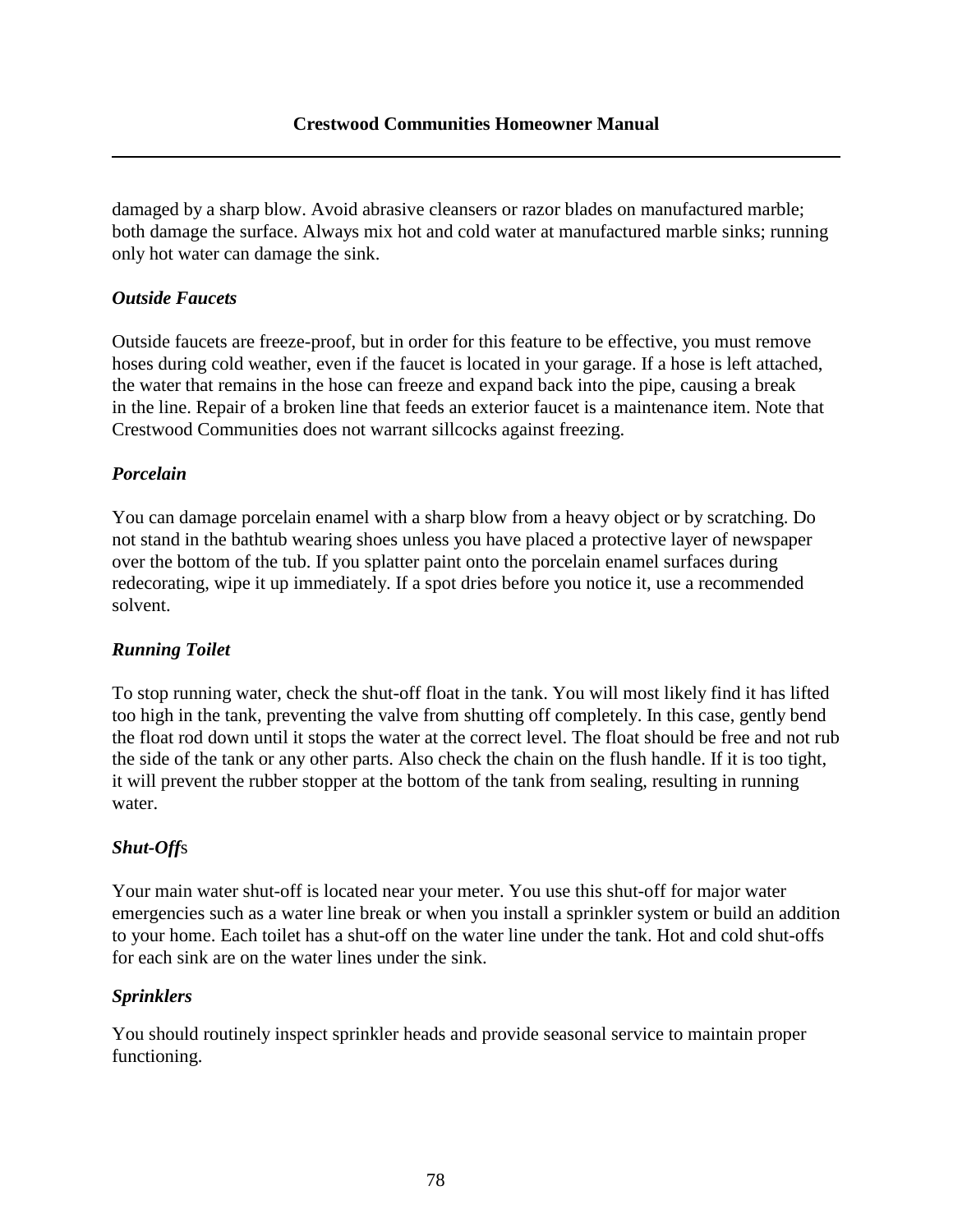damaged by a sharp blow. Avoid abrasive cleansers or razor blades on manufactured marble; both damage the surface. Always mix hot and cold water at manufactured marble sinks; running only hot water can damage the sink.

### *Outside Faucets*

Outside faucets are freeze-proof, but in order for this feature to be effective, you must remove hoses during cold weather, even if the faucet is located in your garage. If a hose is left attached, the water that remains in the hose can freeze and expand back into the pipe, causing a break in the line. Repair of a broken line that feeds an exterior faucet is a maintenance item. Note that Crestwood Communities does not warrant sillcocks against freezing.

### *Porcelain*

You can damage porcelain enamel with a sharp blow from a heavy object or by scratching. Do not stand in the bathtub wearing shoes unless you have placed a protective layer of newspaper over the bottom of the tub. If you splatter paint onto the porcelain enamel surfaces during redecorating, wipe it up immediately. If a spot dries before you notice it, use a recommended solvent.

### *Running Toilet*

To stop running water, check the shut-off float in the tank. You will most likely find it has lifted too high in the tank, preventing the valve from shutting off completely. In this case, gently bend the float rod down until it stops the water at the correct level. The float should be free and not rub the side of the tank or any other parts. Also check the chain on the flush handle. If it is too tight, it will prevent the rubber stopper at the bottom of the tank from sealing, resulting in running water.

### *Shut-Offs*

Your main water shut-off is located near your meter. You use this shut-off for major water emergencies such as a water line break or when you install a sprinkler system or build an addition to your home. Each toilet has a shut-off on the water line under the tank. Hot and cold shut-offs for each sink are on the water lines under the sink.

### *Sprinklers*

You should routinely inspect sprinkler heads and provide seasonal service to maintain proper functioning.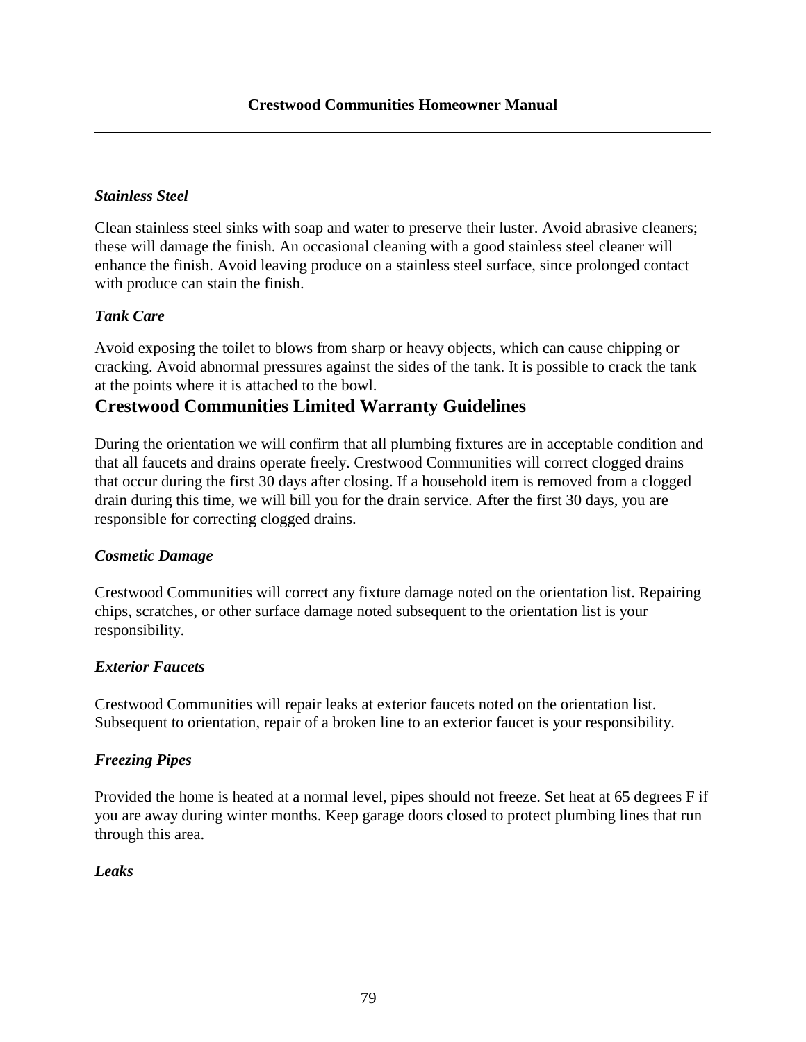### *Stainless Steel*

Clean stainless steel sinks with soap and water to preserve their luster. Avoid abrasive cleaners; these will damage the finish. An occasional cleaning with a good stainless steel cleaner will enhance the finish. Avoid leaving produce on a stainless steel surface, since prolonged contact with produce can stain the finish.

### *Tank Care*

Avoid exposing the toilet to blows from sharp or heavy objects, which can cause chipping or cracking. Avoid abnormal pressures against the sides of the tank. It is possible to crack the tank at the points where it is attached to the bowl.

## Crestwood Communities Limited Warranty Guidelines

During the orientation we will confirm that all plumbing fixtures are in acceptable condition and that all faucets and drains operate freely. Crestwood Communities will correct clogged drains that occur during the first 30 days after closing. If a household item is removed from a clogged drain during this time, we will bill you for the drain service. After the first 30 days, you are responsible for correcting clogged drains.

### *Cosmetic Damage*

Crestwood Communities will correct any fixture damage noted on the orientation list. Repairing chips, scratches, or other surface damage noted subsequent to the orientation list is your responsibility.

### *Exterior Faucets*

Crestwood Communities will repair leaks at exterior faucets noted on the orientation list. Subsequent to orientation, repair of a broken line to an exterior faucet is your responsibility.

### *Freezing Pipes*

Provided the home is heated at a normal level, pipes should not freeze. Set heat at 65 degrees F if you are away during winter months. Keep garage doors closed to protect plumbing lines that run through this area.

### *Leaks*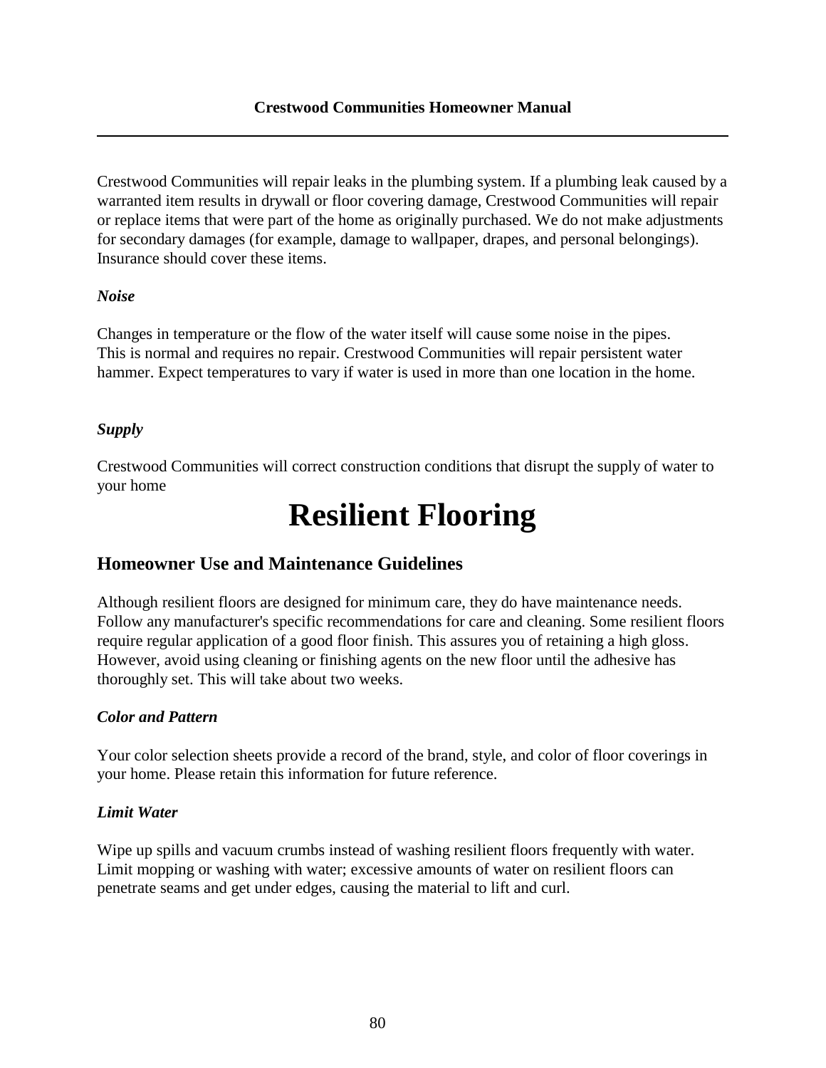Crestwood Communities will repair leaks in the plumbing system. If a plumbing leak caused by a warranted item results in drywall or floor covering damage, Crestwood Communities will repair or replace items that were part of the home as originally purchased. We do not make adjustments for secondary damages (for example, damage to wallpaper, drapes, and personal belongings). Insurance should cover these items.

***Noise***

Changes in temperature or the flow of the water itself will cause some noise in the pipes. This is normal and requires no repair. Crestwood Communities will repair persistent water hammer. Expect temperatures to vary if water is used in more than one location in the home.

***Supply***

Crestwood Communities will correct construction conditions that disrupt the supply of water to your home

# Resilient Flooring

## Homeowner Use and Maintenance Guidelines

Although resilient floors are designed for minimum care, they do have maintenance needs. Follow any manufacturer's specific recommendations for care and cleaning. Some resilient floors require regular application of a good floor finish. This assures you of retaining a high gloss. However, avoid using cleaning or finishing agents on the new floor until the adhesive has thoroughly set. This will take about two weeks.

***Color and Pattern***

Your color selection sheets provide a record of the brand, style, and color of floor coverings in your home. Please retain this information for future reference.

***Limit Water***

Wipe up spills and vacuum crumbs instead of washing resilient floors frequently with water. Limit mopping or washing with water; excessive amounts of water on resilient floors can penetrate seams and get under edges, causing the material to lift and curl.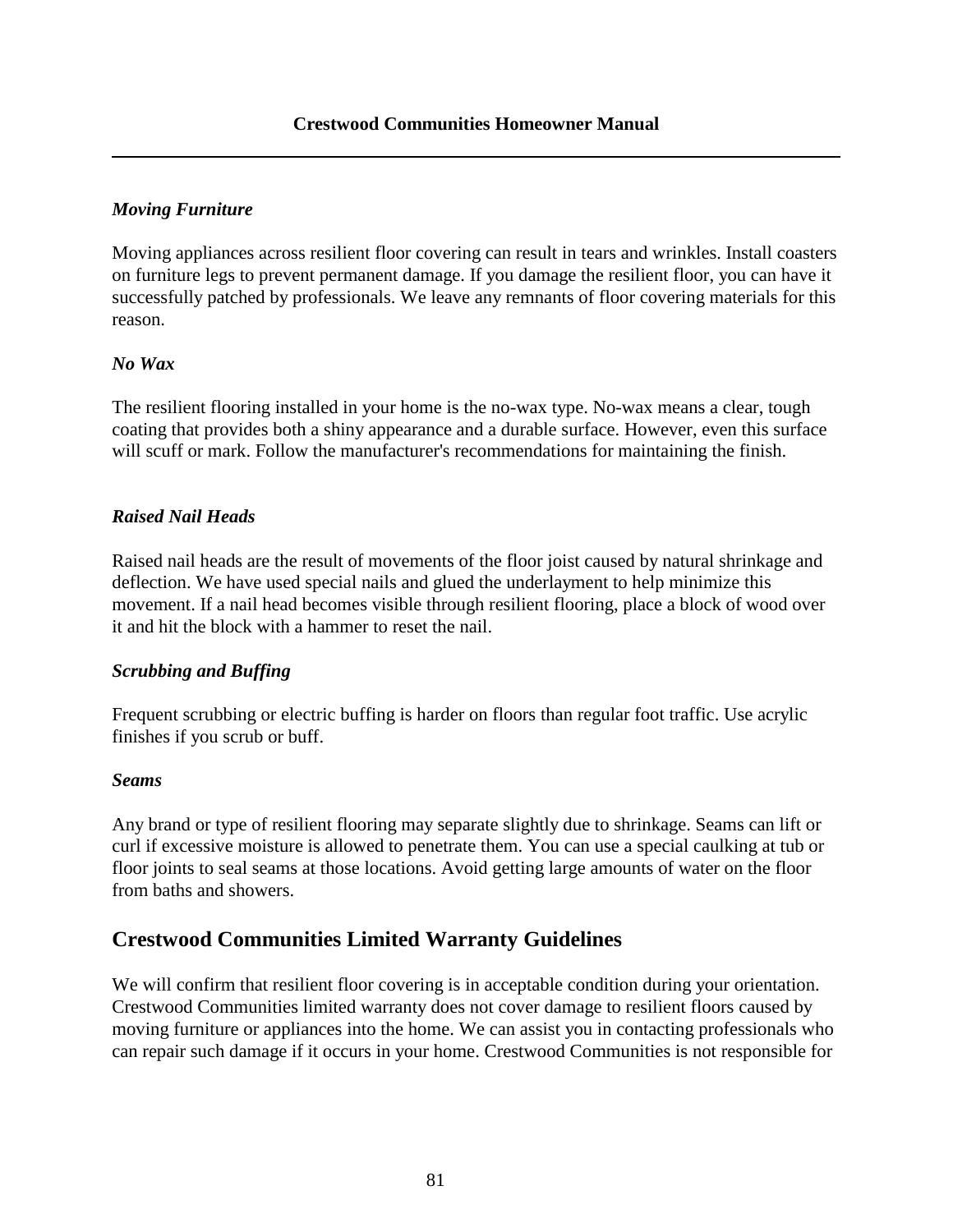### *Moving Furniture*

Moving appliances across resilient floor covering can result in tears and wrinkles. Install coasters on furniture legs to prevent permanent damage. If you damage the resilient floor, you can have it successfully patched by professionals. We leave any remnants of floor covering materials for this reason.

### *No Wax*

The resilient flooring installed in your home is the no-wax type. No-wax means a clear, tough coating that provides both a shiny appearance and a durable surface. However, even this surface will scuff or mark. Follow the manufacturer's recommendations for maintaining the finish.

### *Raised Nail Heads*

Raised nail heads are the result of movements of the floor joist caused by natural shrinkage and deflection. We have used special nails and glued the underlayment to help minimize this movement. If a nail head becomes visible through resilient flooring, place a block of wood over it and hit the block with a hammer to reset the nail.

### *Scrubbing and Buffing*

Frequent scrubbing or electric buffing is harder on floors than regular foot traffic. Use acrylic finishes if you scrub or buff.

### *Seams*

Any brand or type of resilient flooring may separate slightly due to shrinkage. Seams can lift or curl if excessive moisture is allowed to penetrate them. You can use a special caulking at tub or floor joints to seal seams at those locations. Avoid getting large amounts of water on the floor from baths and showers.

## Crestwood Communities Limited Warranty Guidelines

We will confirm that resilient floor covering is in acceptable condition during your orientation. Crestwood Communities limited warranty does not cover damage to resilient floors caused by moving furniture or appliances into the home. We can assist you in contacting professionals who can repair such damage if it occurs in your home. Crestwood Communities is not responsible for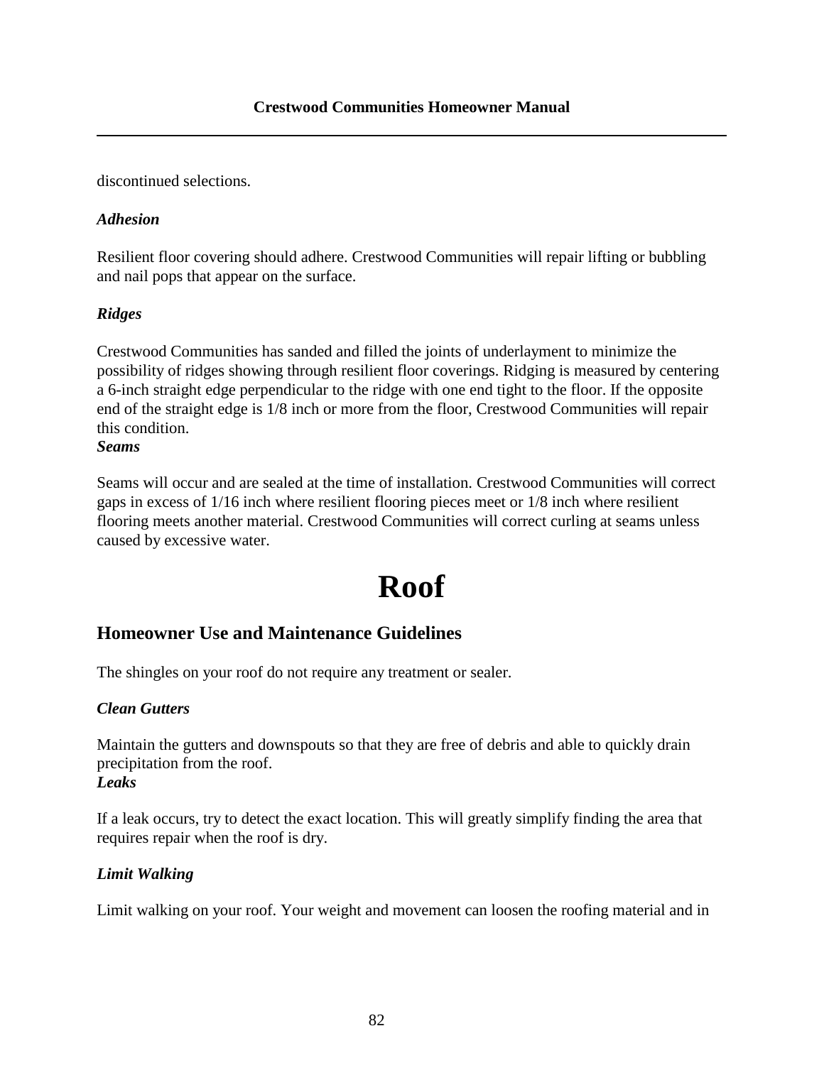discontinued selections.

***Adhesion***

Resilient floor covering should adhere. Crestwood Communities will repair lifting or bubbling and nail pops that appear on the surface.

***Ridges***

Crestwood Communities has sanded and filled the joints of underlayment to minimize the possibility of ridges showing through resilient floor coverings. Ridging is measured by centering a 6-inch straight edge perpendicular to the ridge with one end tight to the floor. If the opposite end of the straight edge is 1/8 inch or more from the floor, Crestwood Communities will repair this condition.

***Seams***

Seams will occur and are sealed at the time of installation. Crestwood Communities will correct gaps in excess of 1/16 inch where resilient flooring pieces meet or 1/8 inch where resilient flooring meets another material. Crestwood Communities will correct curling at seams unless caused by excessive water.

# Roof

## Homeowner Use and Maintenance Guidelines

The shingles on your roof do not require any treatment or sealer.

***Clean Gutters***

Maintain the gutters and downspouts so that they are free of debris and able to quickly drain precipitation from the roof.

***Leaks***

If a leak occurs, try to detect the exact location. This will greatly simplify finding the area that requires repair when the roof is dry.

***Limit Walking***

Limit walking on your roof. Your weight and movement can loosen the roofing material and in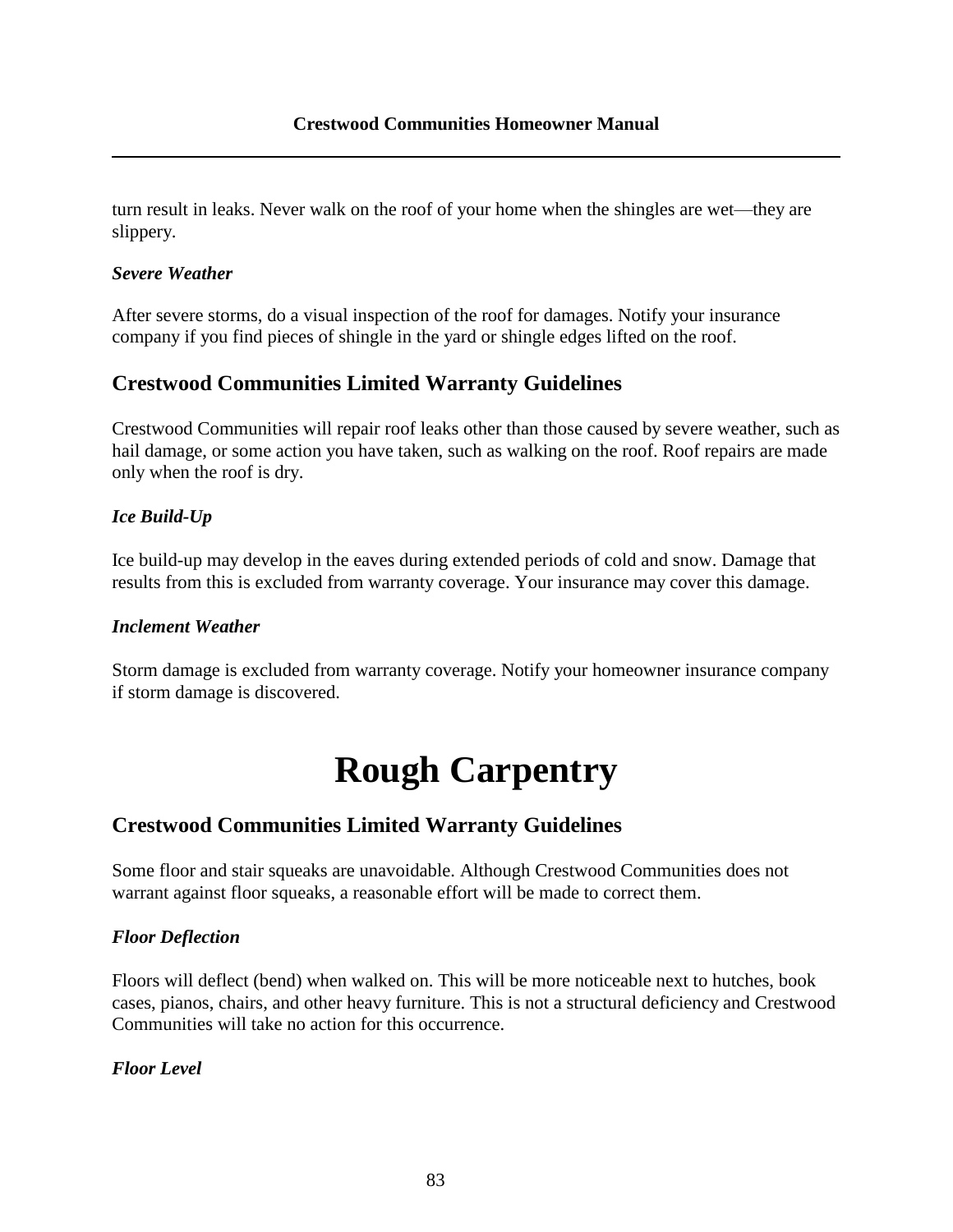turn result in leaks. Never walk on the roof of your home when the shingles are wet—they are slippery.

### *Severe Weather*

After severe storms, do a visual inspection of the roof for damages. Notify your insurance company if you find pieces of shingle in the yard or shingle edges lifted on the roof.

## Crestwood Communities Limited Warranty Guidelines

Crestwood Communities will repair roof leaks other than those caused by severe weather, such as hail damage, or some action you have taken, such as walking on the roof. Roof repairs are made only when the roof is dry.

### *Ice Build-Up*

Ice build-up may develop in the eaves during extended periods of cold and snow. Damage that results from this is excluded from warranty coverage. Your insurance may cover this damage.

### *Inclement Weather*

Storm damage is excluded from warranty coverage. Notify your homeowner insurance company if storm damage is discovered.

# Rough Carpentry

## Crestwood Communities Limited Warranty Guidelines

Some floor and stair squeaks are unavoidable. Although Crestwood Communities does not warrant against floor squeaks, a reasonable effort will be made to correct them.

### *Floor Deflection*

Floors will deflect (bend) when walked on. This will be more noticeable next to hutches, book cases, pianos, chairs, and other heavy furniture. This is not a structural deficiency and Crestwood Communities will take no action for this occurrence.

### *Floor Level*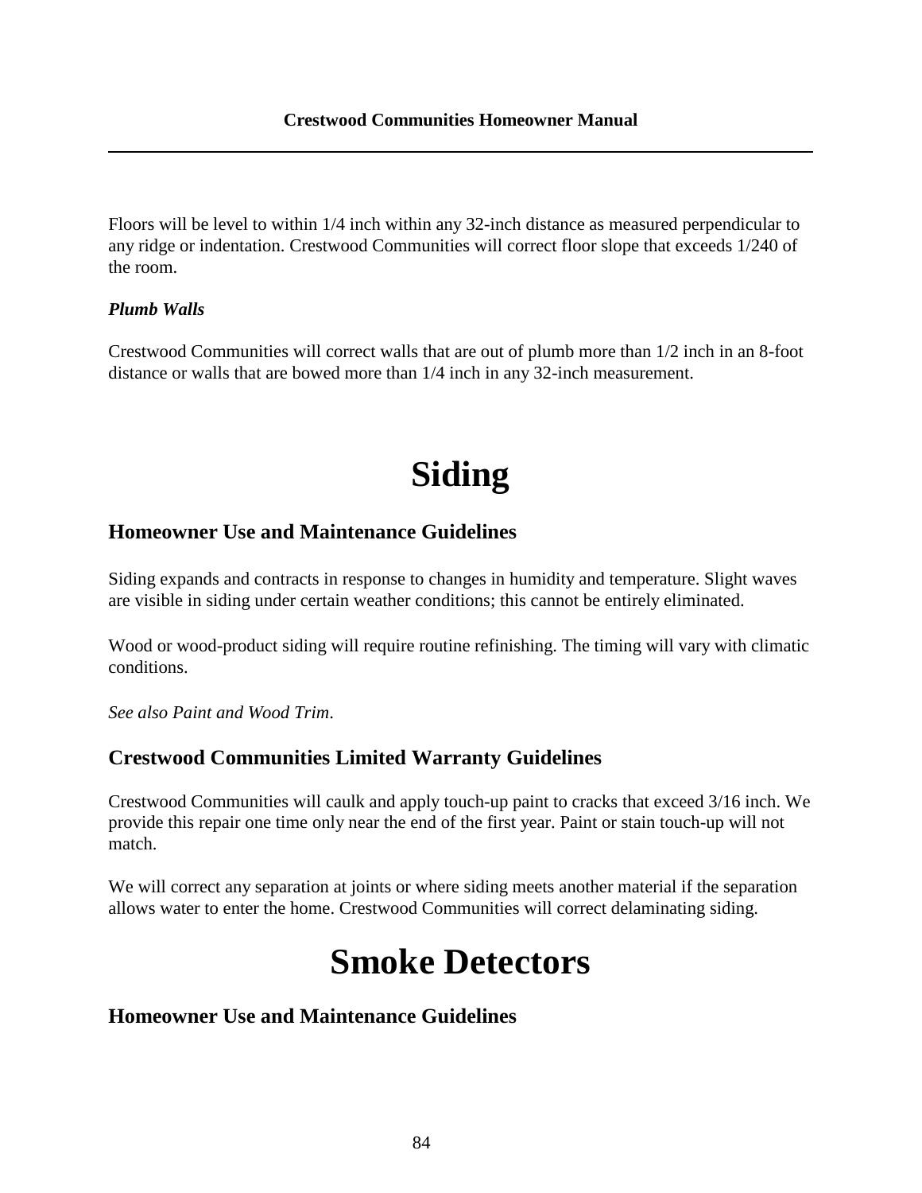Floors will be level to within 1/4 inch within any 32-inch distance as measured perpendicular to any ridge or indentation. Crestwood Communities will correct floor slope that exceeds 1/240 of the room.

***Plumb Walls***

Crestwood Communities will correct walls that are out of plumb more than 1/2 inch in an 8-foot distance or walls that are bowed more than 1/4 inch in any 32-inch measurement.

# Siding

## Homeowner Use and Maintenance Guidelines

Siding expands and contracts in response to changes in humidity and temperature. Slight waves are visible in siding under certain weather conditions; this cannot be entirely eliminated.

Wood or wood-product siding will require routine refinishing. The timing will vary with climatic conditions.

*See also Paint and Wood Trim*.

## Crestwood Communities Limited Warranty Guidelines

Crestwood Communities will caulk and apply touch-up paint to cracks that exceed 3/16 inch. We provide this repair one time only near the end of the first year. Paint or stain touch-up will not match.

We will correct any separation at joints or where siding meets another material if the separation allows water to enter the home. Crestwood Communities will correct delaminating siding.

# Smoke Detectors

## Homeowner Use and Maintenance Guidelines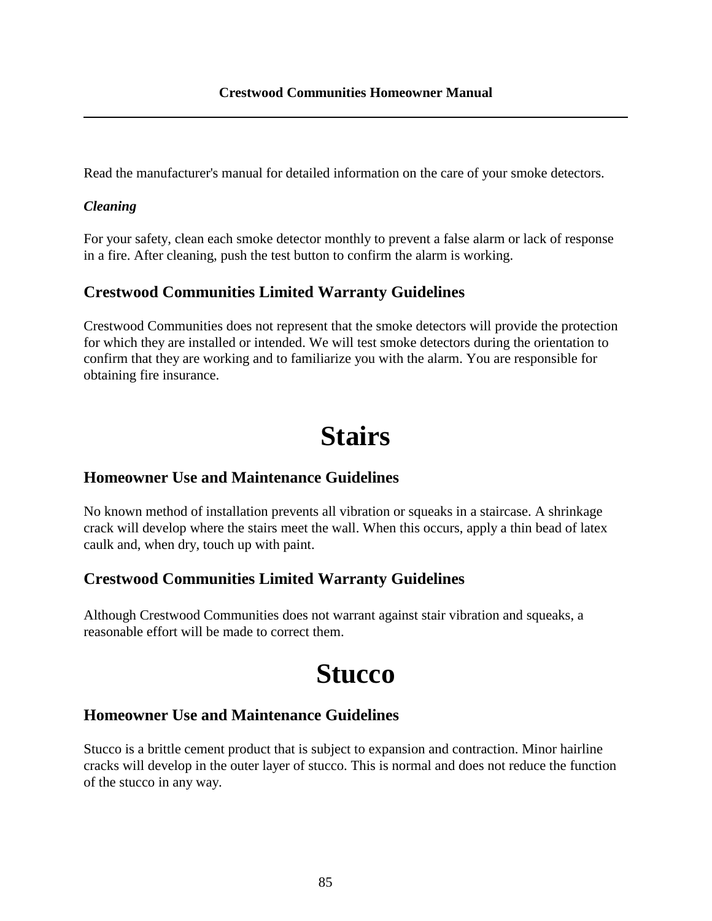Read the manufacturer's manual for detailed information on the care of your smoke detectors.

***Cleaning***

For your safety, clean each smoke detector monthly to prevent a false alarm or lack of response in a fire. After cleaning, push the test button to confirm the alarm is working.

## Crestwood Communities Limited Warranty Guidelines

Crestwood Communities does not represent that the smoke detectors will provide the protection for which they are installed or intended. We will test smoke detectors during the orientation to confirm that they are working and to familiarize you with the alarm. You are responsible for obtaining fire insurance.

# Stairs

## Homeowner Use and Maintenance Guidelines

No known method of installation prevents all vibration or squeaks in a staircase. A shrinkage crack will develop where the stairs meet the wall. When this occurs, apply a thin bead of latex caulk and, when dry, touch up with paint.

## Crestwood Communities Limited Warranty Guidelines

Although Crestwood Communities does not warrant against stair vibration and squeaks, a reasonable effort will be made to correct them.

# Stucco

## Homeowner Use and Maintenance Guidelines

Stucco is a brittle cement product that is subject to expansion and contraction. Minor hairline cracks will develop in the outer layer of stucco. This is normal and does not reduce the function of the stucco in any way.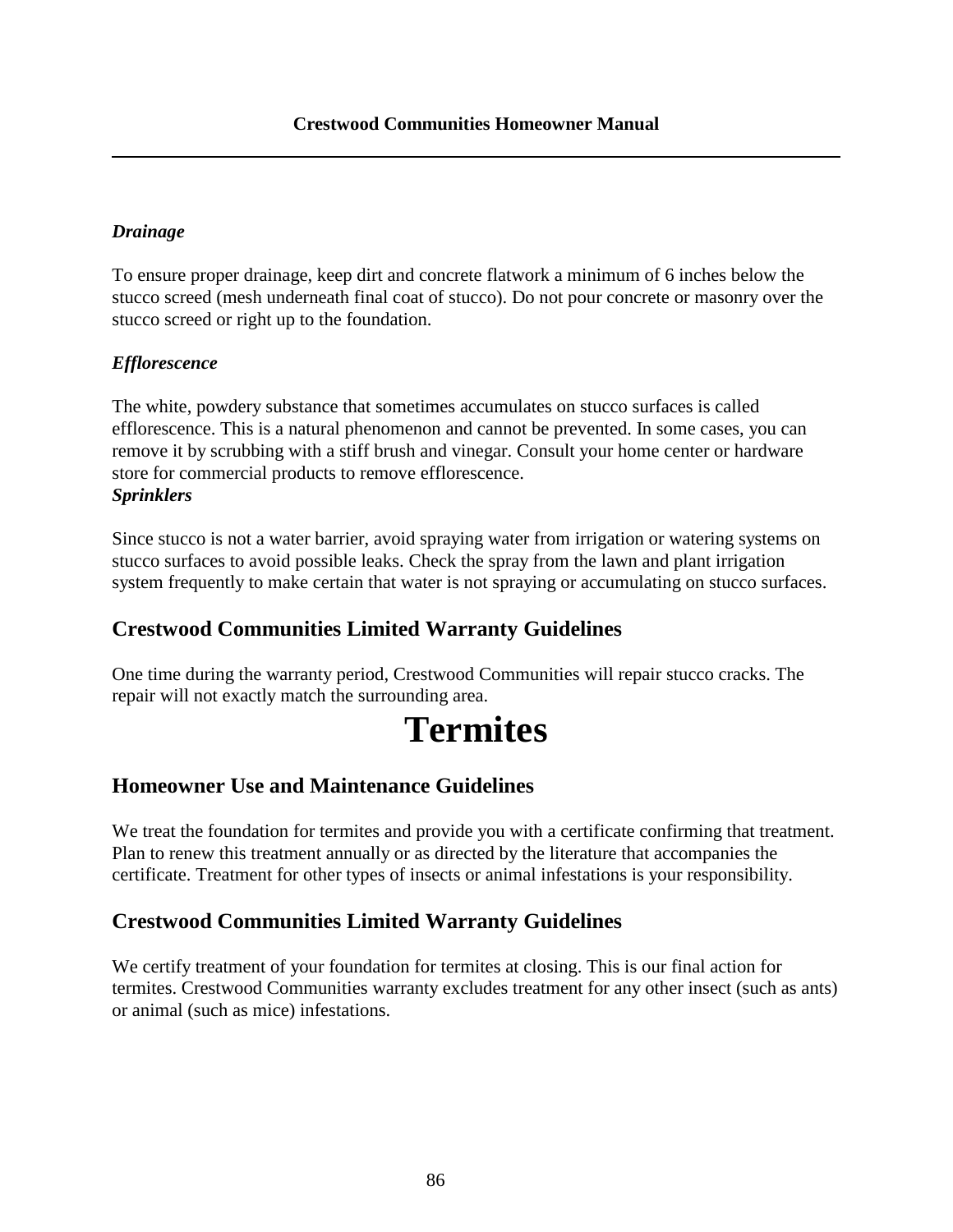*Drainage*

To ensure proper drainage, keep dirt and concrete flatwork a minimum of 6 inches below the stucco screed (mesh underneath final coat of stucco). Do not pour concrete or masonry over the stucco screed or right up to the foundation.

*Efflorescence*

The white, powdery substance that sometimes accumulates on stucco surfaces is called efflorescence. This is a natural phenomenon and cannot be prevented. In some cases, you can remove it by scrubbing with a stiff brush and vinegar. Consult your home center or hardware store for commercial products to remove efflorescence.

*Sprinklers*

Since stucco is not a water barrier, avoid spraying water from irrigation or watering systems on stucco surfaces to avoid possible leaks. Check the spray from the lawn and plant irrigation system frequently to make certain that water is not spraying or accumulating on stucco surfaces.

## Crestwood Communities Limited Warranty Guidelines

One time during the warranty period, Crestwood Communities will repair stucco cracks. The repair will not exactly match the surrounding area.

# Termites

## Homeowner Use and Maintenance Guidelines

We treat the foundation for termites and provide you with a certificate confirming that treatment. Plan to renew this treatment annually or as directed by the literature that accompanies the certificate. Treatment for other types of insects or animal infestations is your responsibility.

## Crestwood Communities Limited Warranty Guidelines

We certify treatment of your foundation for termites at closing. This is our final action for termites. Crestwood Communities warranty excludes treatment for any other insect (such as ants) or animal (such as mice) infestations.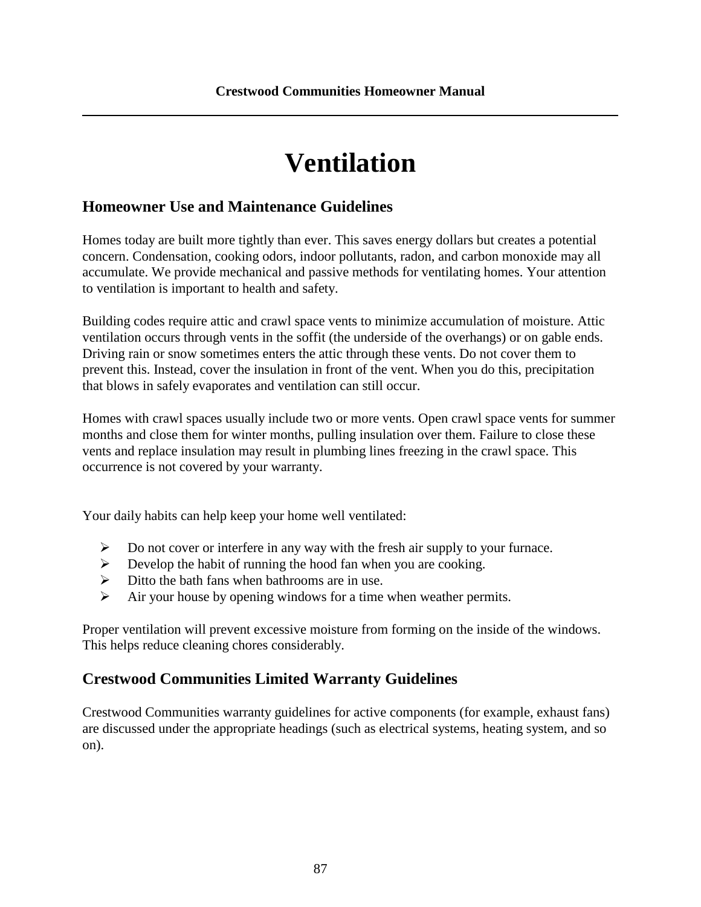# Ventilation

## Homeowner Use and Maintenance Guidelines

Homes today are built more tightly than ever. This saves energy dollars but creates a potential concern. Condensation, cooking odors, indoor pollutants, radon, and carbon monoxide may all accumulate. We provide mechanical and passive methods for ventilating homes. Your attention to ventilation is important to health and safety.

Building codes require attic and crawl space vents to minimize accumulation of moisture. Attic ventilation occurs through vents in the soffit (the underside of the overhangs) or on gable ends. Driving rain or snow sometimes enters the attic through these vents. Do not cover them to prevent this. Instead, cover the insulation in front of the vent. When you do this, precipitation that blows in safely evaporates and ventilation can still occur.

Homes with crawl spaces usually include two or more vents. Open crawl space vents for summer months and close them for winter months, pulling insulation over them. Failure to close these vents and replace insulation may result in plumbing lines freezing in the crawl space. This occurrence is not covered by your warranty.

Your daily habits can help keep your home well ventilated:

- Do not cover or interfere in any way with the fresh air supply to your furnace.
- Develop the habit of running the hood fan when you are cooking.
- Ditto the bath fans when bathrooms are in use.
- Air your house by opening windows for a time when weather permits.

Proper ventilation will prevent excessive moisture from forming on the inside of the windows. This helps reduce cleaning chores considerably.

## Crestwood Communities Limited Warranty Guidelines

Crestwood Communities warranty guidelines for active components (for example, exhaust fans) are discussed under the appropriate headings (such as electrical systems, heating system, and so on).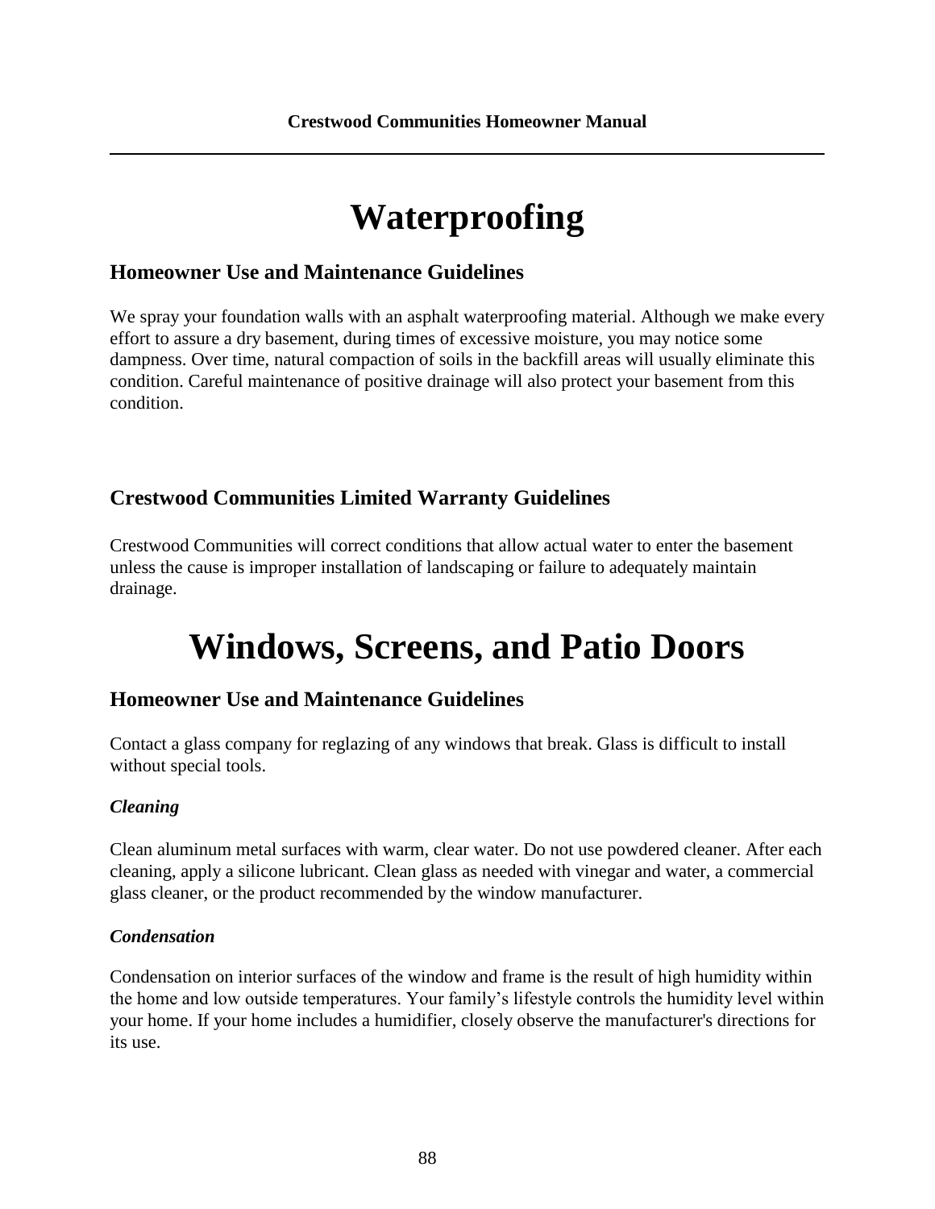# Waterproofing

## Homeowner Use and Maintenance Guidelines

We spray your foundation walls with an asphalt waterproofing material. Although we make every effort to assure a dry basement, during times of excessive moisture, you may notice some dampness. Over time, natural compaction of soils in the backfill areas will usually eliminate this condition. Careful maintenance of positive drainage will also protect your basement from this condition.

## Crestwood Communities Limited Warranty Guidelines

Crestwood Communities will correct conditions that allow actual water to enter the basement unless the cause is improper installation of landscaping or failure to adequately maintain drainage.

# Windows, Screens, and Patio Doors

## Homeowner Use and Maintenance Guidelines

Contact a glass company for reglazing of any windows that break. Glass is difficult to install without special tools.

### *Cleaning*

Clean aluminum metal surfaces with warm, clear water. Do not use powdered cleaner. After each cleaning, apply a silicone lubricant. Clean glass as needed with vinegar and water, a commercial glass cleaner, or the product recommended by the window manufacturer.

### *Condensation*

Condensation on interior surfaces of the window and frame is the result of high humidity within the home and low outside temperatures. Your family's lifestyle controls the humidity level within your home. If your home includes a humidifier, closely observe the manufacturer's directions for its use.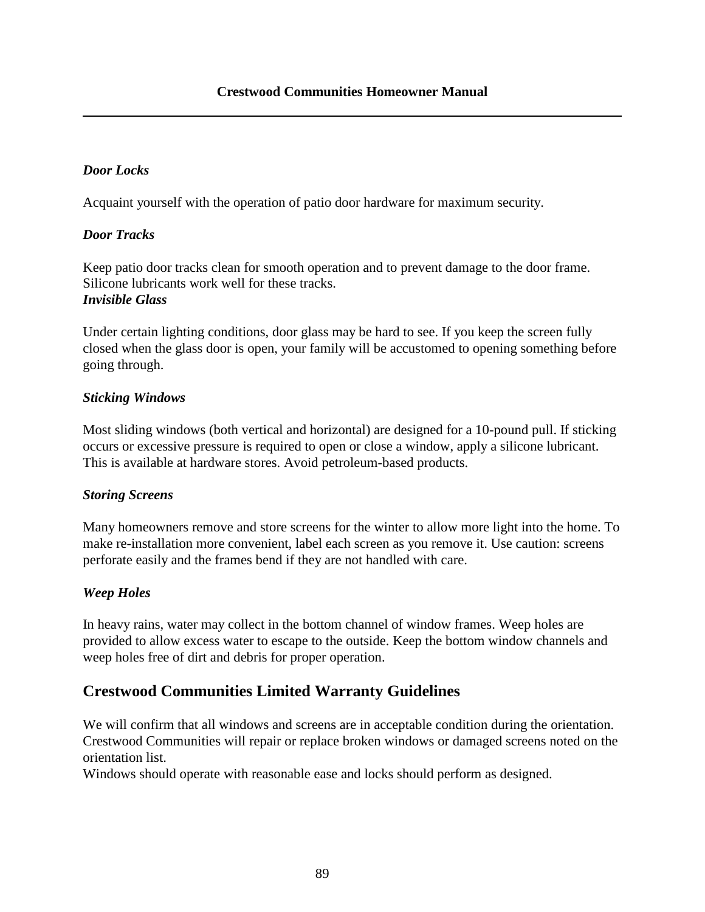### *Door Locks*

Acquaint yourself with the operation of patio door hardware for maximum security.

### *Door Tracks*

Keep patio door tracks clean for smooth operation and to prevent damage to the door frame. Silicone lubricants work well for these tracks.

### *Invisible Glass*

Under certain lighting conditions, door glass may be hard to see. If you keep the screen fully closed when the glass door is open, your family will be accustomed to opening something before going through.

### *Sticking Windows*

Most sliding windows (both vertical and horizontal) are designed for a 10-pound pull. If sticking occurs or excessive pressure is required to open or close a window, apply a silicone lubricant. This is available at hardware stores. Avoid petroleum-based products.

### *Storing Screens*

Many homeowners remove and store screens for the winter to allow more light into the home. To make re-installation more convenient, label each screen as you remove it. Use caution: screens perforate easily and the frames bend if they are not handled with care.

### *Weep Holes*

In heavy rains, water may collect in the bottom channel of window frames. Weep holes are provided to allow excess water to escape to the outside. Keep the bottom window channels and weep holes free of dirt and debris for proper operation.

## Crestwood Communities Limited Warranty Guidelines

We will confirm that all windows and screens are in acceptable condition during the orientation. Crestwood Communities will repair or replace broken windows or damaged screens noted on the orientation list.

Windows should operate with reasonable ease and locks should perform as designed.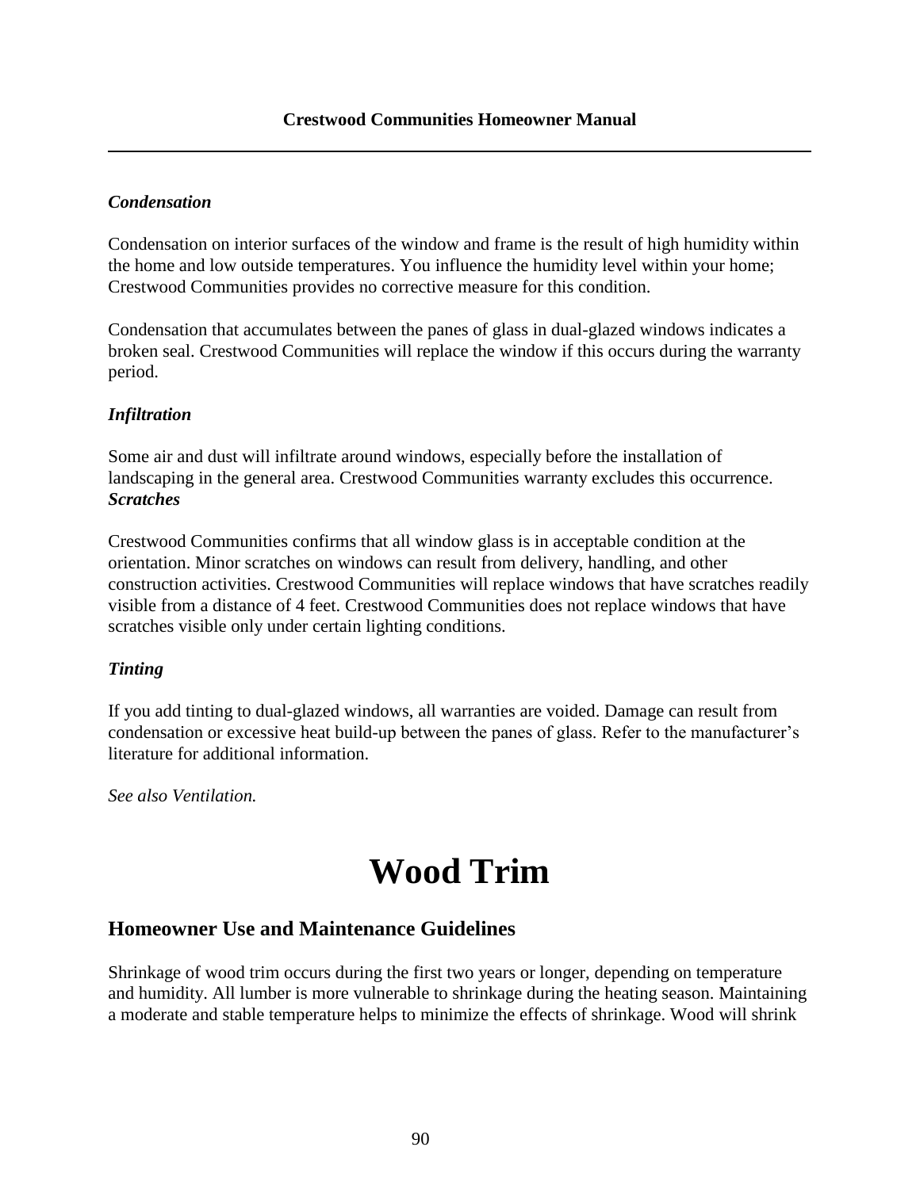*Condensation*

Condensation on interior surfaces of the window and frame is the result of high humidity within the home and low outside temperatures. You influence the humidity level within your home; Crestwood Communities provides no corrective measure for this condition.

Condensation that accumulates between the panes of glass in dual-glazed windows indicates a broken seal. Crestwood Communities will replace the window if this occurs during the warranty period.

*Infiltration*

Some air and dust will infiltrate around windows, especially before the installation of landscaping in the general area. Crestwood Communities warranty excludes this occurrence.

***Scratches***

Crestwood Communities confirms that all window glass is in acceptable condition at the orientation. Minor scratches on windows can result from delivery, handling, and other construction activities. Crestwood Communities will replace windows that have scratches readily visible from a distance of 4 feet. Crestwood Communities does not replace windows that have scratches visible only under certain lighting conditions.

*Tinting*

If you add tinting to dual-glazed windows, all warranties are voided. Damage can result from condensation or excessive heat build-up between the panes of glass. Refer to the manufacturer's literature for additional information.

*See also Ventilation.*

# Wood Trim

## Homeowner Use and Maintenance Guidelines

Shrinkage of wood trim occurs during the first two years or longer, depending on temperature and humidity. All lumber is more vulnerable to shrinkage during the heating season. Maintaining a moderate and stable temperature helps to minimize the effects of shrinkage. Wood will shrink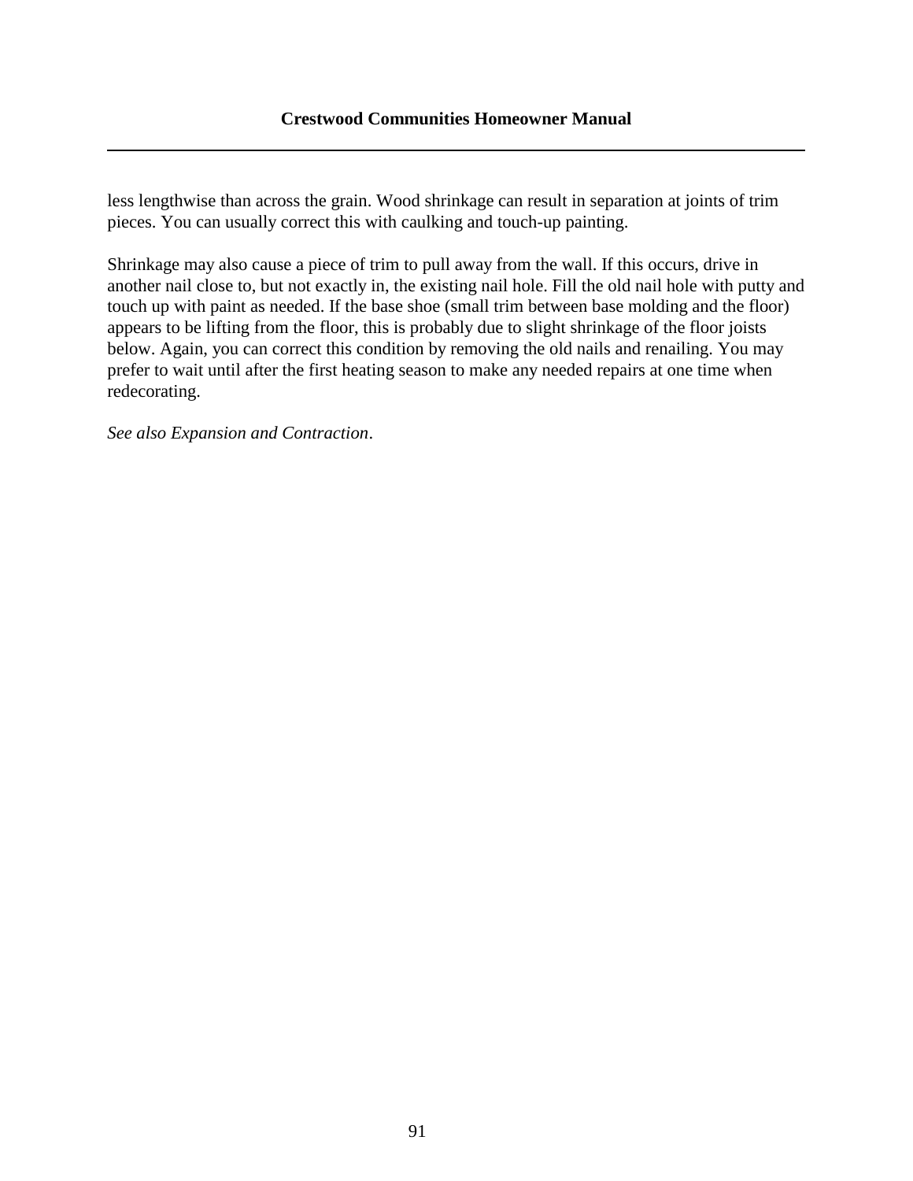less lengthwise than across the grain. Wood shrinkage can result in separation at joints of trim pieces. You can usually correct this with caulking and touch-up painting.

Shrinkage may also cause a piece of trim to pull away from the wall. If this occurs, drive in another nail close to, but not exactly in, the existing nail hole. Fill the old nail hole with putty and touch up with paint as needed. If the base shoe (small trim between base molding and the floor) appears to be lifting from the floor, this is probably due to slight shrinkage of the floor joists below. Again, you can correct this condition by removing the old nails and renailing. You may prefer to wait until after the first heating season to make any needed repairs at one time when redecorating.

*See also Expansion and Contraction*.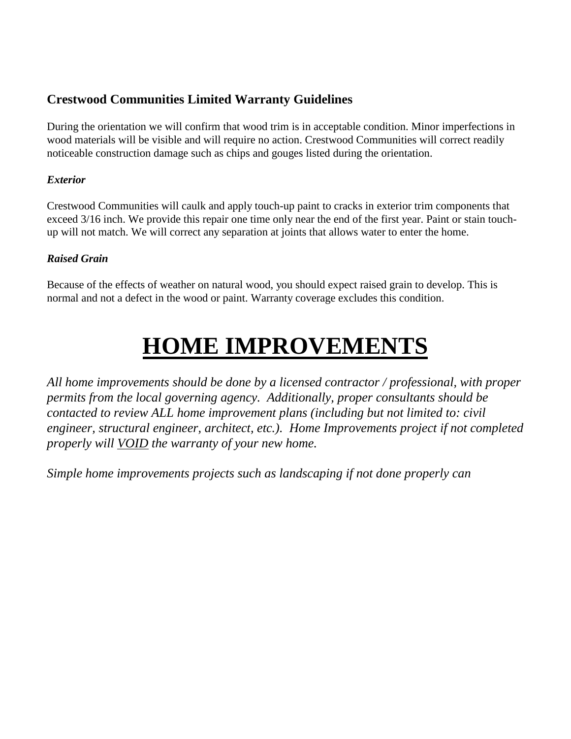### Crestwood Communities Limited Warranty Guidelines

During the orientation we will confirm that wood trim is in acceptable condition. Minor imperfections in wood materials will be visible and will require no action. Crestwood Communities will correct readily noticeable construction damage such as chips and gouges listed during the orientation.

#### *Exterior*

Crestwood Communities will caulk and apply touch-up paint to cracks in exterior trim components that exceed 3/16 inch. We provide this repair one time only near the end of the first year. Paint or stain touch-up will not match. We will correct any separation at joints that allows water to enter the home.

#### *Raised Grain*

Because of the effects of weather on natural wood, you should expect raised grain to develop. This is normal and not a defect in the wood or paint. Warranty coverage excludes this condition.

# <u>HOME IMPROVEMENTS</u>

*All home improvements should be done by a licensed contractor / professional, with proper permits from the local governing agency. Additionally, proper consultants should be contacted to review ALL home improvement plans (including but not limited to: civil engineer, structural engineer, architect, etc.). Home Improvements project if not completed properly will <u>VOID</u> the warranty of your new home.*

*Simple home improvements projects such as landscaping if not done properly can*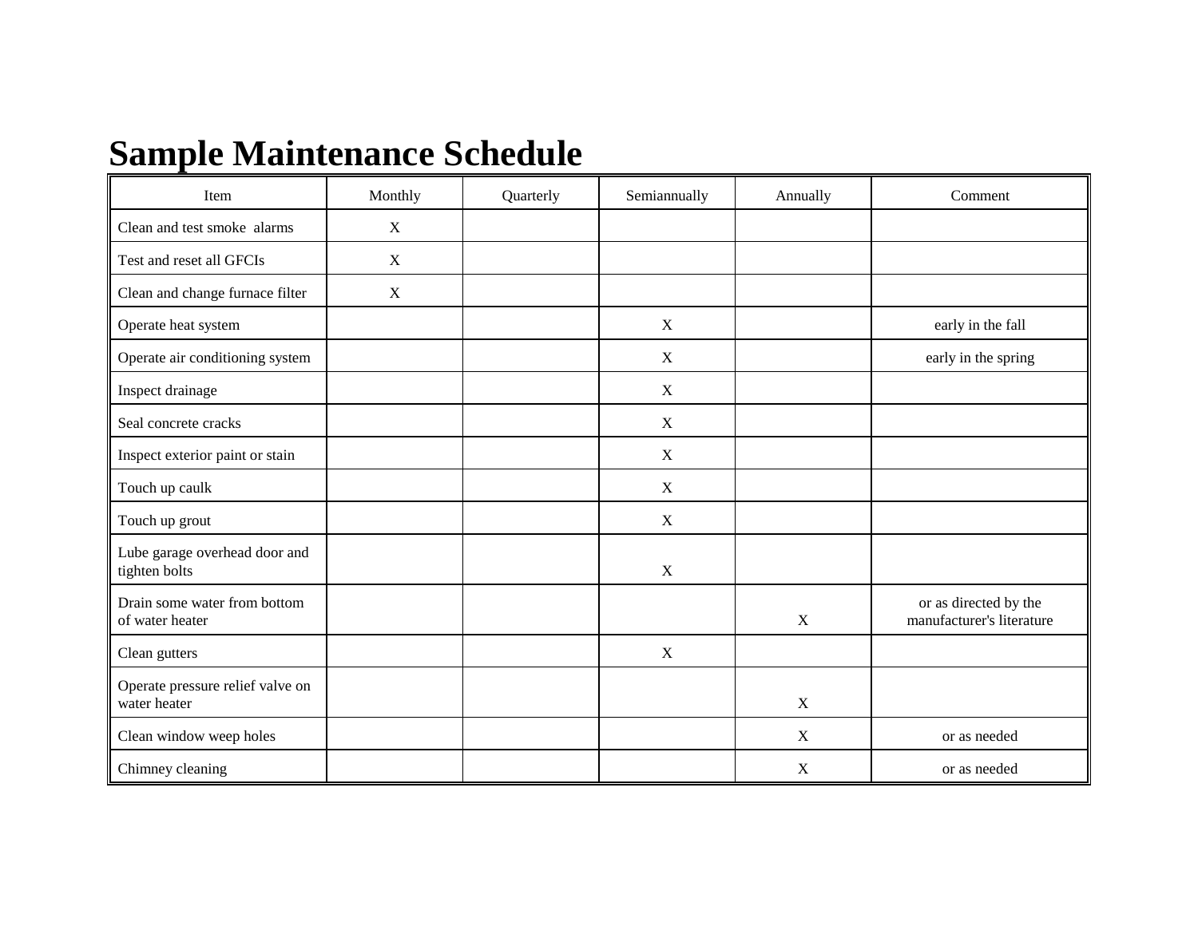# Sample Maintenance Schedule

| Item | Monthly | Quarterly | Semiannually | Annually | Comment |
|---|---|---|---|---|---|
| Clean and test smoke alarms | X | | | | |
| Test and reset all GFCIs | X | | | | |
| Clean and change furnace filter | X | | | | |
| Operate heat system | | | X | | early in the fall |
| Operate air conditioning system | | | X | | early in the spring |
| Inspect drainage | | | X | | |
| Seal concrete cracks | | | X | | |
| Inspect exterior paint or stain | | | X | | |
| Touch up caulk | | | X | | |
| Touch up grout | | | X | | |
| Lube garage overhead door and tighten bolts | | | X | | |
| Drain some water from bottom of water heater | | | | X | or as directed by the manufacturer's literature |
| Clean gutters | | | X | | |
| Operate pressure relief valve on water heater | | | | X | |
| Clean window weep holes | | | | X | or as needed |
| Chimney cleaning | | | | X | or as needed |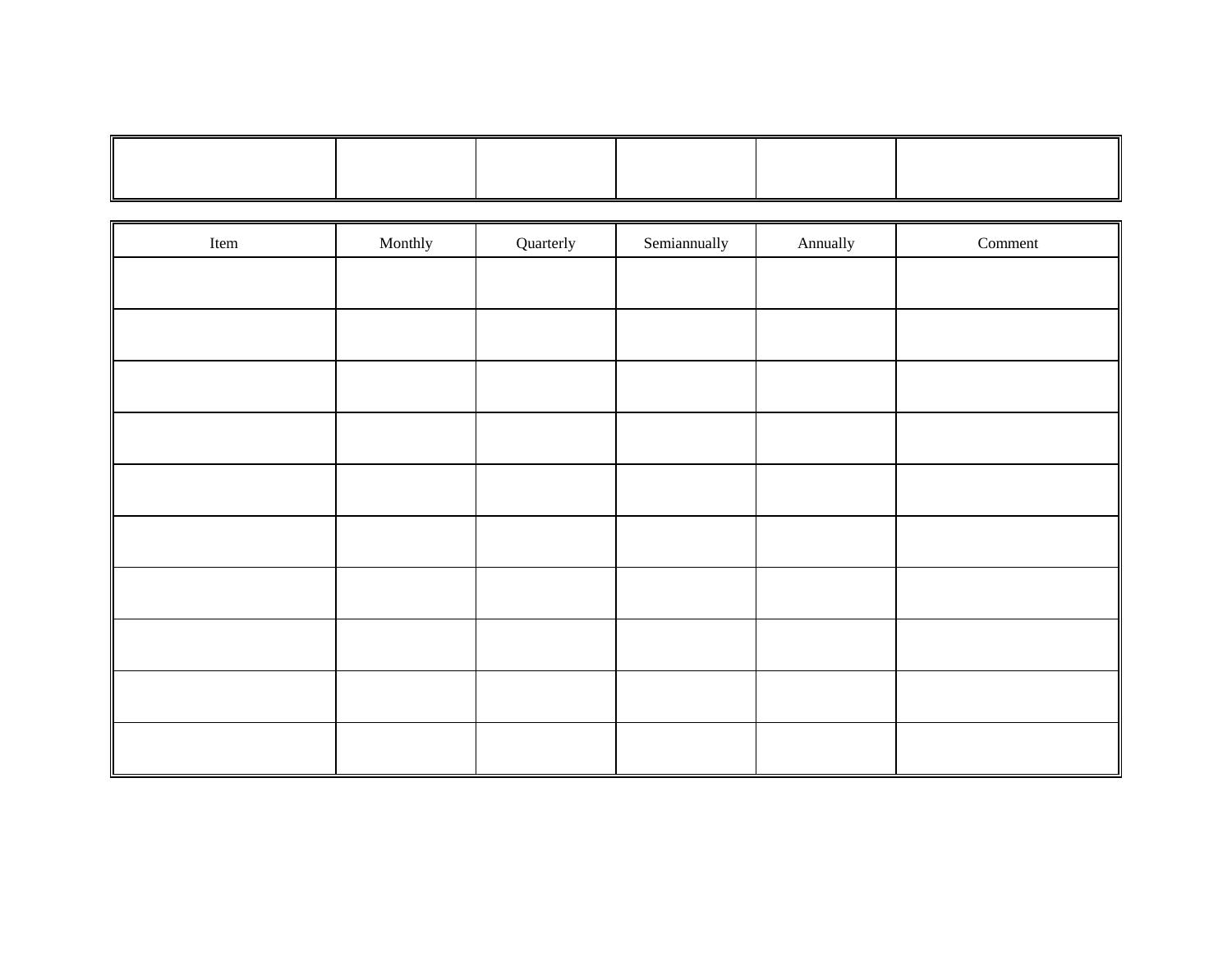| | | | | | |
|---|---|---|---|---|---|
| | | | | | |

| Item | Monthly | Quarterly | Semiannually | Annually | Comment |
|---|---|---|---|---|---|
| | | | | | |
| | | | | | |
| | | | | | |
| | | | | | |
| | | | | | |
| | | | | | |
| | | | | | |
| | | | | | |
| | | | | | |
| | | | | | |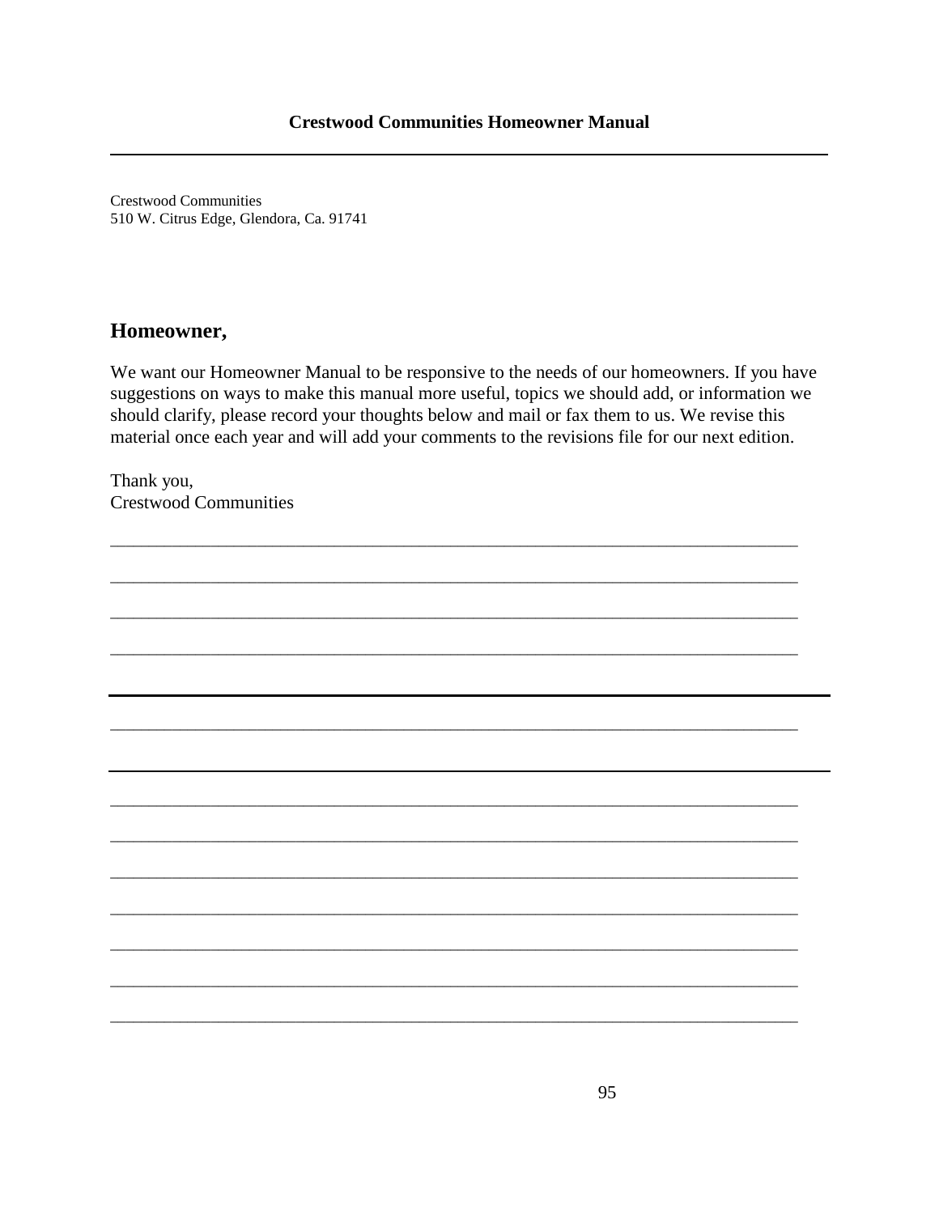Crestwood Communities
510 W. Citrus Edge, Glendora, Ca. 91741

## Homeowner,

We want our Homeowner Manual to be responsive to the needs of our homeowners. If you have suggestions on ways to make this manual more useful, topics we should add, or information we should clarify, please record your thoughts below and mail or fax them to us. We revise this material once each year and will add your comments to the revisions file for our next edition.

Thank you,
Crestwood Communities

\_\_\_\_\_\_\_\_\_\_\_\_\_\_\_\_\_\_\_\_\_\_\_\_\_\_\_\_\_\_\_\_\_\_\_\_\_\_\_\_\_\_\_\_\_\_\_\_\_\_\_\_\_\_\_\_\_\_\_\_\_\_\_\_\_\_\_\_\_\_\_\_

\_\_\_\_\_\_\_\_\_\_\_\_\_\_\_\_\_\_\_\_\_\_\_\_\_\_\_\_\_\_\_\_\_\_\_\_\_\_\_\_\_\_\_\_\_\_\_\_\_\_\_\_\_\_\_\_\_\_\_\_\_\_\_\_\_\_\_\_\_\_\_\_

\_\_\_\_\_\_\_\_\_\_\_\_\_\_\_\_\_\_\_\_\_\_\_\_\_\_\_\_\_\_\_\_\_\_\_\_\_\_\_\_\_\_\_\_\_\_\_\_\_\_\_\_\_\_\_\_\_\_\_\_\_\_\_\_\_\_\_\_\_\_\_\_

\_\_\_\_\_\_\_\_\_\_\_\_\_\_\_\_\_\_\_\_\_\_\_\_\_\_\_\_\_\_\_\_\_\_\_\_\_\_\_\_\_\_\_\_\_\_\_\_\_\_\_\_\_\_\_\_\_\_\_\_\_\_\_\_\_\_\_\_\_\_\_\_

\_\_\_\_\_\_\_\_\_\_\_\_\_\_\_\_\_\_\_\_\_\_\_\_\_\_\_\_\_\_\_\_\_\_\_\_\_\_\_\_\_\_\_\_\_\_\_\_\_\_\_\_\_\_\_\_\_\_\_\_\_\_\_\_\_\_\_\_\_\_\_\_

\_\_\_\_\_\_\_\_\_\_\_\_\_\_\_\_\_\_\_\_\_\_\_\_\_\_\_\_\_\_\_\_\_\_\_\_\_\_\_\_\_\_\_\_\_\_\_\_\_\_\_\_\_\_\_\_\_\_\_\_\_\_\_\_\_\_\_\_\_\_\_\_

\_\_\_\_\_\_\_\_\_\_\_\_\_\_\_\_\_\_\_\_\_\_\_\_\_\_\_\_\_\_\_\_\_\_\_\_\_\_\_\_\_\_\_\_\_\_\_\_\_\_\_\_\_\_\_\_\_\_\_\_\_\_\_\_\_\_\_\_\_\_\_\_

\_\_\_\_\_\_\_\_\_\_\_\_\_\_\_\_\_\_\_\_\_\_\_\_\_\_\_\_\_\_\_\_\_\_\_\_\_\_\_\_\_\_\_\_\_\_\_\_\_\_\_\_\_\_\_\_\_\_\_\_\_\_\_\_\_\_\_\_\_\_\_\_

\_\_\_\_\_\_\_\_\_\_\_\_\_\_\_\_\_\_\_\_\_\_\_\_\_\_\_\_\_\_\_\_\_\_\_\_\_\_\_\_\_\_\_\_\_\_\_\_\_\_\_\_\_\_\_\_\_\_\_\_\_\_\_\_\_\_\_\_\_\_\_\_

\_\_\_\_\_\_\_\_\_\_\_\_\_\_\_\_\_\_\_\_\_\_\_\_\_\_\_\_\_\_\_\_\_\_\_\_\_\_\_\_\_\_\_\_\_\_\_\_\_\_\_\_\_\_\_\_\_\_\_\_\_\_\_\_\_\_\_\_\_\_\_\_

\_\_\_\_\_\_\_\_\_\_\_\_\_\_\_\_\_\_\_\_\_\_\_\_\_\_\_\_\_\_\_\_\_\_\_\_\_\_\_\_\_\_\_\_\_\_\_\_\_\_\_\_\_\_\_\_\_\_\_\_\_\_\_\_\_\_\_\_\_\_\_\_

\_\_\_\_\_\_\_\_\_\_\_\_\_\_\_\_\_\_\_\_\_\_\_\_\_\_\_\_\_\_\_\_\_\_\_\_\_\_\_\_\_\_\_\_\_\_\_\_\_\_\_\_\_\_\_\_\_\_\_\_\_\_\_\_\_\_\_\_\_\_\_\_